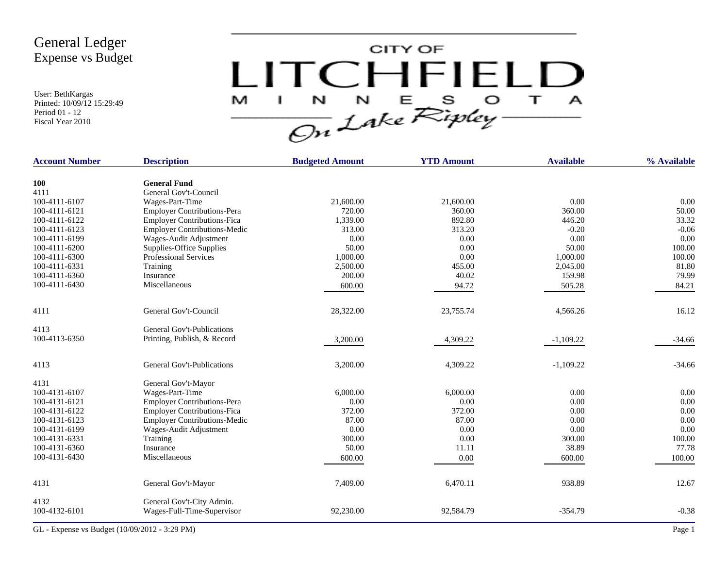# General Ledger
## Expense vs Budget

User: BethKargas
Printed: 10/09/12 15:29:49
Period 01 - 12
Fiscal Year 2010

CITY OF LITCHFIELD MINNESOTA On Lake Ripley

| Account Number | Description | Budgeted Amount | YTD Amount | Available | % Available |
|---|---|---|---|---|---|
| **100** | **General Fund** | | | | |
| 4111 | General Gov't-Council | | | | |
| 100-4111-6107 | Wages-Part-Time | 21,600.00 | 21,600.00 | 0.00 | 0.00 |
| 100-4111-6121 | Employer Contributions-Pera | 720.00 | 360.00 | 360.00 | 50.00 |
| 100-4111-6122 | Employer Contributions-Fica | 1,339.00 | 892.80 | 446.20 | 33.32 |
| 100-4111-6123 | Employer Contributions-Medic | 313.00 | 313.20 | -0.20 | -0.06 |
| 100-4111-6199 | Wages-Audit Adjustment | 0.00 | 0.00 | 0.00 | 0.00 |
| 100-4111-6200 | Supplies-Office Supplies | 50.00 | 0.00 | 50.00 | 100.00 |
| 100-4111-6300 | Professional Services | 1,000.00 | 0.00 | 1,000.00 | 100.00 |
| 100-4111-6331 | Training | 2,500.00 | 455.00 | 2,045.00 | 81.80 |
| 100-4111-6360 | Insurance | 200.00 | 40.02 | 159.98 | 79.99 |
| 100-4111-6430 | Miscellaneous | 600.00 | 94.72 | 505.28 | 84.21 |
| 4111 | General Gov't-Council | 28,322.00 | 23,755.74 | 4,566.26 | 16.12 |
| 4113 | General Gov't-Publications | | | | |
| 100-4113-6350 | Printing, Publish, & Record | 3,200.00 | 4,309.22 | -1,109.22 | -34.66 |
| 4113 | General Gov't-Publications | 3,200.00 | 4,309.22 | -1,109.22 | -34.66 |
| 4131 | General Gov't-Mayor | | | | |
| 100-4131-6107 | Wages-Part-Time | 6,000.00 | 6,000.00 | 0.00 | 0.00 |
| 100-4131-6121 | Employer Contributions-Pera | 0.00 | 0.00 | 0.00 | 0.00 |
| 100-4131-6122 | Employer Contributions-Fica | 372.00 | 372.00 | 0.00 | 0.00 |
| 100-4131-6123 | Employer Contributions-Medic | 87.00 | 87.00 | 0.00 | 0.00 |
| 100-4131-6199 | Wages-Audit Adjustment | 0.00 | 0.00 | 0.00 | 0.00 |
| 100-4131-6331 | Training | 300.00 | 0.00 | 300.00 | 100.00 |
| 100-4131-6360 | Insurance | 50.00 | 11.11 | 38.89 | 77.78 |
| 100-4131-6430 | Miscellaneous | 600.00 | 0.00 | 600.00 | 100.00 |
| 4131 | General Gov't-Mayor | 7,409.00 | 6,470.11 | 938.89 | 12.67 |
| 4132 | General Gov't-City Admin. | | | | |
| 100-4132-6101 | Wages-Full-Time-Supervisor | 92,230.00 | 92,584.79 | -354.79 | -0.38 |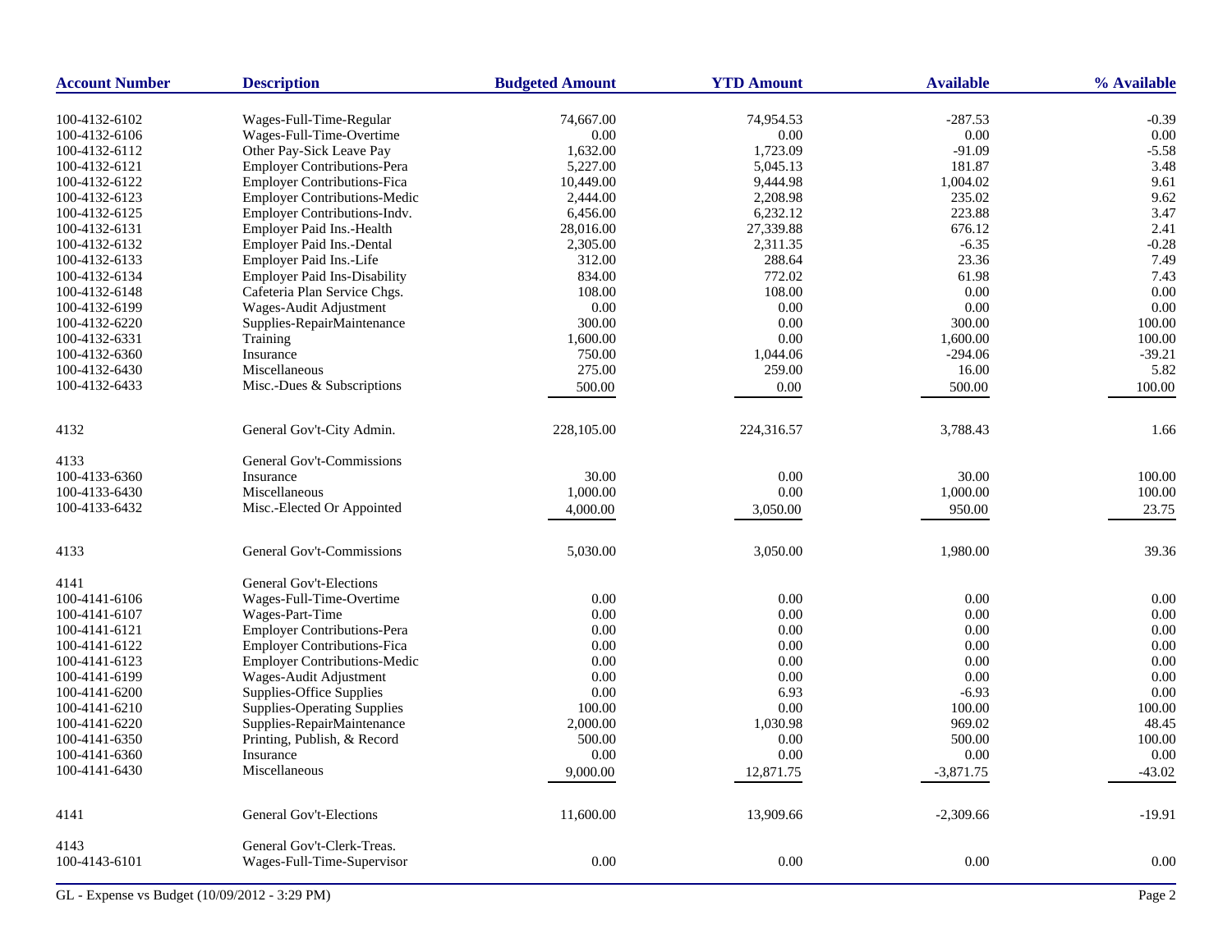| Account Number | Description | Budgeted Amount | YTD Amount | Available | % Available |
|---|---|---|---|---|---|
| 100-4132-6102 | Wages-Full-Time-Regular | 74,667.00 | 74,954.53 | -287.53 | -0.39 |
| 100-4132-6106 | Wages-Full-Time-Overtime | 0.00 | 0.00 | 0.00 | 0.00 |
| 100-4132-6112 | Other Pay-Sick Leave Pay | 1,632.00 | 1,723.09 | -91.09 | -5.58 |
| 100-4132-6121 | Employer Contributions-Pera | 5,227.00 | 5,045.13 | 181.87 | 3.48 |
| 100-4132-6122 | Employer Contributions-Fica | 10,449.00 | 9,444.98 | 1,004.02 | 9.61 |
| 100-4132-6123 | Employer Contributions-Medic | 2,444.00 | 2,208.98 | 235.02 | 9.62 |
| 100-4132-6125 | Employer Contributions-Indv. | 6,456.00 | 6,232.12 | 223.88 | 3.47 |
| 100-4132-6131 | Employer Paid Ins.-Health | 28,016.00 | 27,339.88 | 676.12 | 2.41 |
| 100-4132-6132 | Employer Paid Ins.-Dental | 2,305.00 | 2,311.35 | -6.35 | -0.28 |
| 100-4132-6133 | Employer Paid Ins.-Life | 312.00 | 288.64 | 23.36 | 7.49 |
| 100-4132-6134 | Employer Paid Ins-Disability | 834.00 | 772.02 | 61.98 | 7.43 |
| 100-4132-6148 | Cafeteria Plan Service Chgs. | 108.00 | 108.00 | 0.00 | 0.00 |
| 100-4132-6199 | Wages-Audit Adjustment | 0.00 | 0.00 | 0.00 | 0.00 |
| 100-4132-6220 | Supplies-RepairMaintenance | 300.00 | 0.00 | 300.00 | 100.00 |
| 100-4132-6331 | Training | 1,600.00 | 0.00 | 1,600.00 | 100.00 |
| 100-4132-6360 | Insurance | 750.00 | 1,044.06 | -294.06 | -39.21 |
| 100-4132-6430 | Miscellaneous | 275.00 | 259.00 | 16.00 | 5.82 |
| 100-4132-6433 | Misc.-Dues & Subscriptions | 500.00 | 0.00 | 500.00 | 100.00 |
| 4132 | General Gov't-City Admin. | 228,105.00 | 224,316.57 | 3,788.43 | 1.66 |
| 4133 | General Gov't-Commissions | | | | |
| 100-4133-6360 | Insurance | 30.00 | 0.00 | 30.00 | 100.00 |
| 100-4133-6430 | Miscellaneous | 1,000.00 | 0.00 | 1,000.00 | 100.00 |
| 100-4133-6432 | Misc.-Elected Or Appointed | 4,000.00 | 3,050.00 | 950.00 | 23.75 |
| 4133 | General Gov't-Commissions | 5,030.00 | 3,050.00 | 1,980.00 | 39.36 |
| 4141 | General Gov't-Elections | | | | |
| 100-4141-6106 | Wages-Full-Time-Overtime | 0.00 | 0.00 | 0.00 | 0.00 |
| 100-4141-6107 | Wages-Part-Time | 0.00 | 0.00 | 0.00 | 0.00 |
| 100-4141-6121 | Employer Contributions-Pera | 0.00 | 0.00 | 0.00 | 0.00 |
| 100-4141-6122 | Employer Contributions-Fica | 0.00 | 0.00 | 0.00 | 0.00 |
| 100-4141-6123 | Employer Contributions-Medic | 0.00 | 0.00 | 0.00 | 0.00 |
| 100-4141-6199 | Wages-Audit Adjustment | 0.00 | 0.00 | 0.00 | 0.00 |
| 100-4141-6200 | Supplies-Office Supplies | 0.00 | 6.93 | -6.93 | 0.00 |
| 100-4141-6210 | Supplies-Operating Supplies | 100.00 | 0.00 | 100.00 | 100.00 |
| 100-4141-6220 | Supplies-RepairMaintenance | 2,000.00 | 1,030.98 | 969.02 | 48.45 |
| 100-4141-6350 | Printing, Publish, & Record | 500.00 | 0.00 | 500.00 | 100.00 |
| 100-4141-6360 | Insurance | 0.00 | 0.00 | 0.00 | 0.00 |
| 100-4141-6430 | Miscellaneous | 9,000.00 | 12,871.75 | -3,871.75 | -43.02 |
| 4141 | General Gov't-Elections | 11,600.00 | 13,909.66 | -2,309.66 | -19.91 |
| 4143 | General Gov't-Clerk-Treas. | | | | |
| 100-4143-6101 | Wages-Full-Time-Supervisor | 0.00 | 0.00 | 0.00 | 0.00 |

GL - Expense vs Budget (10/09/2012 - 3:29 PM)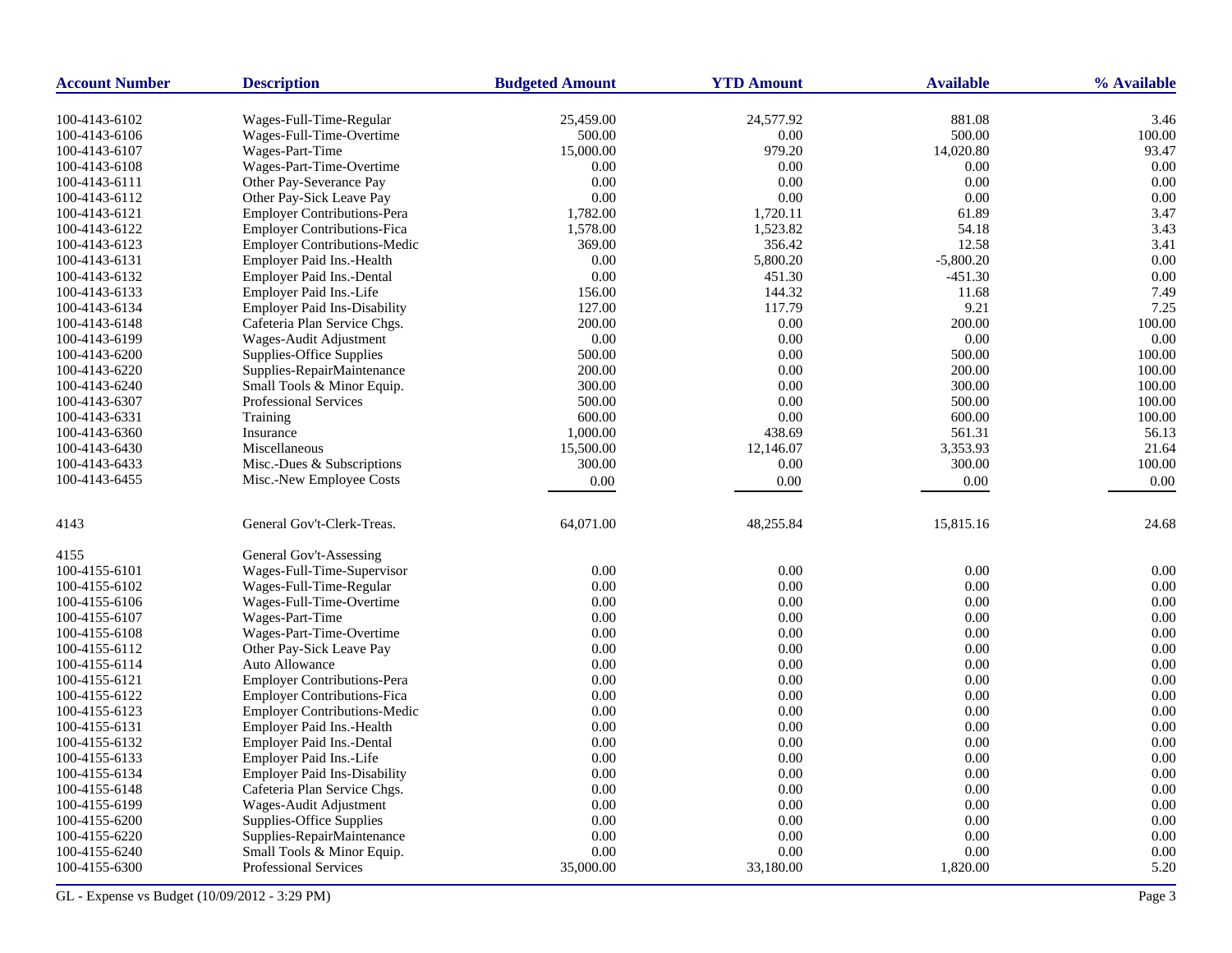| Account Number | Description | Budgeted Amount | YTD Amount | Available | % Available |
|---|---|---|---|---|---|
| 100-4143-6102 | Wages-Full-Time-Regular | 25,459.00 | 24,577.92 | 881.08 | 3.46 |
| 100-4143-6106 | Wages-Full-Time-Overtime | 500.00 | 0.00 | 500.00 | 100.00 |
| 100-4143-6107 | Wages-Part-Time | 15,000.00 | 979.20 | 14,020.80 | 93.47 |
| 100-4143-6108 | Wages-Part-Time-Overtime | 0.00 | 0.00 | 0.00 | 0.00 |
| 100-4143-6111 | Other Pay-Severance Pay | 0.00 | 0.00 | 0.00 | 0.00 |
| 100-4143-6112 | Other Pay-Sick Leave Pay | 0.00 | 0.00 | 0.00 | 0.00 |
| 100-4143-6121 | Employer Contributions-Pera | 1,782.00 | 1,720.11 | 61.89 | 3.47 |
| 100-4143-6122 | Employer Contributions-Fica | 1,578.00 | 1,523.82 | 54.18 | 3.43 |
| 100-4143-6123 | Employer Contributions-Medic | 369.00 | 356.42 | 12.58 | 3.41 |
| 100-4143-6131 | Employer Paid Ins.-Health | 0.00 | 5,800.20 | -5,800.20 | 0.00 |
| 100-4143-6132 | Employer Paid Ins.-Dental | 0.00 | 451.30 | -451.30 | 0.00 |
| 100-4143-6133 | Employer Paid Ins.-Life | 156.00 | 144.32 | 11.68 | 7.49 |
| 100-4143-6134 | Employer Paid Ins-Disability | 127.00 | 117.79 | 9.21 | 7.25 |
| 100-4143-6148 | Cafeteria Plan Service Chgs. | 200.00 | 0.00 | 200.00 | 100.00 |
| 100-4143-6199 | Wages-Audit Adjustment | 0.00 | 0.00 | 0.00 | 0.00 |
| 100-4143-6200 | Supplies-Office Supplies | 500.00 | 0.00 | 500.00 | 100.00 |
| 100-4143-6220 | Supplies-RepairMaintenance | 200.00 | 0.00 | 200.00 | 100.00 |
| 100-4143-6240 | Small Tools & Minor Equip. | 300.00 | 0.00 | 300.00 | 100.00 |
| 100-4143-6307 | Professional Services | 500.00 | 0.00 | 500.00 | 100.00 |
| 100-4143-6331 | Training | 600.00 | 0.00 | 600.00 | 100.00 |
| 100-4143-6360 | Insurance | 1,000.00 | 438.69 | 561.31 | 56.13 |
| 100-4143-6430 | Miscellaneous | 15,500.00 | 12,146.07 | 3,353.93 | 21.64 |
| 100-4143-6433 | Misc.-Dues & Subscriptions | 300.00 | 0.00 | 300.00 | 100.00 |
| 100-4143-6455 | Misc.-New Employee Costs | 0.00 | 0.00 | 0.00 | 0.00 |
| 4143 | General Gov't-Clerk-Treas. | 64,071.00 | 48,255.84 | 15,815.16 | 24.68 |
| 4155 | General Gov't-Assessing | | | | |
| 100-4155-6101 | Wages-Full-Time-Supervisor | 0.00 | 0.00 | 0.00 | 0.00 |
| 100-4155-6102 | Wages-Full-Time-Regular | 0.00 | 0.00 | 0.00 | 0.00 |
| 100-4155-6106 | Wages-Full-Time-Overtime | 0.00 | 0.00 | 0.00 | 0.00 |
| 100-4155-6107 | Wages-Part-Time | 0.00 | 0.00 | 0.00 | 0.00 |
| 100-4155-6108 | Wages-Part-Time-Overtime | 0.00 | 0.00 | 0.00 | 0.00 |
| 100-4155-6112 | Other Pay-Sick Leave Pay | 0.00 | 0.00 | 0.00 | 0.00 |
| 100-4155-6114 | Auto Allowance | 0.00 | 0.00 | 0.00 | 0.00 |
| 100-4155-6121 | Employer Contributions-Pera | 0.00 | 0.00 | 0.00 | 0.00 |
| 100-4155-6122 | Employer Contributions-Fica | 0.00 | 0.00 | 0.00 | 0.00 |
| 100-4155-6123 | Employer Contributions-Medic | 0.00 | 0.00 | 0.00 | 0.00 |
| 100-4155-6131 | Employer Paid Ins.-Health | 0.00 | 0.00 | 0.00 | 0.00 |
| 100-4155-6132 | Employer Paid Ins.-Dental | 0.00 | 0.00 | 0.00 | 0.00 |
| 100-4155-6133 | Employer Paid Ins.-Life | 0.00 | 0.00 | 0.00 | 0.00 |
| 100-4155-6134 | Employer Paid Ins-Disability | 0.00 | 0.00 | 0.00 | 0.00 |
| 100-4155-6148 | Cafeteria Plan Service Chgs. | 0.00 | 0.00 | 0.00 | 0.00 |
| 100-4155-6199 | Wages-Audit Adjustment | 0.00 | 0.00 | 0.00 | 0.00 |
| 100-4155-6200 | Supplies-Office Supplies | 0.00 | 0.00 | 0.00 | 0.00 |
| 100-4155-6220 | Supplies-RepairMaintenance | 0.00 | 0.00 | 0.00 | 0.00 |
| 100-4155-6240 | Small Tools & Minor Equip. | 0.00 | 0.00 | 0.00 | 0.00 |
| 100-4155-6300 | Professional Services | 35,000.00 | 33,180.00 | 1,820.00 | 5.20 |

GL - Expense vs Budget (10/09/2012 - 3:29 PM)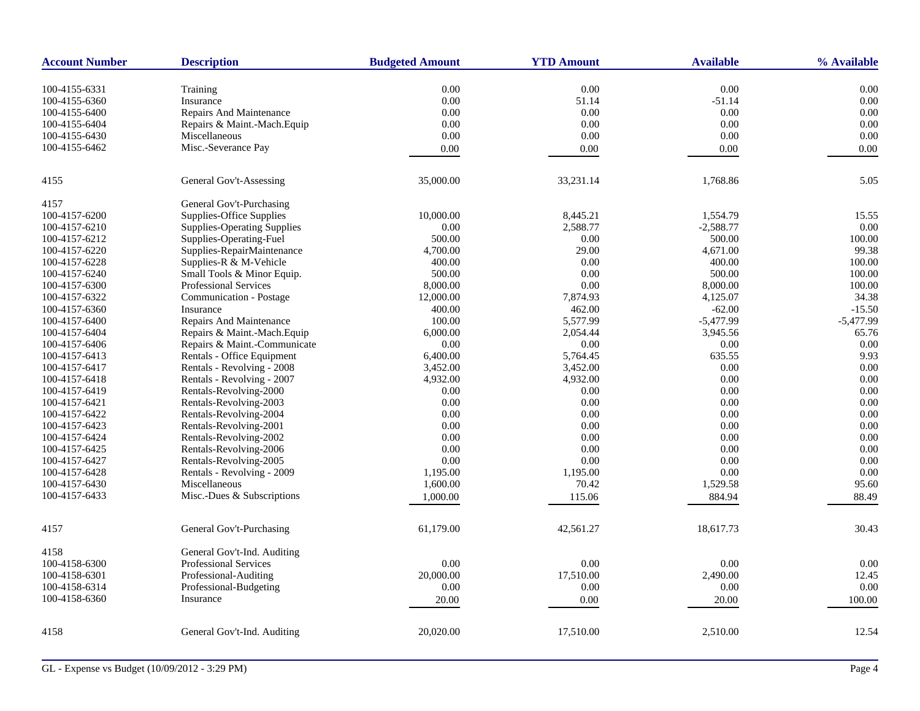| Account Number | Description | Budgeted Amount | YTD Amount | Available | % Available |
|---|---|---|---|---|---|
| 100-4155-6331 | Training | 0.00 | 0.00 | 0.00 | 0.00 |
| 100-4155-6360 | Insurance | 0.00 | 51.14 | -51.14 | 0.00 |
| 100-4155-6400 | Repairs And Maintenance | 0.00 | 0.00 | 0.00 | 0.00 |
| 100-4155-6404 | Repairs & Maint.-Mach.Equip | 0.00 | 0.00 | 0.00 | 0.00 |
| 100-4155-6430 | Miscellaneous | 0.00 | 0.00 | 0.00 | 0.00 |
| 100-4155-6462 | Misc.-Severance Pay | 0.00 | 0.00 | 0.00 | 0.00 |
| 4155 | General Gov't-Assessing | 35,000.00 | 33,231.14 | 1,768.86 | 5.05 |
| 4157 | General Gov't-Purchasing | | | | |
| 100-4157-6200 | Supplies-Office Supplies | 10,000.00 | 8,445.21 | 1,554.79 | 15.55 |
| 100-4157-6210 | Supplies-Operating Supplies | 0.00 | 2,588.77 | -2,588.77 | 0.00 |
| 100-4157-6212 | Supplies-Operating-Fuel | 500.00 | 0.00 | 500.00 | 100.00 |
| 100-4157-6220 | Supplies-RepairMaintenance | 4,700.00 | 29.00 | 4,671.00 | 99.38 |
| 100-4157-6228 | Supplies-R & M-Vehicle | 400.00 | 0.00 | 400.00 | 100.00 |
| 100-4157-6240 | Small Tools & Minor Equip. | 500.00 | 0.00 | 500.00 | 100.00 |
| 100-4157-6300 | Professional Services | 8,000.00 | 0.00 | 8,000.00 | 100.00 |
| 100-4157-6322 | Communication - Postage | 12,000.00 | 7,874.93 | 4,125.07 | 34.38 |
| 100-4157-6360 | Insurance | 400.00 | 462.00 | -62.00 | -15.50 |
| 100-4157-6400 | Repairs And Maintenance | 100.00 | 5,577.99 | -5,477.99 | -5,477.99 |
| 100-4157-6404 | Repairs & Maint.-Mach.Equip | 6,000.00 | 2,054.44 | 3,945.56 | 65.76 |
| 100-4157-6406 | Repairs & Maint.-Communicate | 0.00 | 0.00 | 0.00 | 0.00 |
| 100-4157-6413 | Rentals - Office Equipment | 6,400.00 | 5,764.45 | 635.55 | 9.93 |
| 100-4157-6417 | Rentals - Revolving - 2008 | 3,452.00 | 3,452.00 | 0.00 | 0.00 |
| 100-4157-6418 | Rentals - Revolving - 2007 | 4,932.00 | 4,932.00 | 0.00 | 0.00 |
| 100-4157-6419 | Rentals-Revolving-2000 | 0.00 | 0.00 | 0.00 | 0.00 |
| 100-4157-6421 | Rentals-Revolving-2003 | 0.00 | 0.00 | 0.00 | 0.00 |
| 100-4157-6422 | Rentals-Revolving-2004 | 0.00 | 0.00 | 0.00 | 0.00 |
| 100-4157-6423 | Rentals-Revolving-2001 | 0.00 | 0.00 | 0.00 | 0.00 |
| 100-4157-6424 | Rentals-Revolving-2002 | 0.00 | 0.00 | 0.00 | 0.00 |
| 100-4157-6425 | Rentals-Revolving-2006 | 0.00 | 0.00 | 0.00 | 0.00 |
| 100-4157-6427 | Rentals-Revolving-2005 | 0.00 | 0.00 | 0.00 | 0.00 |
| 100-4157-6428 | Rentals - Revolving - 2009 | 1,195.00 | 1,195.00 | 0.00 | 0.00 |
| 100-4157-6430 | Miscellaneous | 1,600.00 | 70.42 | 1,529.58 | 95.60 |
| 100-4157-6433 | Misc.-Dues & Subscriptions | 1,000.00 | 115.06 | 884.94 | 88.49 |
| 4157 | General Gov't-Purchasing | 61,179.00 | 42,561.27 | 18,617.73 | 30.43 |
| 4158 | General Gov't-Ind. Auditing | | | | |
| 100-4158-6300 | Professional Services | 0.00 | 0.00 | 0.00 | 0.00 |
| 100-4158-6301 | Professional-Auditing | 20,000.00 | 17,510.00 | 2,490.00 | 12.45 |
| 100-4158-6314 | Professional-Budgeting | 0.00 | 0.00 | 0.00 | 0.00 |
| 100-4158-6360 | Insurance | 20.00 | 0.00 | 20.00 | 100.00 |
| 4158 | General Gov't-Ind. Auditing | 20,020.00 | 17,510.00 | 2,510.00 | 12.54 |

GL - Expense vs Budget (10/09/2012 - 3:29 PM)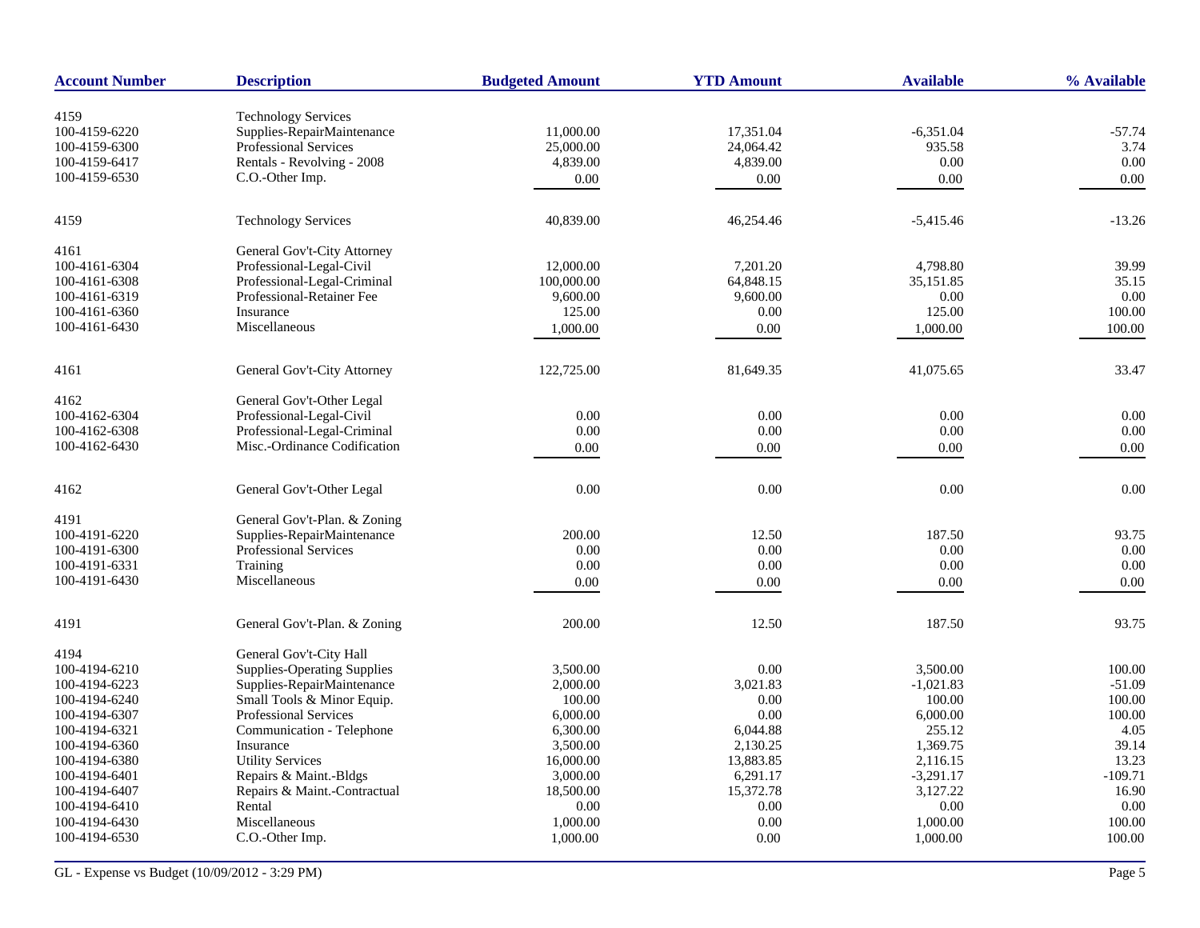| Account Number | Description | Budgeted Amount | YTD Amount | Available | % Available |
|---|---|---|---|---|---|
| 4159 | Technology Services | | | | |
| 100-4159-6220 | Supplies-RepairMaintenance | 11,000.00 | 17,351.04 | -6,351.04 | -57.74 |
| 100-4159-6300 | Professional Services | 25,000.00 | 24,064.42 | 935.58 | 3.74 |
| 100-4159-6417 | Rentals - Revolving - 2008 | 4,839.00 | 4,839.00 | 0.00 | 0.00 |
| 100-4159-6530 | C.O.-Other Imp. | 0.00 | 0.00 | 0.00 | 0.00 |
| 4159 | Technology Services | 40,839.00 | 46,254.46 | -5,415.46 | -13.26 |
| 4161 | General Gov't-City Attorney | | | | |
| 100-4161-6304 | Professional-Legal-Civil | 12,000.00 | 7,201.20 | 4,798.80 | 39.99 |
| 100-4161-6308 | Professional-Legal-Criminal | 100,000.00 | 64,848.15 | 35,151.85 | 35.15 |
| 100-4161-6319 | Professional-Retainer Fee | 9,600.00 | 9,600.00 | 0.00 | 0.00 |
| 100-4161-6360 | Insurance | 125.00 | 0.00 | 125.00 | 100.00 |
| 100-4161-6430 | Miscellaneous | 1,000.00 | 0.00 | 1,000.00 | 100.00 |
| 4161 | General Gov't-City Attorney | 122,725.00 | 81,649.35 | 41,075.65 | 33.47 |
| 4162 | General Gov't-Other Legal | | | | |
| 100-4162-6304 | Professional-Legal-Civil | 0.00 | 0.00 | 0.00 | 0.00 |
| 100-4162-6308 | Professional-Legal-Criminal | 0.00 | 0.00 | 0.00 | 0.00 |
| 100-4162-6430 | Misc.-Ordinance Codification | 0.00 | 0.00 | 0.00 | 0.00 |
| 4162 | General Gov't-Other Legal | 0.00 | 0.00 | 0.00 | 0.00 |
| 4191 | General Gov't-Plan. & Zoning | | | | |
| 100-4191-6220 | Supplies-RepairMaintenance | 200.00 | 12.50 | 187.50 | 93.75 |
| 100-4191-6300 | Professional Services | 0.00 | 0.00 | 0.00 | 0.00 |
| 100-4191-6331 | Training | 0.00 | 0.00 | 0.00 | 0.00 |
| 100-4191-6430 | Miscellaneous | 0.00 | 0.00 | 0.00 | 0.00 |
| 4191 | General Gov't-Plan. & Zoning | 200.00 | 12.50 | 187.50 | 93.75 |
| 4194 | General Gov't-City Hall | | | | |
| 100-4194-6210 | Supplies-Operating Supplies | 3,500.00 | 0.00 | 3,500.00 | 100.00 |
| 100-4194-6223 | Supplies-RepairMaintenance | 2,000.00 | 3,021.83 | -1,021.83 | -51.09 |
| 100-4194-6240 | Small Tools & Minor Equip. | 100.00 | 0.00 | 100.00 | 100.00 |
| 100-4194-6307 | Professional Services | 6,000.00 | 0.00 | 6,000.00 | 100.00 |
| 100-4194-6321 | Communication - Telephone | 6,300.00 | 6,044.88 | 255.12 | 4.05 |
| 100-4194-6360 | Insurance | 3,500.00 | 2,130.25 | 1,369.75 | 39.14 |
| 100-4194-6380 | Utility Services | 16,000.00 | 13,883.85 | 2,116.15 | 13.23 |
| 100-4194-6401 | Repairs & Maint.-Bldgs | 3,000.00 | 6,291.17 | -3,291.17 | -109.71 |
| 100-4194-6407 | Repairs & Maint.-Contractual | 18,500.00 | 15,372.78 | 3,127.22 | 16.90 |
| 100-4194-6410 | Rental | 0.00 | 0.00 | 0.00 | 0.00 |
| 100-4194-6430 | Miscellaneous | 1,000.00 | 0.00 | 1,000.00 | 100.00 |
| 100-4194-6530 | C.O.-Other Imp. | 1,000.00 | 0.00 | 1,000.00 | 100.00 |

GL - Expense vs Budget (10/09/2012 - 3:29 PM)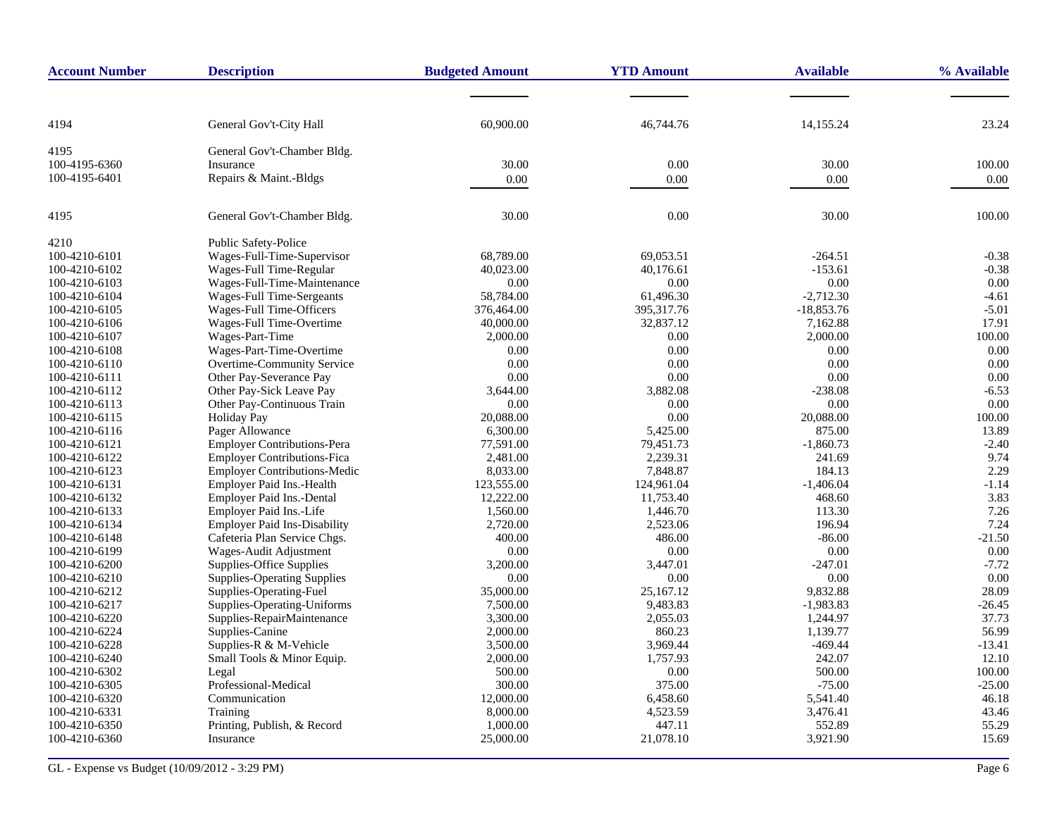| Account Number | Description | Budgeted Amount | YTD Amount | Available | % Available |
|---|---|---|---|---|---|
| 4194 | General Gov't-City Hall | 60,900.00 | 46,744.76 | 14,155.24 | 23.24 |
| 4195 | General Gov't-Chamber Bldg. | | | | |
| 100-4195-6360 | Insurance | 30.00 | 0.00 | 30.00 | 100.00 |
| 100-4195-6401 | Repairs & Maint.-Bldgs | 0.00 | 0.00 | 0.00 | 0.00 |
| 4195 | General Gov't-Chamber Bldg. | 30.00 | 0.00 | 30.00 | 100.00 |
| 4210 | Public Safety-Police | | | | |
| 100-4210-6101 | Wages-Full-Time-Supervisor | 68,789.00 | 69,053.51 | -264.51 | -0.38 |
| 100-4210-6102 | Wages-Full Time-Regular | 40,023.00 | 40,176.61 | -153.61 | -0.38 |
| 100-4210-6103 | Wages-Full-Time-Maintenance | 0.00 | 0.00 | 0.00 | 0.00 |
| 100-4210-6104 | Wages-Full Time-Sergeants | 58,784.00 | 61,496.30 | -2,712.30 | -4.61 |
| 100-4210-6105 | Wages-Full Time-Officers | 376,464.00 | 395,317.76 | -18,853.76 | -5.01 |
| 100-4210-6106 | Wages-Full Time-Overtime | 40,000.00 | 32,837.12 | 7,162.88 | 17.91 |
| 100-4210-6107 | Wages-Part-Time | 2,000.00 | 0.00 | 2,000.00 | 100.00 |
| 100-4210-6108 | Wages-Part-Time-Overtime | 0.00 | 0.00 | 0.00 | 0.00 |
| 100-4210-6110 | Overtime-Community Service | 0.00 | 0.00 | 0.00 | 0.00 |
| 100-4210-6111 | Other Pay-Severance Pay | 0.00 | 0.00 | 0.00 | 0.00 |
| 100-4210-6112 | Other Pay-Sick Leave Pay | 3,644.00 | 3,882.08 | -238.08 | -6.53 |
| 100-4210-6113 | Other Pay-Continuous Train | 0.00 | 0.00 | 0.00 | 0.00 |
| 100-4210-6115 | Holiday Pay | 20,088.00 | 0.00 | 20,088.00 | 100.00 |
| 100-4210-6116 | Pager Allowance | 6,300.00 | 5,425.00 | 875.00 | 13.89 |
| 100-4210-6121 | Employer Contributions-Pera | 77,591.00 | 79,451.73 | -1,860.73 | -2.40 |
| 100-4210-6122 | Employer Contributions-Fica | 2,481.00 | 2,239.31 | 241.69 | 9.74 |
| 100-4210-6123 | Employer Contributions-Medic | 8,033.00 | 7,848.87 | 184.13 | 2.29 |
| 100-4210-6131 | Employer Paid Ins.-Health | 123,555.00 | 124,961.04 | -1,406.04 | -1.14 |
| 100-4210-6132 | Employer Paid Ins.-Dental | 12,222.00 | 11,753.40 | 468.60 | 3.83 |
| 100-4210-6133 | Employer Paid Ins.-Life | 1,560.00 | 1,446.70 | 113.30 | 7.26 |
| 100-4210-6134 | Employer Paid Ins-Disability | 2,720.00 | 2,523.06 | 196.94 | 7.24 |
| 100-4210-6148 | Cafeteria Plan Service Chgs. | 400.00 | 486.00 | -86.00 | -21.50 |
| 100-4210-6199 | Wages-Audit Adjustment | 0.00 | 0.00 | 0.00 | 0.00 |
| 100-4210-6200 | Supplies-Office Supplies | 3,200.00 | 3,447.01 | -247.01 | -7.72 |
| 100-4210-6210 | Supplies-Operating Supplies | 0.00 | 0.00 | 0.00 | 0.00 |
| 100-4210-6212 | Supplies-Operating-Fuel | 35,000.00 | 25,167.12 | 9,832.88 | 28.09 |
| 100-4210-6217 | Supplies-Operating-Uniforms | 7,500.00 | 9,483.83 | -1,983.83 | -26.45 |
| 100-4210-6220 | Supplies-RepairMaintenance | 3,300.00 | 2,055.03 | 1,244.97 | 37.73 |
| 100-4210-6224 | Supplies-Canine | 2,000.00 | 860.23 | 1,139.77 | 56.99 |
| 100-4210-6228 | Supplies-R & M-Vehicle | 3,500.00 | 3,969.44 | -469.44 | -13.41 |
| 100-4210-6240 | Small Tools & Minor Equip. | 2,000.00 | 1,757.93 | 242.07 | 12.10 |
| 100-4210-6302 | Legal | 500.00 | 0.00 | 500.00 | 100.00 |
| 100-4210-6305 | Professional-Medical | 300.00 | 375.00 | -75.00 | -25.00 |
| 100-4210-6320 | Communication | 12,000.00 | 6,458.60 | 5,541.40 | 46.18 |
| 100-4210-6331 | Training | 8,000.00 | 4,523.59 | 3,476.41 | 43.46 |
| 100-4210-6350 | Printing, Publish, & Record | 1,000.00 | 447.11 | 552.89 | 55.29 |
| 100-4210-6360 | Insurance | 25,000.00 | 21,078.10 | 3,921.90 | 15.69 |

GL - Expense vs Budget (10/09/2012 - 3:29 PM)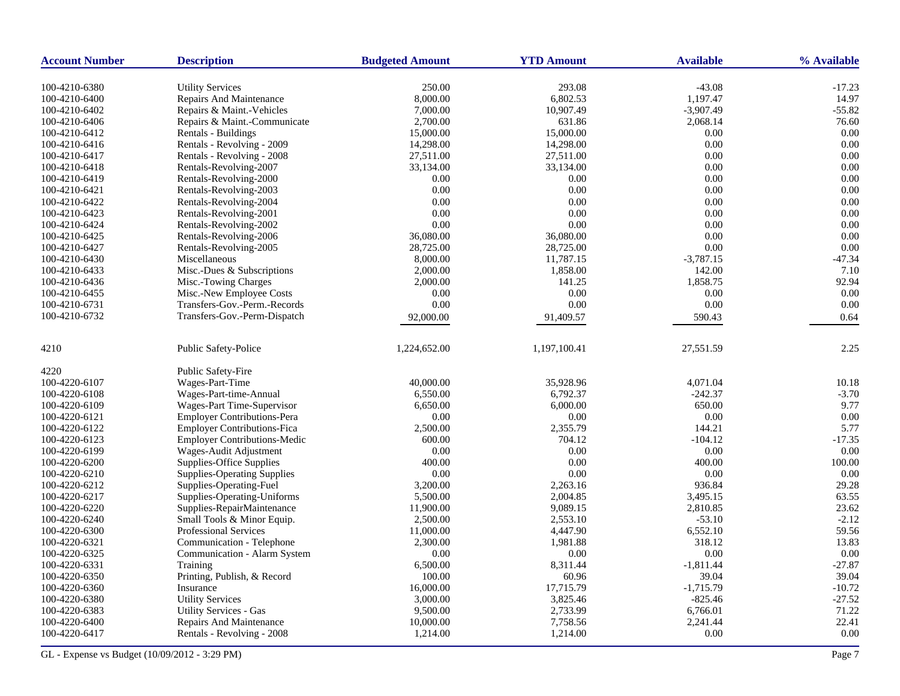| Account Number | Description | Budgeted Amount | YTD Amount | Available | % Available |
|---|---|---|---|---|---|
| 100-4210-6380 | Utility Services | 250.00 | 293.08 | -43.08 | -17.23 |
| 100-4210-6400 | Repairs And Maintenance | 8,000.00 | 6,802.53 | 1,197.47 | 14.97 |
| 100-4210-6402 | Repairs & Maint.-Vehicles | 7,000.00 | 10,907.49 | -3,907.49 | -55.82 |
| 100-4210-6406 | Repairs & Maint.-Communicate | 2,700.00 | 631.86 | 2,068.14 | 76.60 |
| 100-4210-6412 | Rentals - Buildings | 15,000.00 | 15,000.00 | 0.00 | 0.00 |
| 100-4210-6416 | Rentals - Revolving - 2009 | 14,298.00 | 14,298.00 | 0.00 | 0.00 |
| 100-4210-6417 | Rentals - Revolving - 2008 | 27,511.00 | 27,511.00 | 0.00 | 0.00 |
| 100-4210-6418 | Rentals-Revolving-2007 | 33,134.00 | 33,134.00 | 0.00 | 0.00 |
| 100-4210-6419 | Rentals-Revolving-2000 | 0.00 | 0.00 | 0.00 | 0.00 |
| 100-4210-6421 | Rentals-Revolving-2003 | 0.00 | 0.00 | 0.00 | 0.00 |
| 100-4210-6422 | Rentals-Revolving-2004 | 0.00 | 0.00 | 0.00 | 0.00 |
| 100-4210-6423 | Rentals-Revolving-2001 | 0.00 | 0.00 | 0.00 | 0.00 |
| 100-4210-6424 | Rentals-Revolving-2002 | 0.00 | 0.00 | 0.00 | 0.00 |
| 100-4210-6425 | Rentals-Revolving-2006 | 36,080.00 | 36,080.00 | 0.00 | 0.00 |
| 100-4210-6427 | Rentals-Revolving-2005 | 28,725.00 | 28,725.00 | 0.00 | 0.00 |
| 100-4210-6430 | Miscellaneous | 8,000.00 | 11,787.15 | -3,787.15 | -47.34 |
| 100-4210-6433 | Misc.-Dues & Subscriptions | 2,000.00 | 1,858.00 | 142.00 | 7.10 |
| 100-4210-6436 | Misc.-Towing Charges | 2,000.00 | 141.25 | 1,858.75 | 92.94 |
| 100-4210-6455 | Misc.-New Employee Costs | 0.00 | 0.00 | 0.00 | 0.00 |
| 100-4210-6731 | Transfers-Gov.-Perm.-Records | 0.00 | 0.00 | 0.00 | 0.00 |
| 100-4210-6732 | Transfers-Gov.-Perm-Dispatch | 92,000.00 | 91,409.57 | 590.43 | 0.64 |
| 4210 | Public Safety-Police | 1,224,652.00 | 1,197,100.41 | 27,551.59 | 2.25 |
| 4220 | Public Safety-Fire | | | | |
| 100-4220-6107 | Wages-Part-Time | 40,000.00 | 35,928.96 | 4,071.04 | 10.18 |
| 100-4220-6108 | Wages-Part-time-Annual | 6,550.00 | 6,792.37 | -242.37 | -3.70 |
| 100-4220-6109 | Wages-Part Time-Supervisor | 6,650.00 | 6,000.00 | 650.00 | 9.77 |
| 100-4220-6121 | Employer Contributions-Pera | 0.00 | 0.00 | 0.00 | 0.00 |
| 100-4220-6122 | Employer Contributions-Fica | 2,500.00 | 2,355.79 | 144.21 | 5.77 |
| 100-4220-6123 | Employer Contributions-Medic | 600.00 | 704.12 | -104.12 | -17.35 |
| 100-4220-6199 | Wages-Audit Adjustment | 0.00 | 0.00 | 0.00 | 0.00 |
| 100-4220-6200 | Supplies-Office Supplies | 400.00 | 0.00 | 400.00 | 100.00 |
| 100-4220-6210 | Supplies-Operating Supplies | 0.00 | 0.00 | 0.00 | 0.00 |
| 100-4220-6212 | Supplies-Operating-Fuel | 3,200.00 | 2,263.16 | 936.84 | 29.28 |
| 100-4220-6217 | Supplies-Operating-Uniforms | 5,500.00 | 2,004.85 | 3,495.15 | 63.55 |
| 100-4220-6220 | Supplies-RepairMaintenance | 11,900.00 | 9,089.15 | 2,810.85 | 23.62 |
| 100-4220-6240 | Small Tools & Minor Equip. | 2,500.00 | 2,553.10 | -53.10 | -2.12 |
| 100-4220-6300 | Professional Services | 11,000.00 | 4,447.90 | 6,552.10 | 59.56 |
| 100-4220-6321 | Communication - Telephone | 2,300.00 | 1,981.88 | 318.12 | 13.83 |
| 100-4220-6325 | Communication - Alarm System | 0.00 | 0.00 | 0.00 | 0.00 |
| 100-4220-6331 | Training | 6,500.00 | 8,311.44 | -1,811.44 | -27.87 |
| 100-4220-6350 | Printing, Publish, & Record | 100.00 | 60.96 | 39.04 | 39.04 |
| 100-4220-6360 | Insurance | 16,000.00 | 17,715.79 | -1,715.79 | -10.72 |
| 100-4220-6380 | Utility Services | 3,000.00 | 3,825.46 | -825.46 | -27.52 |
| 100-4220-6383 | Utility Services - Gas | 9,500.00 | 2,733.99 | 6,766.01 | 71.22 |
| 100-4220-6400 | Repairs And Maintenance | 10,000.00 | 7,758.56 | 2,241.44 | 22.41 |
| 100-4220-6417 | Rentals - Revolving - 2008 | 1,214.00 | 1,214.00 | 0.00 | 0.00 |

GL - Expense vs Budget (10/09/2012 - 3:29 PM)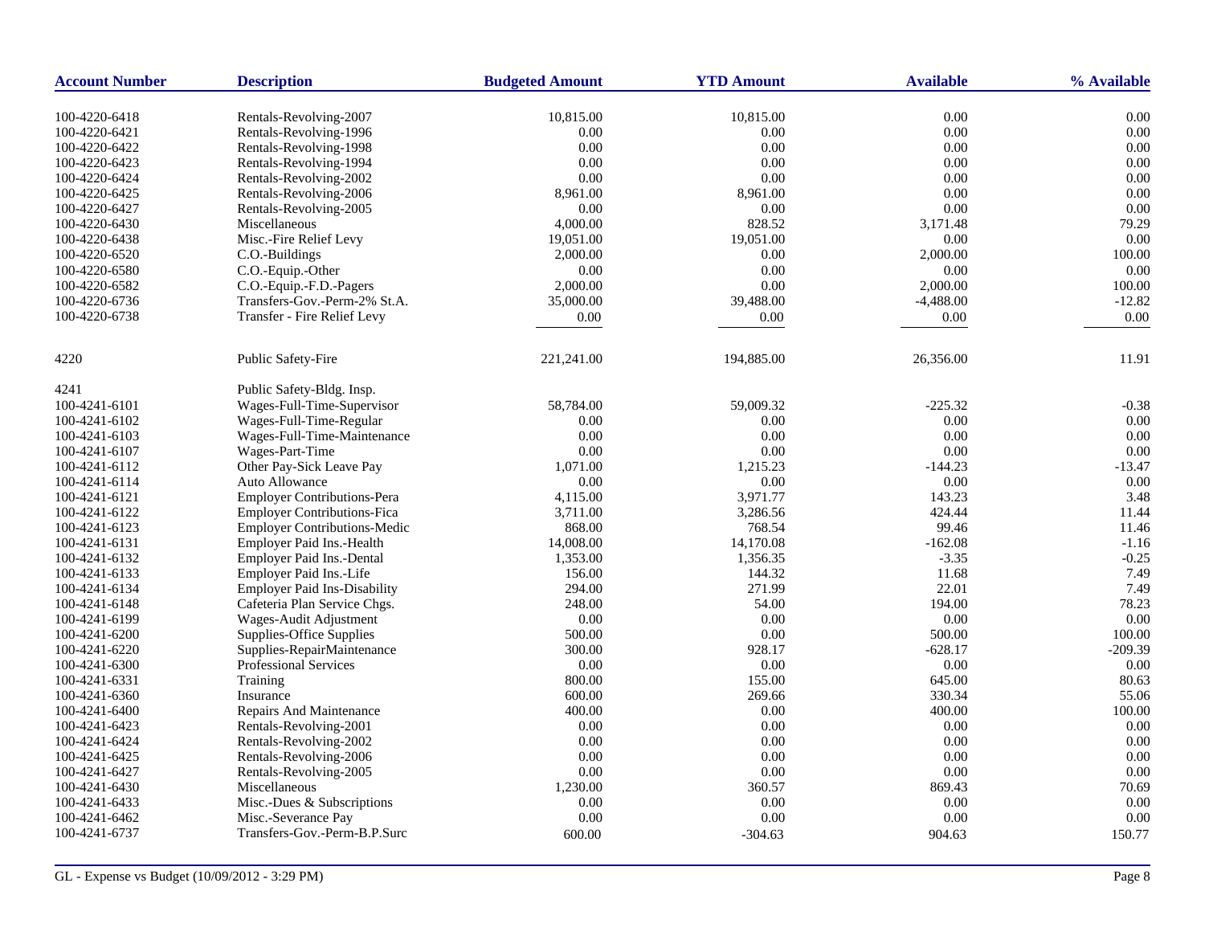| Account Number | Description | Budgeted Amount | YTD Amount | Available | % Available |
|---|---|---|---|---|---|
| 100-4220-6418 | Rentals-Revolving-2007 | 10,815.00 | 10,815.00 | 0.00 | 0.00 |
| 100-4220-6421 | Rentals-Revolving-1996 | 0.00 | 0.00 | 0.00 | 0.00 |
| 100-4220-6422 | Rentals-Revolving-1998 | 0.00 | 0.00 | 0.00 | 0.00 |
| 100-4220-6423 | Rentals-Revolving-1994 | 0.00 | 0.00 | 0.00 | 0.00 |
| 100-4220-6424 | Rentals-Revolving-2002 | 0.00 | 0.00 | 0.00 | 0.00 |
| 100-4220-6425 | Rentals-Revolving-2006 | 8,961.00 | 8,961.00 | 0.00 | 0.00 |
| 100-4220-6427 | Rentals-Revolving-2005 | 0.00 | 0.00 | 0.00 | 0.00 |
| 100-4220-6430 | Miscellaneous | 4,000.00 | 828.52 | 3,171.48 | 79.29 |
| 100-4220-6438 | Misc.-Fire Relief Levy | 19,051.00 | 19,051.00 | 0.00 | 0.00 |
| 100-4220-6520 | C.O.-Buildings | 2,000.00 | 0.00 | 2,000.00 | 100.00 |
| 100-4220-6580 | C.O.-Equip.-Other | 0.00 | 0.00 | 0.00 | 0.00 |
| 100-4220-6582 | C.O.-Equip.-F.D.-Pagers | 2,000.00 | 0.00 | 2,000.00 | 100.00 |
| 100-4220-6736 | Transfers-Gov.-Perm-2% St.A. | 35,000.00 | 39,488.00 | -4,488.00 | -12.82 |
| 100-4220-6738 | Transfer - Fire Relief Levy | 0.00 | 0.00 | 0.00 | 0.00 |
| 4220 | Public Safety-Fire | 221,241.00 | 194,885.00 | 26,356.00 | 11.91 |
| 4241 | Public Safety-Bldg. Insp. | | | | |
| 100-4241-6101 | Wages-Full-Time-Supervisor | 58,784.00 | 59,009.32 | -225.32 | -0.38 |
| 100-4241-6102 | Wages-Full-Time-Regular | 0.00 | 0.00 | 0.00 | 0.00 |
| 100-4241-6103 | Wages-Full-Time-Maintenance | 0.00 | 0.00 | 0.00 | 0.00 |
| 100-4241-6107 | Wages-Part-Time | 0.00 | 0.00 | 0.00 | 0.00 |
| 100-4241-6112 | Other Pay-Sick Leave Pay | 1,071.00 | 1,215.23 | -144.23 | -13.47 |
| 100-4241-6114 | Auto Allowance | 0.00 | 0.00 | 0.00 | 0.00 |
| 100-4241-6121 | Employer Contributions-Pera | 4,115.00 | 3,971.77 | 143.23 | 3.48 |
| 100-4241-6122 | Employer Contributions-Fica | 3,711.00 | 3,286.56 | 424.44 | 11.44 |
| 100-4241-6123 | Employer Contributions-Medic | 868.00 | 768.54 | 99.46 | 11.46 |
| 100-4241-6131 | Employer Paid Ins.-Health | 14,008.00 | 14,170.08 | -162.08 | -1.16 |
| 100-4241-6132 | Employer Paid Ins.-Dental | 1,353.00 | 1,356.35 | -3.35 | -0.25 |
| 100-4241-6133 | Employer Paid Ins.-Life | 156.00 | 144.32 | 11.68 | 7.49 |
| 100-4241-6134 | Employer Paid Ins-Disability | 294.00 | 271.99 | 22.01 | 7.49 |
| 100-4241-6148 | Cafeteria Plan Service Chgs. | 248.00 | 54.00 | 194.00 | 78.23 |
| 100-4241-6199 | Wages-Audit Adjustment | 0.00 | 0.00 | 0.00 | 0.00 |
| 100-4241-6200 | Supplies-Office Supplies | 500.00 | 0.00 | 500.00 | 100.00 |
| 100-4241-6220 | Supplies-RepairMaintenance | 300.00 | 928.17 | -628.17 | -209.39 |
| 100-4241-6300 | Professional Services | 0.00 | 0.00 | 0.00 | 0.00 |
| 100-4241-6331 | Training | 800.00 | 155.00 | 645.00 | 80.63 |
| 100-4241-6360 | Insurance | 600.00 | 269.66 | 330.34 | 55.06 |
| 100-4241-6400 | Repairs And Maintenance | 400.00 | 0.00 | 400.00 | 100.00 |
| 100-4241-6423 | Rentals-Revolving-2001 | 0.00 | 0.00 | 0.00 | 0.00 |
| 100-4241-6424 | Rentals-Revolving-2002 | 0.00 | 0.00 | 0.00 | 0.00 |
| 100-4241-6425 | Rentals-Revolving-2006 | 0.00 | 0.00 | 0.00 | 0.00 |
| 100-4241-6427 | Rentals-Revolving-2005 | 0.00 | 0.00 | 0.00 | 0.00 |
| 100-4241-6430 | Miscellaneous | 1,230.00 | 360.57 | 869.43 | 70.69 |
| 100-4241-6433 | Misc.-Dues & Subscriptions | 0.00 | 0.00 | 0.00 | 0.00 |
| 100-4241-6462 | Misc.-Severance Pay | 0.00 | 0.00 | 0.00 | 0.00 |
| 100-4241-6737 | Transfers-Gov.-Perm-B.P.Surc | 600.00 | -304.63 | 904.63 | 150.77 |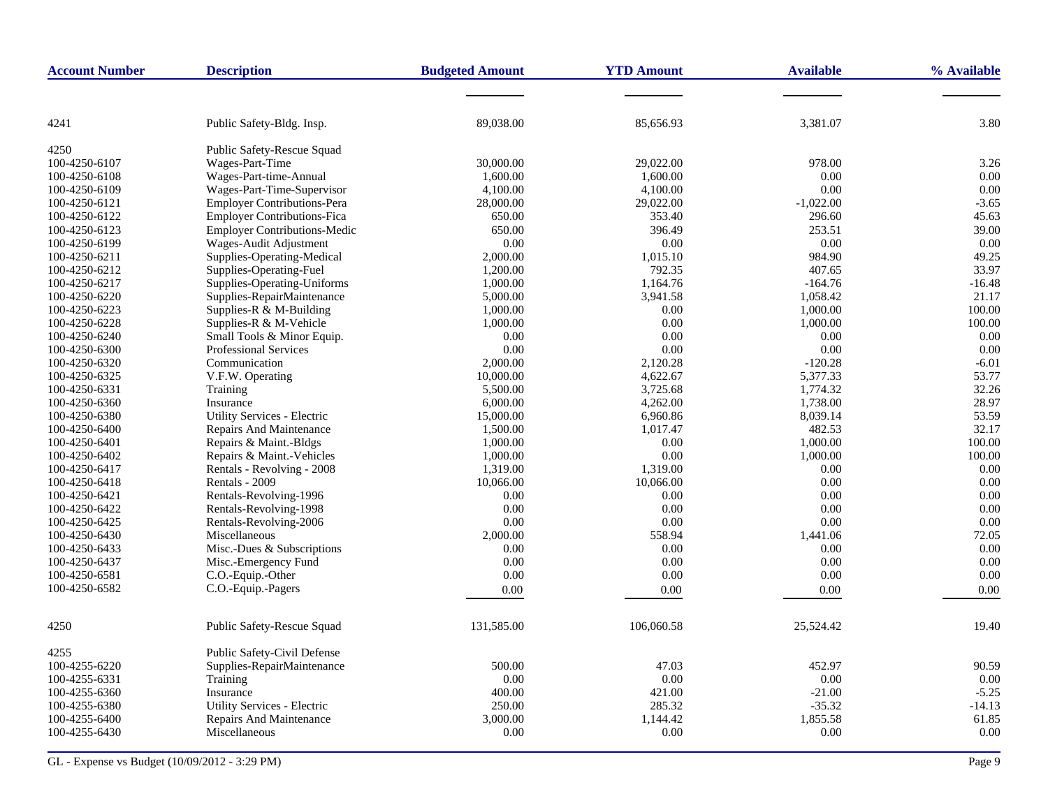| Account Number | Description | Budgeted Amount | YTD Amount | Available | % Available |
|---|---|---|---|---|---|
| 4241 | Public Safety-Bldg. Insp. | 89,038.00 | 85,656.93 | 3,381.07 | 3.80 |
| 4250 | Public Safety-Rescue Squad | | | | |
| 100-4250-6107 | Wages-Part-Time | 30,000.00 | 29,022.00 | 978.00 | 3.26 |
| 100-4250-6108 | Wages-Part-time-Annual | 1,600.00 | 1,600.00 | 0.00 | 0.00 |
| 100-4250-6109 | Wages-Part-Time-Supervisor | 4,100.00 | 4,100.00 | 0.00 | 0.00 |
| 100-4250-6121 | Employer Contributions-Pera | 28,000.00 | 29,022.00 | -1,022.00 | -3.65 |
| 100-4250-6122 | Employer Contributions-Fica | 650.00 | 353.40 | 296.60 | 45.63 |
| 100-4250-6123 | Employer Contributions-Medic | 650.00 | 396.49 | 253.51 | 39.00 |
| 100-4250-6199 | Wages-Audit Adjustment | 0.00 | 0.00 | 0.00 | 0.00 |
| 100-4250-6211 | Supplies-Operating-Medical | 2,000.00 | 1,015.10 | 984.90 | 49.25 |
| 100-4250-6212 | Supplies-Operating-Fuel | 1,200.00 | 792.35 | 407.65 | 33.97 |
| 100-4250-6217 | Supplies-Operating-Uniforms | 1,000.00 | 1,164.76 | -164.76 | -16.48 |
| 100-4250-6220 | Supplies-RepairMaintenance | 5,000.00 | 3,941.58 | 1,058.42 | 21.17 |
| 100-4250-6223 | Supplies-R & M-Building | 1,000.00 | 0.00 | 1,000.00 | 100.00 |
| 100-4250-6228 | Supplies-R & M-Vehicle | 1,000.00 | 0.00 | 1,000.00 | 100.00 |
| 100-4250-6240 | Small Tools & Minor Equip. | 0.00 | 0.00 | 0.00 | 0.00 |
| 100-4250-6300 | Professional Services | 0.00 | 0.00 | 0.00 | 0.00 |
| 100-4250-6320 | Communication | 2,000.00 | 2,120.28 | -120.28 | -6.01 |
| 100-4250-6325 | V.F.W. Operating | 10,000.00 | 4,622.67 | 5,377.33 | 53.77 |
| 100-4250-6331 | Training | 5,500.00 | 3,725.68 | 1,774.32 | 32.26 |
| 100-4250-6360 | Insurance | 6,000.00 | 4,262.00 | 1,738.00 | 28.97 |
| 100-4250-6380 | Utility Services - Electric | 15,000.00 | 6,960.86 | 8,039.14 | 53.59 |
| 100-4250-6400 | Repairs And Maintenance | 1,500.00 | 1,017.47 | 482.53 | 32.17 |
| 100-4250-6401 | Repairs & Maint.-Bldgs | 1,000.00 | 0.00 | 1,000.00 | 100.00 |
| 100-4250-6402 | Repairs & Maint.-Vehicles | 1,000.00 | 0.00 | 1,000.00 | 100.00 |
| 100-4250-6417 | Rentals - Revolving - 2008 | 1,319.00 | 1,319.00 | 0.00 | 0.00 |
| 100-4250-6418 | Rentals - 2009 | 10,066.00 | 10,066.00 | 0.00 | 0.00 |
| 100-4250-6421 | Rentals-Revolving-1996 | 0.00 | 0.00 | 0.00 | 0.00 |
| 100-4250-6422 | Rentals-Revolving-1998 | 0.00 | 0.00 | 0.00 | 0.00 |
| 100-4250-6425 | Rentals-Revolving-2006 | 0.00 | 0.00 | 0.00 | 0.00 |
| 100-4250-6430 | Miscellaneous | 2,000.00 | 558.94 | 1,441.06 | 72.05 |
| 100-4250-6433 | Misc.-Dues & Subscriptions | 0.00 | 0.00 | 0.00 | 0.00 |
| 100-4250-6437 | Misc.-Emergency Fund | 0.00 | 0.00 | 0.00 | 0.00 |
| 100-4250-6581 | C.O.-Equip.-Other | 0.00 | 0.00 | 0.00 | 0.00 |
| 100-4250-6582 | C.O.-Equip.-Pagers | 0.00 | 0.00 | 0.00 | 0.00 |
| 4250 | Public Safety-Rescue Squad | 131,585.00 | 106,060.58 | 25,524.42 | 19.40 |
| 4255 | Public Safety-Civil Defense | | | | |
| 100-4255-6220 | Supplies-RepairMaintenance | 500.00 | 47.03 | 452.97 | 90.59 |
| 100-4255-6331 | Training | 0.00 | 0.00 | 0.00 | 0.00 |
| 100-4255-6360 | Insurance | 400.00 | 421.00 | -21.00 | -5.25 |
| 100-4255-6380 | Utility Services - Electric | 250.00 | 285.32 | -35.32 | -14.13 |
| 100-4255-6400 | Repairs And Maintenance | 3,000.00 | 1,144.42 | 1,855.58 | 61.85 |
| 100-4255-6430 | Miscellaneous | 0.00 | 0.00 | 0.00 | 0.00 |

GL - Expense vs Budget (10/09/2012 - 3:29 PM)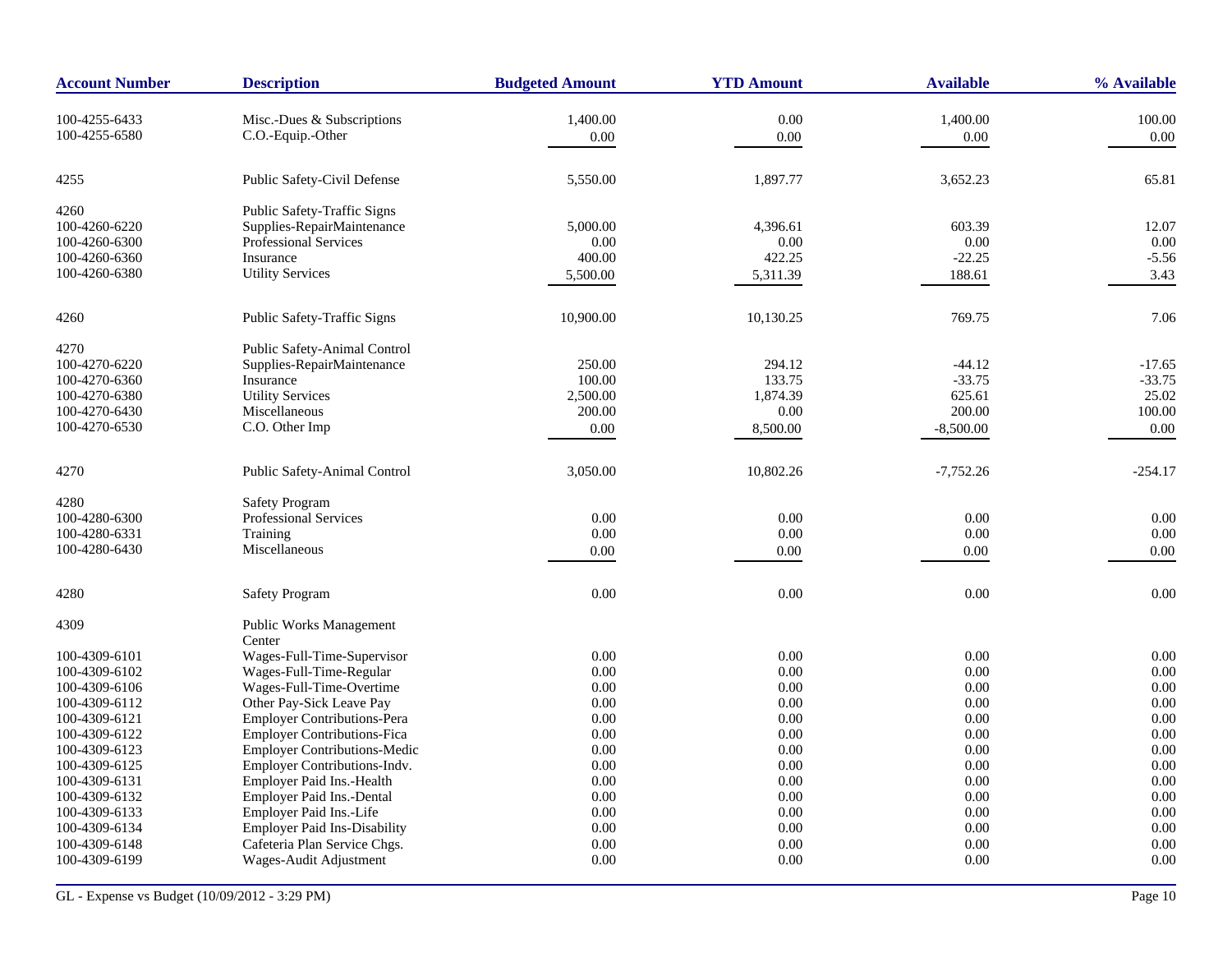| Account Number | Description | Budgeted Amount | YTD Amount | Available | % Available |
|---|---|---|---|---|---|
| 100-4255-6433 | Misc.-Dues & Subscriptions | 1,400.00 | 0.00 | 1,400.00 | 100.00 |
| 100-4255-6580 | C.O.-Equip.-Other | 0.00 | 0.00 | 0.00 | 0.00 |
| 4255 | Public Safety-Civil Defense | 5,550.00 | 1,897.77 | 3,652.23 | 65.81 |
| 4260 | Public Safety-Traffic Signs | | | | |
| 100-4260-6220 | Supplies-RepairMaintenance | 5,000.00 | 4,396.61 | 603.39 | 12.07 |
| 100-4260-6300 | Professional Services | 0.00 | 0.00 | 0.00 | 0.00 |
| 100-4260-6360 | Insurance | 400.00 | 422.25 | -22.25 | -5.56 |
| 100-4260-6380 | Utility Services | 5,500.00 | 5,311.39 | 188.61 | 3.43 |
| 4260 | Public Safety-Traffic Signs | 10,900.00 | 10,130.25 | 769.75 | 7.06 |
| 4270 | Public Safety-Animal Control | | | | |
| 100-4270-6220 | Supplies-RepairMaintenance | 250.00 | 294.12 | -44.12 | -17.65 |
| 100-4270-6360 | Insurance | 100.00 | 133.75 | -33.75 | -33.75 |
| 100-4270-6380 | Utility Services | 2,500.00 | 1,874.39 | 625.61 | 25.02 |
| 100-4270-6430 | Miscellaneous | 200.00 | 0.00 | 200.00 | 100.00 |
| 100-4270-6530 | C.O. Other Imp | 0.00 | 8,500.00 | -8,500.00 | 0.00 |
| 4270 | Public Safety-Animal Control | 3,050.00 | 10,802.26 | -7,752.26 | -254.17 |
| 4280 | Safety Program | | | | |
| 100-4280-6300 | Professional Services | 0.00 | 0.00 | 0.00 | 0.00 |
| 100-4280-6331 | Training | 0.00 | 0.00 | 0.00 | 0.00 |
| 100-4280-6430 | Miscellaneous | 0.00 | 0.00 | 0.00 | 0.00 |
| 4280 | Safety Program | 0.00 | 0.00 | 0.00 | 0.00 |
| 4309 | Public Works Management Center | | | | |
| 100-4309-6101 | Wages-Full-Time-Supervisor | 0.00 | 0.00 | 0.00 | 0.00 |
| 100-4309-6102 | Wages-Full-Time-Regular | 0.00 | 0.00 | 0.00 | 0.00 |
| 100-4309-6106 | Wages-Full-Time-Overtime | 0.00 | 0.00 | 0.00 | 0.00 |
| 100-4309-6112 | Other Pay-Sick Leave Pay | 0.00 | 0.00 | 0.00 | 0.00 |
| 100-4309-6121 | Employer Contributions-Pera | 0.00 | 0.00 | 0.00 | 0.00 |
| 100-4309-6122 | Employer Contributions-Fica | 0.00 | 0.00 | 0.00 | 0.00 |
| 100-4309-6123 | Employer Contributions-Medic | 0.00 | 0.00 | 0.00 | 0.00 |
| 100-4309-6125 | Employer Contributions-Indv. | 0.00 | 0.00 | 0.00 | 0.00 |
| 100-4309-6131 | Employer Paid Ins.-Health | 0.00 | 0.00 | 0.00 | 0.00 |
| 100-4309-6132 | Employer Paid Ins.-Dental | 0.00 | 0.00 | 0.00 | 0.00 |
| 100-4309-6133 | Employer Paid Ins.-Life | 0.00 | 0.00 | 0.00 | 0.00 |
| 100-4309-6134 | Employer Paid Ins-Disability | 0.00 | 0.00 | 0.00 | 0.00 |
| 100-4309-6148 | Cafeteria Plan Service Chgs. | 0.00 | 0.00 | 0.00 | 0.00 |
| 100-4309-6199 | Wages-Audit Adjustment | 0.00 | 0.00 | 0.00 | 0.00 |

GL - Expense vs Budget (10/09/2012 - 3:29 PM)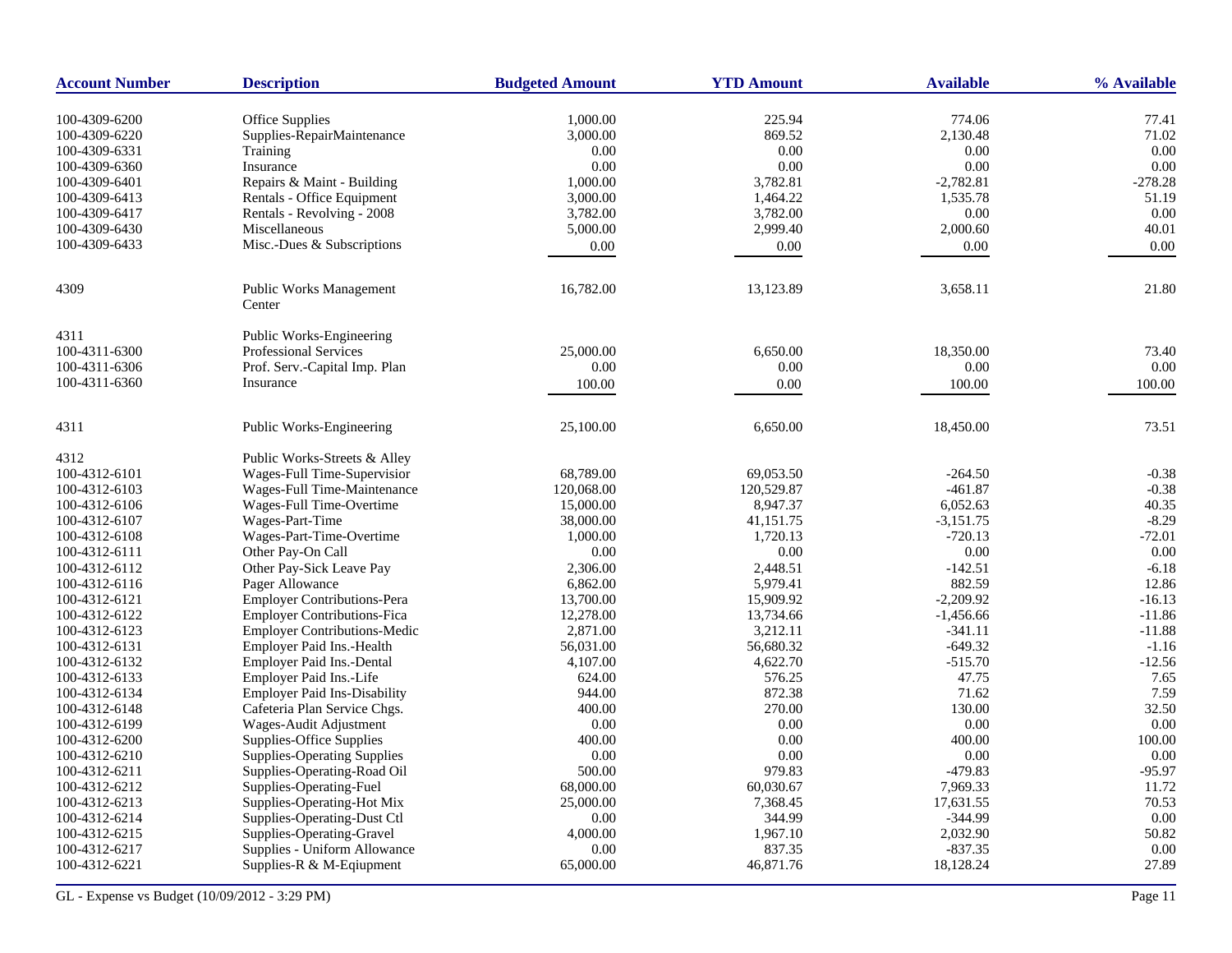| Account Number | Description | Budgeted Amount | YTD Amount | Available | % Available |
|---|---|---|---|---|---|
| 100-4309-6200 | Office Supplies | 1,000.00 | 225.94 | 774.06 | 77.41 |
| 100-4309-6220 | Supplies-RepairMaintenance | 3,000.00 | 869.52 | 2,130.48 | 71.02 |
| 100-4309-6331 | Training | 0.00 | 0.00 | 0.00 | 0.00 |
| 100-4309-6360 | Insurance | 0.00 | 0.00 | 0.00 | 0.00 |
| 100-4309-6401 | Repairs & Maint - Building | 1,000.00 | 3,782.81 | -2,782.81 | -278.28 |
| 100-4309-6413 | Rentals - Office Equipment | 3,000.00 | 1,464.22 | 1,535.78 | 51.19 |
| 100-4309-6417 | Rentals - Revolving - 2008 | 3,782.00 | 3,782.00 | 0.00 | 0.00 |
| 100-4309-6430 | Miscellaneous | 5,000.00 | 2,999.40 | 2,000.60 | 40.01 |
| 100-4309-6433 | Misc.-Dues & Subscriptions | 0.00 | 0.00 | 0.00 | 0.00 |
| 4309 | Public Works Management Center | 16,782.00 | 13,123.89 | 3,658.11 | 21.80 |
| 4311 | Public Works-Engineering | | | | |
| 100-4311-6300 | Professional Services | 25,000.00 | 6,650.00 | 18,350.00 | 73.40 |
| 100-4311-6306 | Prof. Serv.-Capital Imp. Plan | 0.00 | 0.00 | 0.00 | 0.00 |
| 100-4311-6360 | Insurance | 100.00 | 0.00 | 100.00 | 100.00 |
| 4311 | Public Works-Engineering | 25,100.00 | 6,650.00 | 18,450.00 | 73.51 |
| 4312 | Public Works-Streets & Alley | | | | |
| 100-4312-6101 | Wages-Full Time-Supervisior | 68,789.00 | 69,053.50 | -264.50 | -0.38 |
| 100-4312-6103 | Wages-Full Time-Maintenance | 120,068.00 | 120,529.87 | -461.87 | -0.38 |
| 100-4312-6106 | Wages-Full Time-Overtime | 15,000.00 | 8,947.37 | 6,052.63 | 40.35 |
| 100-4312-6107 | Wages-Part-Time | 38,000.00 | 41,151.75 | -3,151.75 | -8.29 |
| 100-4312-6108 | Wages-Part-Time-Overtime | 1,000.00 | 1,720.13 | -720.13 | -72.01 |
| 100-4312-6111 | Other Pay-On Call | 0.00 | 0.00 | 0.00 | 0.00 |
| 100-4312-6112 | Other Pay-Sick Leave Pay | 2,306.00 | 2,448.51 | -142.51 | -6.18 |
| 100-4312-6116 | Pager Allowance | 6,862.00 | 5,979.41 | 882.59 | 12.86 |
| 100-4312-6121 | Employer Contributions-Pera | 13,700.00 | 15,909.92 | -2,209.92 | -16.13 |
| 100-4312-6122 | Employer Contributions-Fica | 12,278.00 | 13,734.66 | -1,456.66 | -11.86 |
| 100-4312-6123 | Employer Contributions-Medic | 2,871.00 | 3,212.11 | -341.11 | -11.88 |
| 100-4312-6131 | Employer Paid Ins.-Health | 56,031.00 | 56,680.32 | -649.32 | -1.16 |
| 100-4312-6132 | Employer Paid Ins.-Dental | 4,107.00 | 4,622.70 | -515.70 | -12.56 |
| 100-4312-6133 | Employer Paid Ins.-Life | 624.00 | 576.25 | 47.75 | 7.65 |
| 100-4312-6134 | Employer Paid Ins-Disability | 944.00 | 872.38 | 71.62 | 7.59 |
| 100-4312-6148 | Cafeteria Plan Service Chgs. | 400.00 | 270.00 | 130.00 | 32.50 |
| 100-4312-6199 | Wages-Audit Adjustment | 0.00 | 0.00 | 0.00 | 0.00 |
| 100-4312-6200 | Supplies-Office Supplies | 400.00 | 0.00 | 400.00 | 100.00 |
| 100-4312-6210 | Supplies-Operating Supplies | 0.00 | 0.00 | 0.00 | 0.00 |
| 100-4312-6211 | Supplies-Operating-Road Oil | 500.00 | 979.83 | -479.83 | -95.97 |
| 100-4312-6212 | Supplies-Operating-Fuel | 68,000.00 | 60,030.67 | 7,969.33 | 11.72 |
| 100-4312-6213 | Supplies-Operating-Hot Mix | 25,000.00 | 7,368.45 | 17,631.55 | 70.53 |
| 100-4312-6214 | Supplies-Operating-Dust Ctl | 0.00 | 344.99 | -344.99 | 0.00 |
| 100-4312-6215 | Supplies-Operating-Gravel | 4,000.00 | 1,967.10 | 2,032.90 | 50.82 |
| 100-4312-6217 | Supplies - Uniform Allowance | 0.00 | 837.35 | -837.35 | 0.00 |
| 100-4312-6221 | Supplies-R & M-Eqiupment | 65,000.00 | 46,871.76 | 18,128.24 | 27.89 |

GL - Expense vs Budget (10/09/2012 - 3:29 PM)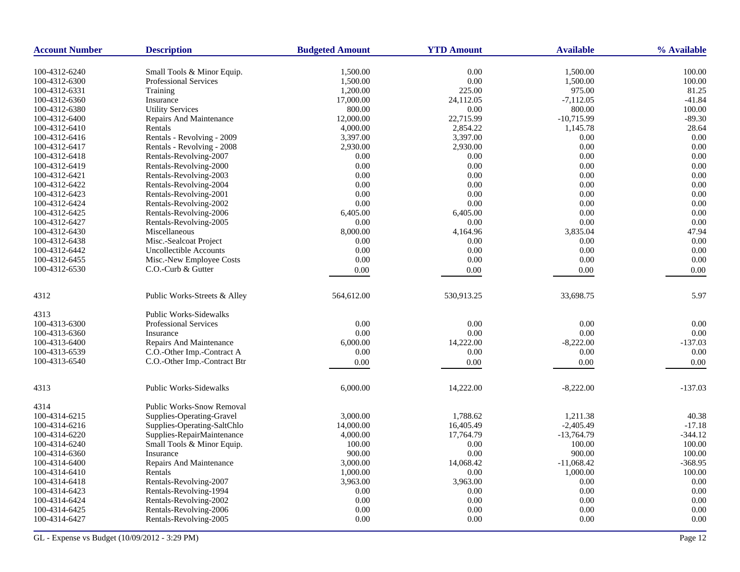| Account Number | Description | Budgeted Amount | YTD Amount | Available | % Available |
|---|---|---|---|---|---|
| 100-4312-6240 | Small Tools & Minor Equip. | 1,500.00 | 0.00 | 1,500.00 | 100.00 |
| 100-4312-6300 | Professional Services | 1,500.00 | 0.00 | 1,500.00 | 100.00 |
| 100-4312-6331 | Training | 1,200.00 | 225.00 | 975.00 | 81.25 |
| 100-4312-6360 | Insurance | 17,000.00 | 24,112.05 | -7,112.05 | -41.84 |
| 100-4312-6380 | Utility Services | 800.00 | 0.00 | 800.00 | 100.00 |
| 100-4312-6400 | Repairs And Maintenance | 12,000.00 | 22,715.99 | -10,715.99 | -89.30 |
| 100-4312-6410 | Rentals | 4,000.00 | 2,854.22 | 1,145.78 | 28.64 |
| 100-4312-6416 | Rentals - Revolving - 2009 | 3,397.00 | 3,397.00 | 0.00 | 0.00 |
| 100-4312-6417 | Rentals - Revolving - 2008 | 2,930.00 | 2,930.00 | 0.00 | 0.00 |
| 100-4312-6418 | Rentals-Revolving-2007 | 0.00 | 0.00 | 0.00 | 0.00 |
| 100-4312-6419 | Rentals-Revolving-2000 | 0.00 | 0.00 | 0.00 | 0.00 |
| 100-4312-6421 | Rentals-Revolving-2003 | 0.00 | 0.00 | 0.00 | 0.00 |
| 100-4312-6422 | Rentals-Revolving-2004 | 0.00 | 0.00 | 0.00 | 0.00 |
| 100-4312-6423 | Rentals-Revolving-2001 | 0.00 | 0.00 | 0.00 | 0.00 |
| 100-4312-6424 | Rentals-Revolving-2002 | 0.00 | 0.00 | 0.00 | 0.00 |
| 100-4312-6425 | Rentals-Revolving-2006 | 6,405.00 | 6,405.00 | 0.00 | 0.00 |
| 100-4312-6427 | Rentals-Revolving-2005 | 0.00 | 0.00 | 0.00 | 0.00 |
| 100-4312-6430 | Miscellaneous | 8,000.00 | 4,164.96 | 3,835.04 | 47.94 |
| 100-4312-6438 | Misc.-Sealcoat Project | 0.00 | 0.00 | 0.00 | 0.00 |
| 100-4312-6442 | Uncollectible Accounts | 0.00 | 0.00 | 0.00 | 0.00 |
| 100-4312-6455 | Misc.-New Employee Costs | 0.00 | 0.00 | 0.00 | 0.00 |
| 100-4312-6530 | C.O.-Curb & Gutter | 0.00 | 0.00 | 0.00 | 0.00 |
| 4312 | Public Works-Streets & Alley | 564,612.00 | 530,913.25 | 33,698.75 | 5.97 |
| 4313 | Public Works-Sidewalks | | | | |
| 100-4313-6300 | Professional Services | 0.00 | 0.00 | 0.00 | 0.00 |
| 100-4313-6360 | Insurance | 0.00 | 0.00 | 0.00 | 0.00 |
| 100-4313-6400 | Repairs And Maintenance | 6,000.00 | 14,222.00 | -8,222.00 | -137.03 |
| 100-4313-6539 | C.O.-Other Imp.-Contract A | 0.00 | 0.00 | 0.00 | 0.00 |
| 100-4313-6540 | C.O.-Other Imp.-Contract Btr | 0.00 | 0.00 | 0.00 | 0.00 |
| 4313 | Public Works-Sidewalks | 6,000.00 | 14,222.00 | -8,222.00 | -137.03 |
| 4314 | Public Works-Snow Removal | | | | |
| 100-4314-6215 | Supplies-Operating-Gravel | 3,000.00 | 1,788.62 | 1,211.38 | 40.38 |
| 100-4314-6216 | Supplies-Operating-SaltChlo | 14,000.00 | 16,405.49 | -2,405.49 | -17.18 |
| 100-4314-6220 | Supplies-RepairMaintenance | 4,000.00 | 17,764.79 | -13,764.79 | -344.12 |
| 100-4314-6240 | Small Tools & Minor Equip. | 100.00 | 0.00 | 100.00 | 100.00 |
| 100-4314-6360 | Insurance | 900.00 | 0.00 | 900.00 | 100.00 |
| 100-4314-6400 | Repairs And Maintenance | 3,000.00 | 14,068.42 | -11,068.42 | -368.95 |
| 100-4314-6410 | Rentals | 1,000.00 | 0.00 | 1,000.00 | 100.00 |
| 100-4314-6418 | Rentals-Revolving-2007 | 3,963.00 | 3,963.00 | 0.00 | 0.00 |
| 100-4314-6423 | Rentals-Revolving-1994 | 0.00 | 0.00 | 0.00 | 0.00 |
| 100-4314-6424 | Rentals-Revolving-2002 | 0.00 | 0.00 | 0.00 | 0.00 |
| 100-4314-6425 | Rentals-Revolving-2006 | 0.00 | 0.00 | 0.00 | 0.00 |
| 100-4314-6427 | Rentals-Revolving-2005 | 0.00 | 0.00 | 0.00 | 0.00 |

GL - Expense vs Budget (10/09/2012 - 3:29 PM)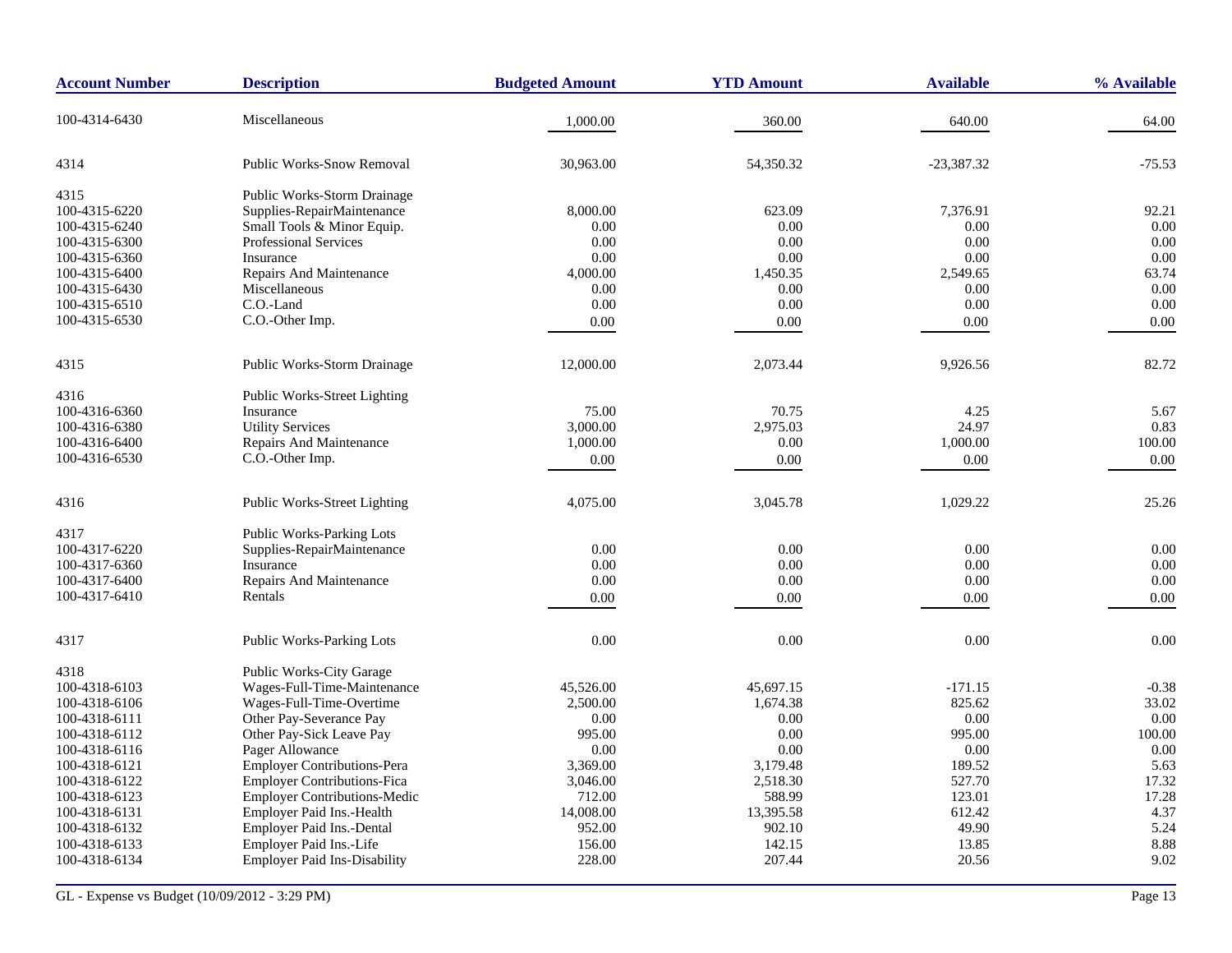| Account Number | Description | Budgeted Amount | YTD Amount | Available | % Available |
|---|---|---|---|---|---|
| 100-4314-6430 | Miscellaneous | 1,000.00 | 360.00 | 640.00 | 64.00 |
| 4314 | Public Works-Snow Removal | 30,963.00 | 54,350.32 | -23,387.32 | -75.53 |
| 4315 | Public Works-Storm Drainage | | | | |
| 100-4315-6220 | Supplies-RepairMaintenance | 8,000.00 | 623.09 | 7,376.91 | 92.21 |
| 100-4315-6240 | Small Tools & Minor Equip. | 0.00 | 0.00 | 0.00 | 0.00 |
| 100-4315-6300 | Professional Services | 0.00 | 0.00 | 0.00 | 0.00 |
| 100-4315-6360 | Insurance | 0.00 | 0.00 | 0.00 | 0.00 |
| 100-4315-6400 | Repairs And Maintenance | 4,000.00 | 1,450.35 | 2,549.65 | 63.74 |
| 100-4315-6430 | Miscellaneous | 0.00 | 0.00 | 0.00 | 0.00 |
| 100-4315-6510 | C.O.-Land | 0.00 | 0.00 | 0.00 | 0.00 |
| 100-4315-6530 | C.O.-Other Imp. | 0.00 | 0.00 | 0.00 | 0.00 |
| 4315 | Public Works-Storm Drainage | 12,000.00 | 2,073.44 | 9,926.56 | 82.72 |
| 4316 | Public Works-Street Lighting | | | | |
| 100-4316-6360 | Insurance | 75.00 | 70.75 | 4.25 | 5.67 |
| 100-4316-6380 | Utility Services | 3,000.00 | 2,975.03 | 24.97 | 0.83 |
| 100-4316-6400 | Repairs And Maintenance | 1,000.00 | 0.00 | 1,000.00 | 100.00 |
| 100-4316-6530 | C.O.-Other Imp. | 0.00 | 0.00 | 0.00 | 0.00 |
| 4316 | Public Works-Street Lighting | 4,075.00 | 3,045.78 | 1,029.22 | 25.26 |
| 4317 | Public Works-Parking Lots | | | | |
| 100-4317-6220 | Supplies-RepairMaintenance | 0.00 | 0.00 | 0.00 | 0.00 |
| 100-4317-6360 | Insurance | 0.00 | 0.00 | 0.00 | 0.00 |
| 100-4317-6400 | Repairs And Maintenance | 0.00 | 0.00 | 0.00 | 0.00 |
| 100-4317-6410 | Rentals | 0.00 | 0.00 | 0.00 | 0.00 |
| 4317 | Public Works-Parking Lots | 0.00 | 0.00 | 0.00 | 0.00 |
| 4318 | Public Works-City Garage | | | | |
| 100-4318-6103 | Wages-Full-Time-Maintenance | 45,526.00 | 45,697.15 | -171.15 | -0.38 |
| 100-4318-6106 | Wages-Full-Time-Overtime | 2,500.00 | 1,674.38 | 825.62 | 33.02 |
| 100-4318-6111 | Other Pay-Severance Pay | 0.00 | 0.00 | 0.00 | 0.00 |
| 100-4318-6112 | Other Pay-Sick Leave Pay | 995.00 | 0.00 | 995.00 | 100.00 |
| 100-4318-6116 | Pager Allowance | 0.00 | 0.00 | 0.00 | 0.00 |
| 100-4318-6121 | Employer Contributions-Pera | 3,369.00 | 3,179.48 | 189.52 | 5.63 |
| 100-4318-6122 | Employer Contributions-Fica | 3,046.00 | 2,518.30 | 527.70 | 17.32 |
| 100-4318-6123 | Employer Contributions-Medic | 712.00 | 588.99 | 123.01 | 17.28 |
| 100-4318-6131 | Employer Paid Ins.-Health | 14,008.00 | 13,395.58 | 612.42 | 4.37 |
| 100-4318-6132 | Employer Paid Ins.-Dental | 952.00 | 902.10 | 49.90 | 5.24 |
| 100-4318-6133 | Employer Paid Ins.-Life | 156.00 | 142.15 | 13.85 | 8.88 |
| 100-4318-6134 | Employer Paid Ins-Disability | 228.00 | 207.44 | 20.56 | 9.02 |

GL - Expense vs Budget (10/09/2012 - 3:29 PM)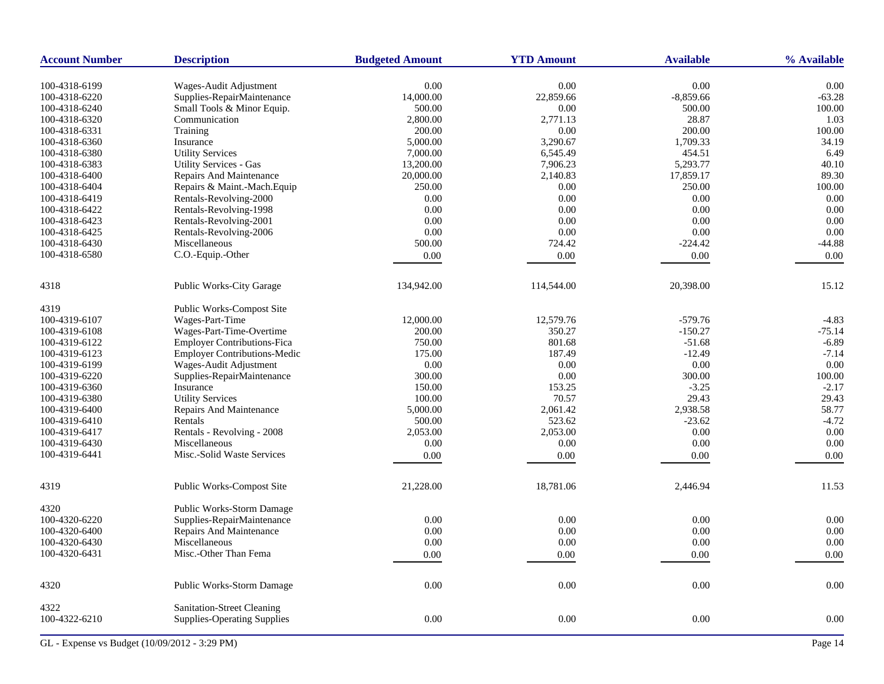| Account Number | Description | Budgeted Amount | YTD Amount | Available | % Available |
|---|---|---|---|---|---|
| 100-4318-6199 | Wages-Audit Adjustment | 0.00 | 0.00 | 0.00 | 0.00 |
| 100-4318-6220 | Supplies-RepairMaintenance | 14,000.00 | 22,859.66 | -8,859.66 | -63.28 |
| 100-4318-6240 | Small Tools & Minor Equip. | 500.00 | 0.00 | 500.00 | 100.00 |
| 100-4318-6320 | Communication | 2,800.00 | 2,771.13 | 28.87 | 1.03 |
| 100-4318-6331 | Training | 200.00 | 0.00 | 200.00 | 100.00 |
| 100-4318-6360 | Insurance | 5,000.00 | 3,290.67 | 1,709.33 | 34.19 |
| 100-4318-6380 | Utility Services | 7,000.00 | 6,545.49 | 454.51 | 6.49 |
| 100-4318-6383 | Utility Services - Gas | 13,200.00 | 7,906.23 | 5,293.77 | 40.10 |
| 100-4318-6400 | Repairs And Maintenance | 20,000.00 | 2,140.83 | 17,859.17 | 89.30 |
| 100-4318-6404 | Repairs & Maint.-Mach.Equip | 250.00 | 0.00 | 250.00 | 100.00 |
| 100-4318-6419 | Rentals-Revolving-2000 | 0.00 | 0.00 | 0.00 | 0.00 |
| 100-4318-6422 | Rentals-Revolving-1998 | 0.00 | 0.00 | 0.00 | 0.00 |
| 100-4318-6423 | Rentals-Revolving-2001 | 0.00 | 0.00 | 0.00 | 0.00 |
| 100-4318-6425 | Rentals-Revolving-2006 | 0.00 | 0.00 | 0.00 | 0.00 |
| 100-4318-6430 | Miscellaneous | 500.00 | 724.42 | -224.42 | -44.88 |
| 100-4318-6580 | C.O.-Equip.-Other | 0.00 | 0.00 | 0.00 | 0.00 |
| 4318 | Public Works-City Garage | 134,942.00 | 114,544.00 | 20,398.00 | 15.12 |
| 4319 | Public Works-Compost Site | | | | |
| 100-4319-6107 | Wages-Part-Time | 12,000.00 | 12,579.76 | -579.76 | -4.83 |
| 100-4319-6108 | Wages-Part-Time-Overtime | 200.00 | 350.27 | -150.27 | -75.14 |
| 100-4319-6122 | Employer Contributions-Fica | 750.00 | 801.68 | -51.68 | -6.89 |
| 100-4319-6123 | Employer Contributions-Medic | 175.00 | 187.49 | -12.49 | -7.14 |
| 100-4319-6199 | Wages-Audit Adjustment | 0.00 | 0.00 | 0.00 | 0.00 |
| 100-4319-6220 | Supplies-RepairMaintenance | 300.00 | 0.00 | 300.00 | 100.00 |
| 100-4319-6360 | Insurance | 150.00 | 153.25 | -3.25 | -2.17 |
| 100-4319-6380 | Utility Services | 100.00 | 70.57 | 29.43 | 29.43 |
| 100-4319-6400 | Repairs And Maintenance | 5,000.00 | 2,061.42 | 2,938.58 | 58.77 |
| 100-4319-6410 | Rentals | 500.00 | 523.62 | -23.62 | -4.72 |
| 100-4319-6417 | Rentals - Revolving - 2008 | 2,053.00 | 2,053.00 | 0.00 | 0.00 |
| 100-4319-6430 | Miscellaneous | 0.00 | 0.00 | 0.00 | 0.00 |
| 100-4319-6441 | Misc.-Solid Waste Services | 0.00 | 0.00 | 0.00 | 0.00 |
| 4319 | Public Works-Compost Site | 21,228.00 | 18,781.06 | 2,446.94 | 11.53 |
| 4320 | Public Works-Storm Damage | | | | |
| 100-4320-6220 | Supplies-RepairMaintenance | 0.00 | 0.00 | 0.00 | 0.00 |
| 100-4320-6400 | Repairs And Maintenance | 0.00 | 0.00 | 0.00 | 0.00 |
| 100-4320-6430 | Miscellaneous | 0.00 | 0.00 | 0.00 | 0.00 |
| 100-4320-6431 | Misc.-Other Than Fema | 0.00 | 0.00 | 0.00 | 0.00 |
| 4320 | Public Works-Storm Damage | 0.00 | 0.00 | 0.00 | 0.00 |
| 4322 | Sanitation-Street Cleaning | | | | |
| 100-4322-6210 | Supplies-Operating Supplies | 0.00 | 0.00 | 0.00 | 0.00 |

GL - Expense vs Budget (10/09/2012 - 3:29 PM)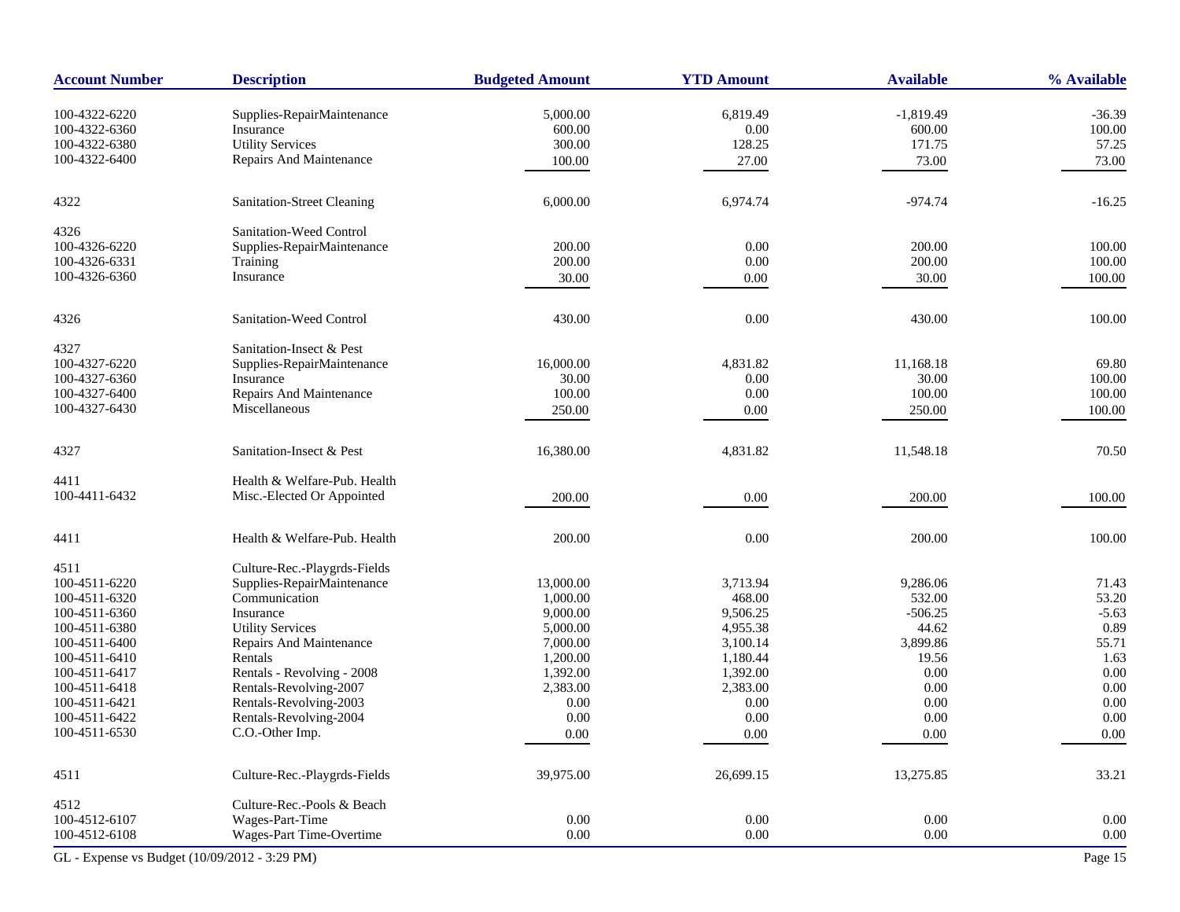| Account Number | Description | Budgeted Amount | YTD Amount | Available | % Available |
|---|---|---|---|---|---|
| 100-4322-6220 | Supplies-RepairMaintenance | 5,000.00 | 6,819.49 | -1,819.49 | -36.39 |
| 100-4322-6360 | Insurance | 600.00 | 0.00 | 600.00 | 100.00 |
| 100-4322-6380 | Utility Services | 300.00 | 128.25 | 171.75 | 57.25 |
| 100-4322-6400 | Repairs And Maintenance | 100.00 | 27.00 | 73.00 | 73.00 |
| 4322 | Sanitation-Street Cleaning | 6,000.00 | 6,974.74 | -974.74 | -16.25 |
| 4326 | Sanitation-Weed Control | | | | |
| 100-4326-6220 | Supplies-RepairMaintenance | 200.00 | 0.00 | 200.00 | 100.00 |
| 100-4326-6331 | Training | 200.00 | 0.00 | 200.00 | 100.00 |
| 100-4326-6360 | Insurance | 30.00 | 0.00 | 30.00 | 100.00 |
| 4326 | Sanitation-Weed Control | 430.00 | 0.00 | 430.00 | 100.00 |
| 4327 | Sanitation-Insect & Pest | | | | |
| 100-4327-6220 | Supplies-RepairMaintenance | 16,000.00 | 4,831.82 | 11,168.18 | 69.80 |
| 100-4327-6360 | Insurance | 30.00 | 0.00 | 30.00 | 100.00 |
| 100-4327-6400 | Repairs And Maintenance | 100.00 | 0.00 | 100.00 | 100.00 |
| 100-4327-6430 | Miscellaneous | 250.00 | 0.00 | 250.00 | 100.00 |
| 4327 | Sanitation-Insect & Pest | 16,380.00 | 4,831.82 | 11,548.18 | 70.50 |
| 4411 | Health & Welfare-Pub. Health | | | | |
| 100-4411-6432 | Misc.-Elected Or Appointed | 200.00 | 0.00 | 200.00 | 100.00 |
| 4411 | Health & Welfare-Pub. Health | 200.00 | 0.00 | 200.00 | 100.00 |
| 4511 | Culture-Rec.-Playgrds-Fields | | | | |
| 100-4511-6220 | Supplies-RepairMaintenance | 13,000.00 | 3,713.94 | 9,286.06 | 71.43 |
| 100-4511-6320 | Communication | 1,000.00 | 468.00 | 532.00 | 53.20 |
| 100-4511-6360 | Insurance | 9,000.00 | 9,506.25 | -506.25 | -5.63 |
| 100-4511-6380 | Utility Services | 5,000.00 | 4,955.38 | 44.62 | 0.89 |
| 100-4511-6400 | Repairs And Maintenance | 7,000.00 | 3,100.14 | 3,899.86 | 55.71 |
| 100-4511-6410 | Rentals | 1,200.00 | 1,180.44 | 19.56 | 1.63 |
| 100-4511-6417 | Rentals - Revolving - 2008 | 1,392.00 | 1,392.00 | 0.00 | 0.00 |
| 100-4511-6418 | Rentals-Revolving-2007 | 2,383.00 | 2,383.00 | 0.00 | 0.00 |
| 100-4511-6421 | Rentals-Revolving-2003 | 0.00 | 0.00 | 0.00 | 0.00 |
| 100-4511-6422 | Rentals-Revolving-2004 | 0.00 | 0.00 | 0.00 | 0.00 |
| 100-4511-6530 | C.O.-Other Imp. | 0.00 | 0.00 | 0.00 | 0.00 |
| 4511 | Culture-Rec.-Playgrds-Fields | 39,975.00 | 26,699.15 | 13,275.85 | 33.21 |
| 4512 | Culture-Rec.-Pools & Beach | | | | |
| 100-4512-6107 | Wages-Part-Time | 0.00 | 0.00 | 0.00 | 0.00 |
| 100-4512-6108 | Wages-Part Time-Overtime | 0.00 | 0.00 | 0.00 | 0.00 |

GL - Expense vs Budget (10/09/2012 - 3:29 PM)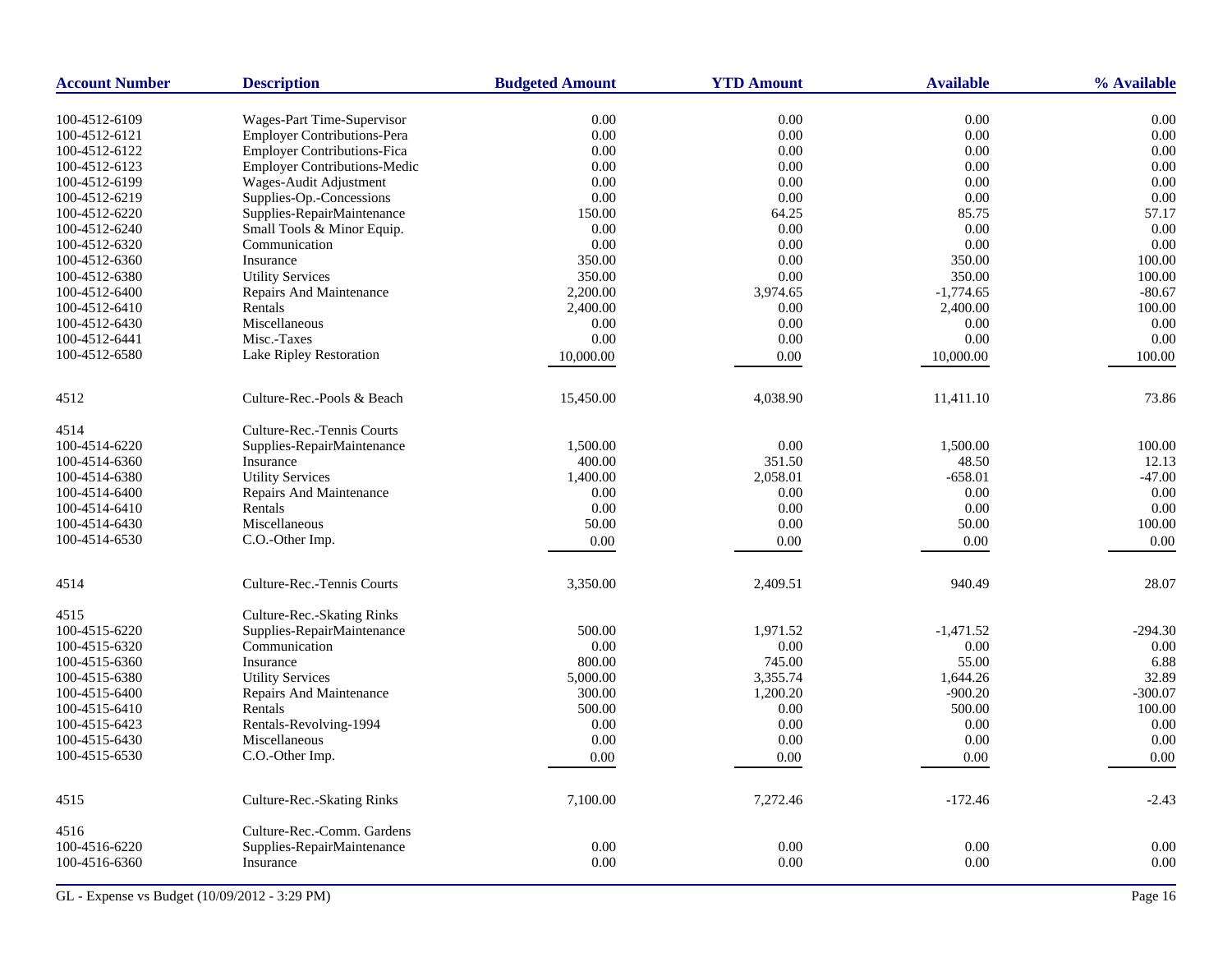| Account Number | Description | Budgeted Amount | YTD Amount | Available | % Available |
|---|---|---|---|---|---|
| 100-4512-6109 | Wages-Part Time-Supervisor | 0.00 | 0.00 | 0.00 | 0.00 |
| 100-4512-6121 | Employer Contributions-Pera | 0.00 | 0.00 | 0.00 | 0.00 |
| 100-4512-6122 | Employer Contributions-Fica | 0.00 | 0.00 | 0.00 | 0.00 |
| 100-4512-6123 | Employer Contributions-Medic | 0.00 | 0.00 | 0.00 | 0.00 |
| 100-4512-6199 | Wages-Audit Adjustment | 0.00 | 0.00 | 0.00 | 0.00 |
| 100-4512-6219 | Supplies-Op.-Concessions | 0.00 | 0.00 | 0.00 | 0.00 |
| 100-4512-6220 | Supplies-RepairMaintenance | 150.00 | 64.25 | 85.75 | 57.17 |
| 100-4512-6240 | Small Tools & Minor Equip. | 0.00 | 0.00 | 0.00 | 0.00 |
| 100-4512-6320 | Communication | 0.00 | 0.00 | 0.00 | 0.00 |
| 100-4512-6360 | Insurance | 350.00 | 0.00 | 350.00 | 100.00 |
| 100-4512-6380 | Utility Services | 350.00 | 0.00 | 350.00 | 100.00 |
| 100-4512-6400 | Repairs And Maintenance | 2,200.00 | 3,974.65 | -1,774.65 | -80.67 |
| 100-4512-6410 | Rentals | 2,400.00 | 0.00 | 2,400.00 | 100.00 |
| 100-4512-6430 | Miscellaneous | 0.00 | 0.00 | 0.00 | 0.00 |
| 100-4512-6441 | Misc.-Taxes | 0.00 | 0.00 | 0.00 | 0.00 |
| 100-4512-6580 | Lake Ripley Restoration | 10,000.00 | 0.00 | 10,000.00 | 100.00 |
| 4512 | Culture-Rec.-Pools & Beach | 15,450.00 | 4,038.90 | 11,411.10 | 73.86 |
| 4514 | Culture-Rec.-Tennis Courts | | | | |
| 100-4514-6220 | Supplies-RepairMaintenance | 1,500.00 | 0.00 | 1,500.00 | 100.00 |
| 100-4514-6360 | Insurance | 400.00 | 351.50 | 48.50 | 12.13 |
| 100-4514-6380 | Utility Services | 1,400.00 | 2,058.01 | -658.01 | -47.00 |
| 100-4514-6400 | Repairs And Maintenance | 0.00 | 0.00 | 0.00 | 0.00 |
| 100-4514-6410 | Rentals | 0.00 | 0.00 | 0.00 | 0.00 |
| 100-4514-6430 | Miscellaneous | 50.00 | 0.00 | 50.00 | 100.00 |
| 100-4514-6530 | C.O.-Other Imp. | 0.00 | 0.00 | 0.00 | 0.00 |
| 4514 | Culture-Rec.-Tennis Courts | 3,350.00 | 2,409.51 | 940.49 | 28.07 |
| 4515 | Culture-Rec.-Skating Rinks | | | | |
| 100-4515-6220 | Supplies-RepairMaintenance | 500.00 | 1,971.52 | -1,471.52 | -294.30 |
| 100-4515-6320 | Communication | 0.00 | 0.00 | 0.00 | 0.00 |
| 100-4515-6360 | Insurance | 800.00 | 745.00 | 55.00 | 6.88 |
| 100-4515-6380 | Utility Services | 5,000.00 | 3,355.74 | 1,644.26 | 32.89 |
| 100-4515-6400 | Repairs And Maintenance | 300.00 | 1,200.20 | -900.20 | -300.07 |
| 100-4515-6410 | Rentals | 500.00 | 0.00 | 500.00 | 100.00 |
| 100-4515-6423 | Rentals-Revolving-1994 | 0.00 | 0.00 | 0.00 | 0.00 |
| 100-4515-6430 | Miscellaneous | 0.00 | 0.00 | 0.00 | 0.00 |
| 100-4515-6530 | C.O.-Other Imp. | 0.00 | 0.00 | 0.00 | 0.00 |
| 4515 | Culture-Rec.-Skating Rinks | 7,100.00 | 7,272.46 | -172.46 | -2.43 |
| 4516 | Culture-Rec.-Comm. Gardens | | | | |
| 100-4516-6220 | Supplies-RepairMaintenance | 0.00 | 0.00 | 0.00 | 0.00 |
| 100-4516-6360 | Insurance | 0.00 | 0.00 | 0.00 | 0.00 |

GL - Expense vs Budget (10/09/2012 - 3:29 PM)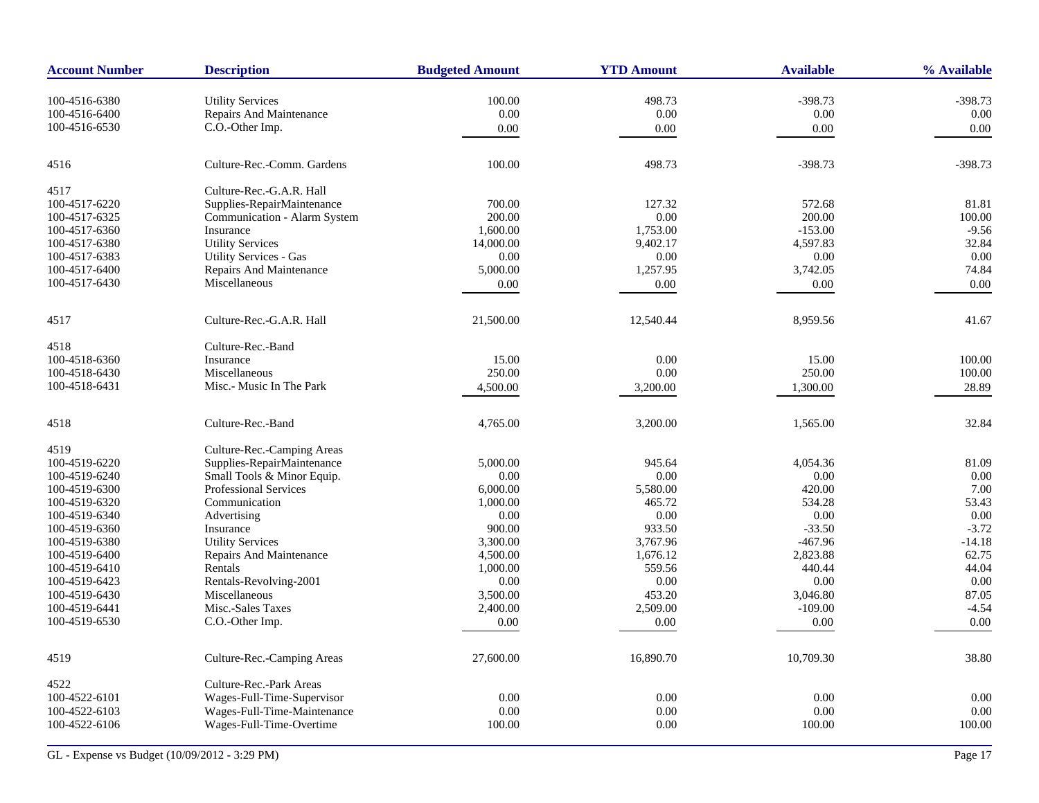| Account Number | Description | Budgeted Amount | YTD Amount | Available | % Available |
|---|---|---|---|---|---|
| 100-4516-6380 | Utility Services | 100.00 | 498.73 | -398.73 | -398.73 |
| 100-4516-6400 | Repairs And Maintenance | 0.00 | 0.00 | 0.00 | 0.00 |
| 100-4516-6530 | C.O.-Other Imp. | 0.00 | 0.00 | 0.00 | 0.00 |
| 4516 | Culture-Rec.-Comm. Gardens | 100.00 | 498.73 | -398.73 | -398.73 |
| 4517 | Culture-Rec.-G.A.R. Hall | | | | |
| 100-4517-6220 | Supplies-RepairMaintenance | 700.00 | 127.32 | 572.68 | 81.81 |
| 100-4517-6325 | Communication - Alarm System | 200.00 | 0.00 | 200.00 | 100.00 |
| 100-4517-6360 | Insurance | 1,600.00 | 1,753.00 | -153.00 | -9.56 |
| 100-4517-6380 | Utility Services | 14,000.00 | 9,402.17 | 4,597.83 | 32.84 |
| 100-4517-6383 | Utility Services - Gas | 0.00 | 0.00 | 0.00 | 0.00 |
| 100-4517-6400 | Repairs And Maintenance | 5,000.00 | 1,257.95 | 3,742.05 | 74.84 |
| 100-4517-6430 | Miscellaneous | 0.00 | 0.00 | 0.00 | 0.00 |
| 4517 | Culture-Rec.-G.A.R. Hall | 21,500.00 | 12,540.44 | 8,959.56 | 41.67 |
| 4518 | Culture-Rec.-Band | | | | |
| 100-4518-6360 | Insurance | 15.00 | 0.00 | 15.00 | 100.00 |
| 100-4518-6430 | Miscellaneous | 250.00 | 0.00 | 250.00 | 100.00 |
| 100-4518-6431 | Misc.- Music In The Park | 4,500.00 | 3,200.00 | 1,300.00 | 28.89 |
| 4518 | Culture-Rec.-Band | 4,765.00 | 3,200.00 | 1,565.00 | 32.84 |
| 4519 | Culture-Rec.-Camping Areas | | | | |
| 100-4519-6220 | Supplies-RepairMaintenance | 5,000.00 | 945.64 | 4,054.36 | 81.09 |
| 100-4519-6240 | Small Tools & Minor Equip. | 0.00 | 0.00 | 0.00 | 0.00 |
| 100-4519-6300 | Professional Services | 6,000.00 | 5,580.00 | 420.00 | 7.00 |
| 100-4519-6320 | Communication | 1,000.00 | 465.72 | 534.28 | 53.43 |
| 100-4519-6340 | Advertising | 0.00 | 0.00 | 0.00 | 0.00 |
| 100-4519-6360 | Insurance | 900.00 | 933.50 | -33.50 | -3.72 |
| 100-4519-6380 | Utility Services | 3,300.00 | 3,767.96 | -467.96 | -14.18 |
| 100-4519-6400 | Repairs And Maintenance | 4,500.00 | 1,676.12 | 2,823.88 | 62.75 |
| 100-4519-6410 | Rentals | 1,000.00 | 559.56 | 440.44 | 44.04 |
| 100-4519-6423 | Rentals-Revolving-2001 | 0.00 | 0.00 | 0.00 | 0.00 |
| 100-4519-6430 | Miscellaneous | 3,500.00 | 453.20 | 3,046.80 | 87.05 |
| 100-4519-6441 | Misc.-Sales Taxes | 2,400.00 | 2,509.00 | -109.00 | -4.54 |
| 100-4519-6530 | C.O.-Other Imp. | 0.00 | 0.00 | 0.00 | 0.00 |
| 4519 | Culture-Rec.-Camping Areas | 27,600.00 | 16,890.70 | 10,709.30 | 38.80 |
| 4522 | Culture-Rec.-Park Areas | | | | |
| 100-4522-6101 | Wages-Full-Time-Supervisor | 0.00 | 0.00 | 0.00 | 0.00 |
| 100-4522-6103 | Wages-Full-Time-Maintenance | 0.00 | 0.00 | 0.00 | 0.00 |
| 100-4522-6106 | Wages-Full-Time-Overtime | 100.00 | 0.00 | 100.00 | 100.00 |

GL - Expense vs Budget (10/09/2012 - 3:29 PM)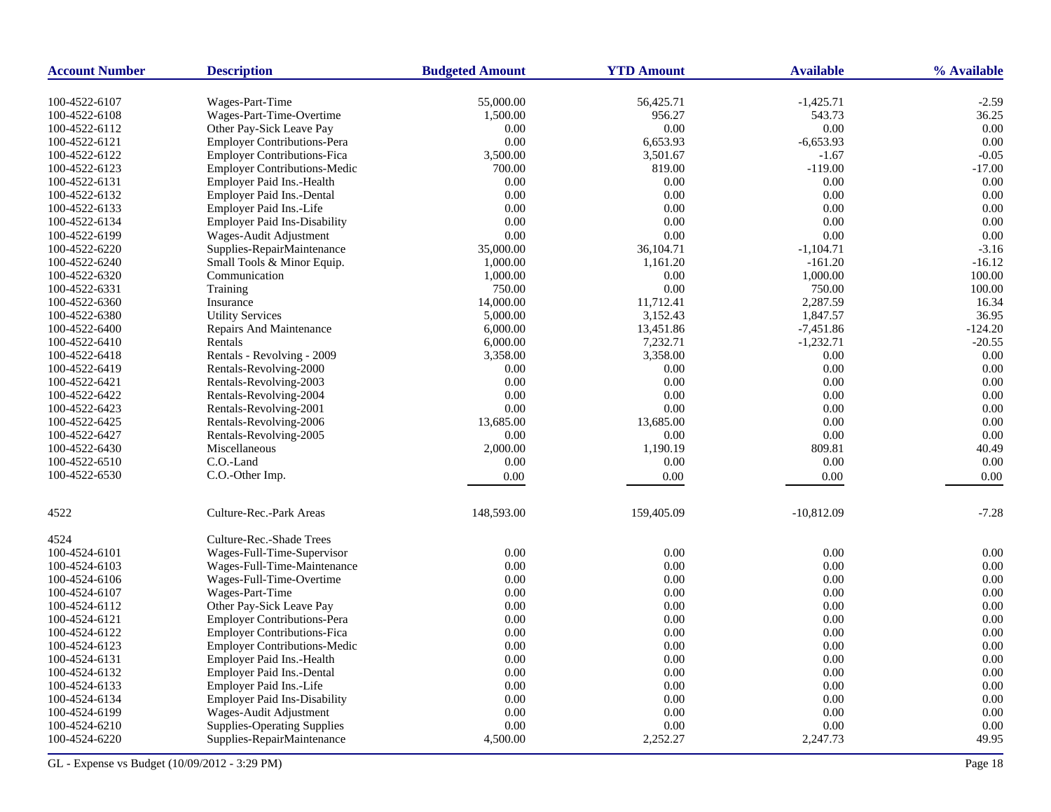| Account Number | Description | Budgeted Amount | YTD Amount | Available | % Available |
|---|---|---|---|---|---|
| 100-4522-6107 | Wages-Part-Time | 55,000.00 | 56,425.71 | -1,425.71 | -2.59 |
| 100-4522-6108 | Wages-Part-Time-Overtime | 1,500.00 | 956.27 | 543.73 | 36.25 |
| 100-4522-6112 | Other Pay-Sick Leave Pay | 0.00 | 0.00 | 0.00 | 0.00 |
| 100-4522-6121 | Employer Contributions-Pera | 0.00 | 6,653.93 | -6,653.93 | 0.00 |
| 100-4522-6122 | Employer Contributions-Fica | 3,500.00 | 3,501.67 | -1.67 | -0.05 |
| 100-4522-6123 | Employer Contributions-Medic | 700.00 | 819.00 | -119.00 | -17.00 |
| 100-4522-6131 | Employer Paid Ins.-Health | 0.00 | 0.00 | 0.00 | 0.00 |
| 100-4522-6132 | Employer Paid Ins.-Dental | 0.00 | 0.00 | 0.00 | 0.00 |
| 100-4522-6133 | Employer Paid Ins.-Life | 0.00 | 0.00 | 0.00 | 0.00 |
| 100-4522-6134 | Employer Paid Ins-Disability | 0.00 | 0.00 | 0.00 | 0.00 |
| 100-4522-6199 | Wages-Audit Adjustment | 0.00 | 0.00 | 0.00 | 0.00 |
| 100-4522-6220 | Supplies-RepairMaintenance | 35,000.00 | 36,104.71 | -1,104.71 | -3.16 |
| 100-4522-6240 | Small Tools & Minor Equip. | 1,000.00 | 1,161.20 | -161.20 | -16.12 |
| 100-4522-6320 | Communication | 1,000.00 | 0.00 | 1,000.00 | 100.00 |
| 100-4522-6331 | Training | 750.00 | 0.00 | 750.00 | 100.00 |
| 100-4522-6360 | Insurance | 14,000.00 | 11,712.41 | 2,287.59 | 16.34 |
| 100-4522-6380 | Utility Services | 5,000.00 | 3,152.43 | 1,847.57 | 36.95 |
| 100-4522-6400 | Repairs And Maintenance | 6,000.00 | 13,451.86 | -7,451.86 | -124.20 |
| 100-4522-6410 | Rentals | 6,000.00 | 7,232.71 | -1,232.71 | -20.55 |
| 100-4522-6418 | Rentals - Revolving - 2009 | 3,358.00 | 3,358.00 | 0.00 | 0.00 |
| 100-4522-6419 | Rentals-Revolving-2000 | 0.00 | 0.00 | 0.00 | 0.00 |
| 100-4522-6421 | Rentals-Revolving-2003 | 0.00 | 0.00 | 0.00 | 0.00 |
| 100-4522-6422 | Rentals-Revolving-2004 | 0.00 | 0.00 | 0.00 | 0.00 |
| 100-4522-6423 | Rentals-Revolving-2001 | 0.00 | 0.00 | 0.00 | 0.00 |
| 100-4522-6425 | Rentals-Revolving-2006 | 13,685.00 | 13,685.00 | 0.00 | 0.00 |
| 100-4522-6427 | Rentals-Revolving-2005 | 0.00 | 0.00 | 0.00 | 0.00 |
| 100-4522-6430 | Miscellaneous | 2,000.00 | 1,190.19 | 809.81 | 40.49 |
| 100-4522-6510 | C.O.-Land | 0.00 | 0.00 | 0.00 | 0.00 |
| 100-4522-6530 | C.O.-Other Imp. | 0.00 | 0.00 | 0.00 | 0.00 |
| 4522 | Culture-Rec.-Park Areas | 148,593.00 | 159,405.09 | -10,812.09 | -7.28 |
| 4524 | Culture-Rec.-Shade Trees | | | | |
| 100-4524-6101 | Wages-Full-Time-Supervisor | 0.00 | 0.00 | 0.00 | 0.00 |
| 100-4524-6103 | Wages-Full-Time-Maintenance | 0.00 | 0.00 | 0.00 | 0.00 |
| 100-4524-6106 | Wages-Full-Time-Overtime | 0.00 | 0.00 | 0.00 | 0.00 |
| 100-4524-6107 | Wages-Part-Time | 0.00 | 0.00 | 0.00 | 0.00 |
| 100-4524-6112 | Other Pay-Sick Leave Pay | 0.00 | 0.00 | 0.00 | 0.00 |
| 100-4524-6121 | Employer Contributions-Pera | 0.00 | 0.00 | 0.00 | 0.00 |
| 100-4524-6122 | Employer Contributions-Fica | 0.00 | 0.00 | 0.00 | 0.00 |
| 100-4524-6123 | Employer Contributions-Medic | 0.00 | 0.00 | 0.00 | 0.00 |
| 100-4524-6131 | Employer Paid Ins.-Health | 0.00 | 0.00 | 0.00 | 0.00 |
| 100-4524-6132 | Employer Paid Ins.-Dental | 0.00 | 0.00 | 0.00 | 0.00 |
| 100-4524-6133 | Employer Paid Ins.-Life | 0.00 | 0.00 | 0.00 | 0.00 |
| 100-4524-6134 | Employer Paid Ins-Disability | 0.00 | 0.00 | 0.00 | 0.00 |
| 100-4524-6199 | Wages-Audit Adjustment | 0.00 | 0.00 | 0.00 | 0.00 |
| 100-4524-6210 | Supplies-Operating Supplies | 0.00 | 0.00 | 0.00 | 0.00 |
| 100-4524-6220 | Supplies-RepairMaintenance | 4,500.00 | 2,252.27 | 2,247.73 | 49.95 |

GL - Expense vs Budget (10/09/2012 - 3:29 PM)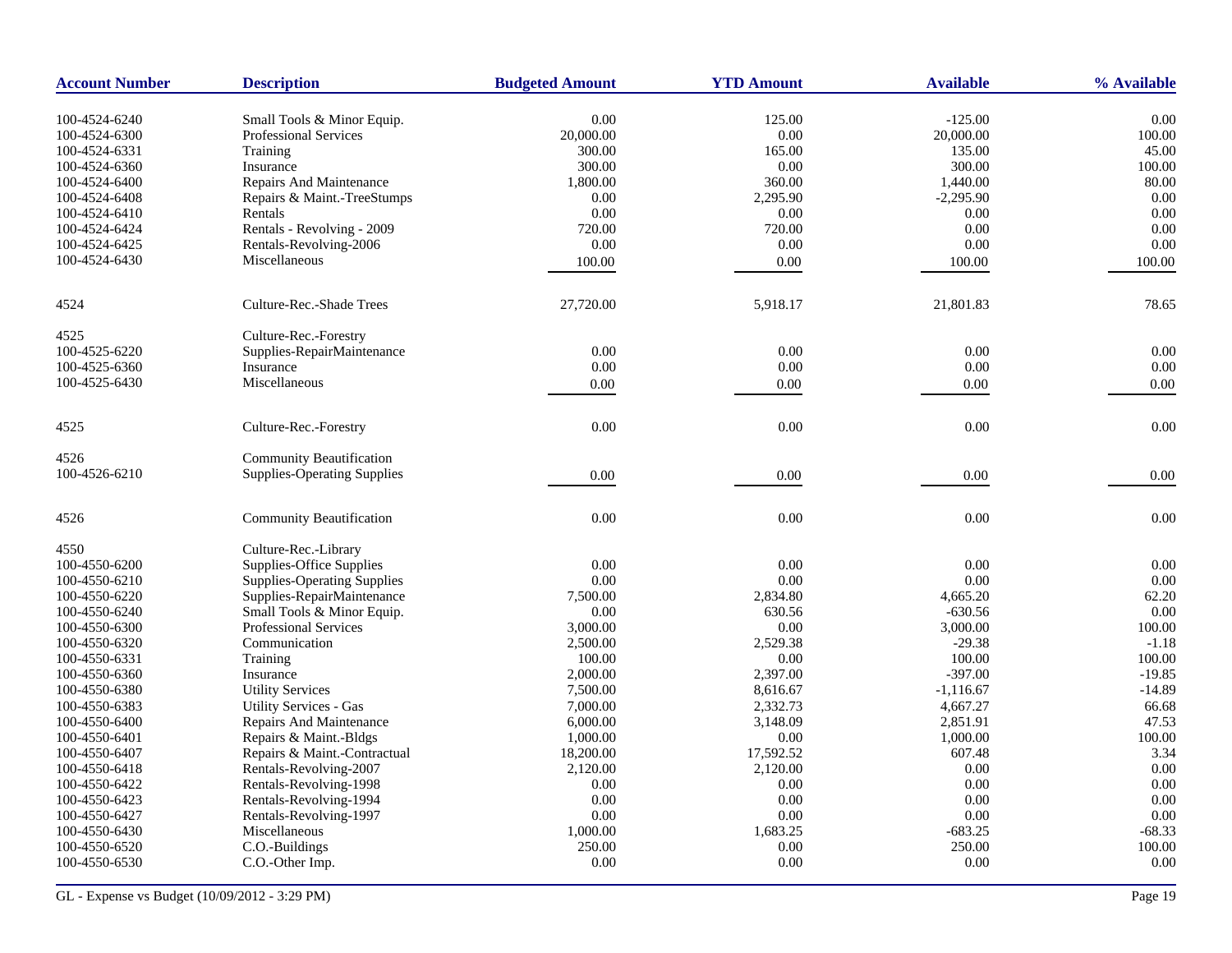| Account Number | Description | Budgeted Amount | YTD Amount | Available | % Available |
|---|---|---|---|---|---|
| 100-4524-6240 | Small Tools & Minor Equip. | 0.00 | 125.00 | -125.00 | 0.00 |
| 100-4524-6300 | Professional Services | 20,000.00 | 0.00 | 20,000.00 | 100.00 |
| 100-4524-6331 | Training | 300.00 | 165.00 | 135.00 | 45.00 |
| 100-4524-6360 | Insurance | 300.00 | 0.00 | 300.00 | 100.00 |
| 100-4524-6400 | Repairs And Maintenance | 1,800.00 | 360.00 | 1,440.00 | 80.00 |
| 100-4524-6408 | Repairs & Maint.-TreeStumps | 0.00 | 2,295.90 | -2,295.90 | 0.00 |
| 100-4524-6410 | Rentals | 0.00 | 0.00 | 0.00 | 0.00 |
| 100-4524-6424 | Rentals - Revolving - 2009 | 720.00 | 720.00 | 0.00 | 0.00 |
| 100-4524-6425 | Rentals-Revolving-2006 | 0.00 | 0.00 | 0.00 | 0.00 |
| 100-4524-6430 | Miscellaneous | 100.00 | 0.00 | 100.00 | 100.00 |
| 4524 | Culture-Rec.-Shade Trees | 27,720.00 | 5,918.17 | 21,801.83 | 78.65 |
| 4525 | Culture-Rec.-Forestry | | | | |
| 100-4525-6220 | Supplies-RepairMaintenance | 0.00 | 0.00 | 0.00 | 0.00 |
| 100-4525-6360 | Insurance | 0.00 | 0.00 | 0.00 | 0.00 |
| 100-4525-6430 | Miscellaneous | 0.00 | 0.00 | 0.00 | 0.00 |
| 4525 | Culture-Rec.-Forestry | 0.00 | 0.00 | 0.00 | 0.00 |
| 4526 | Community Beautification | | | | |
| 100-4526-6210 | Supplies-Operating Supplies | 0.00 | 0.00 | 0.00 | 0.00 |
| 4526 | Community Beautification | 0.00 | 0.00 | 0.00 | 0.00 |
| 4550 | Culture-Rec.-Library | | | | |
| 100-4550-6200 | Supplies-Office Supplies | 0.00 | 0.00 | 0.00 | 0.00 |
| 100-4550-6210 | Supplies-Operating Supplies | 0.00 | 0.00 | 0.00 | 0.00 |
| 100-4550-6220 | Supplies-RepairMaintenance | 7,500.00 | 2,834.80 | 4,665.20 | 62.20 |
| 100-4550-6240 | Small Tools & Minor Equip. | 0.00 | 630.56 | -630.56 | 0.00 |
| 100-4550-6300 | Professional Services | 3,000.00 | 0.00 | 3,000.00 | 100.00 |
| 100-4550-6320 | Communication | 2,500.00 | 2,529.38 | -29.38 | -1.18 |
| 100-4550-6331 | Training | 100.00 | 0.00 | 100.00 | 100.00 |
| 100-4550-6360 | Insurance | 2,000.00 | 2,397.00 | -397.00 | -19.85 |
| 100-4550-6380 | Utility Services | 7,500.00 | 8,616.67 | -1,116.67 | -14.89 |
| 100-4550-6383 | Utility Services - Gas | 7,000.00 | 2,332.73 | 4,667.27 | 66.68 |
| 100-4550-6400 | Repairs And Maintenance | 6,000.00 | 3,148.09 | 2,851.91 | 47.53 |
| 100-4550-6401 | Repairs & Maint.-Bldgs | 1,000.00 | 0.00 | 1,000.00 | 100.00 |
| 100-4550-6407 | Repairs & Maint.-Contractual | 18,200.00 | 17,592.52 | 607.48 | 3.34 |
| 100-4550-6418 | Rentals-Revolving-2007 | 2,120.00 | 2,120.00 | 0.00 | 0.00 |
| 100-4550-6422 | Rentals-Revolving-1998 | 0.00 | 0.00 | 0.00 | 0.00 |
| 100-4550-6423 | Rentals-Revolving-1994 | 0.00 | 0.00 | 0.00 | 0.00 |
| 100-4550-6427 | Rentals-Revolving-1997 | 0.00 | 0.00 | 0.00 | 0.00 |
| 100-4550-6430 | Miscellaneous | 1,000.00 | 1,683.25 | -683.25 | -68.33 |
| 100-4550-6520 | C.O.-Buildings | 250.00 | 0.00 | 250.00 | 100.00 |
| 100-4550-6530 | C.O.-Other Imp. | 0.00 | 0.00 | 0.00 | 0.00 |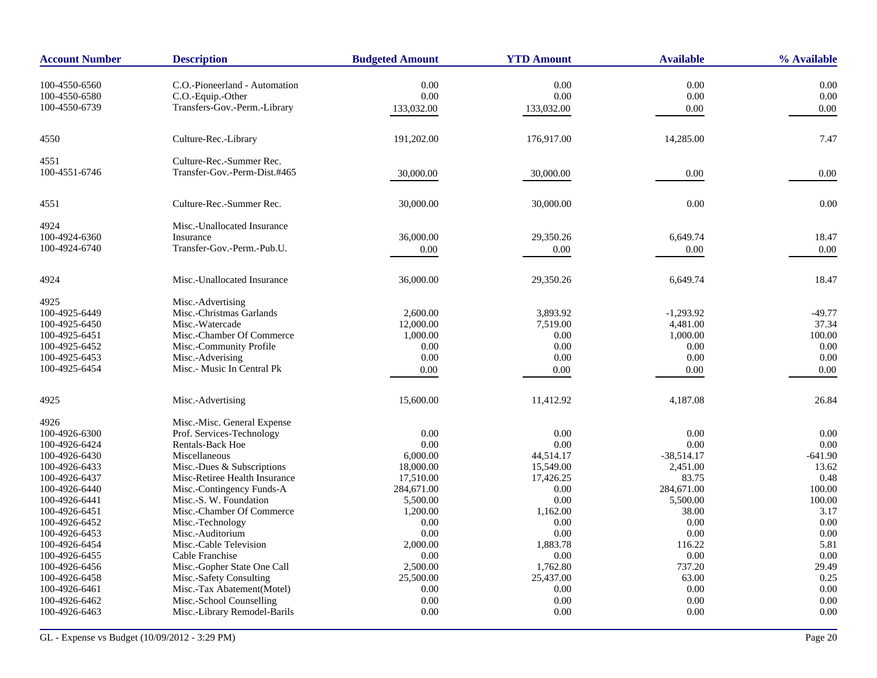| Account Number | Description | Budgeted Amount | YTD Amount | Available | % Available |
|---|---|---|---|---|---|
| 100-4550-6560 | C.O.-Pioneerland - Automation | 0.00 | 0.00 | 0.00 | 0.00 |
| 100-4550-6580 | C.O.-Equip.-Other | 0.00 | 0.00 | 0.00 | 0.00 |
| 100-4550-6739 | Transfers-Gov.-Perm.-Library | 133,032.00 | 133,032.00 | 0.00 | 0.00 |
| 4550 | Culture-Rec.-Library | 191,202.00 | 176,917.00 | 14,285.00 | 7.47 |
| 4551 | Culture-Rec.-Summer Rec. | | | | |
| 100-4551-6746 | Transfer-Gov.-Perm-Dist.#465 | 30,000.00 | 30,000.00 | 0.00 | 0.00 |
| 4551 | Culture-Rec.-Summer Rec. | 30,000.00 | 30,000.00 | 0.00 | 0.00 |
| 4924 | Misc.-Unallocated Insurance | | | | |
| 100-4924-6360 | Insurance | 36,000.00 | 29,350.26 | 6,649.74 | 18.47 |
| 100-4924-6740 | Transfer-Gov.-Perm.-Pub.U. | 0.00 | 0.00 | 0.00 | 0.00 |
| 4924 | Misc.-Unallocated Insurance | 36,000.00 | 29,350.26 | 6,649.74 | 18.47 |
| 4925 | Misc.-Advertising | | | | |
| 100-4925-6449 | Misc.-Christmas Garlands | 2,600.00 | 3,893.92 | -1,293.92 | -49.77 |
| 100-4925-6450 | Misc.-Watercade | 12,000.00 | 7,519.00 | 4,481.00 | 37.34 |
| 100-4925-6451 | Misc.-Chamber Of Commerce | 1,000.00 | 0.00 | 1,000.00 | 100.00 |
| 100-4925-6452 | Misc.-Community Profile | 0.00 | 0.00 | 0.00 | 0.00 |
| 100-4925-6453 | Misc.-Adverising | 0.00 | 0.00 | 0.00 | 0.00 |
| 100-4925-6454 | Misc.- Music In Central Pk | 0.00 | 0.00 | 0.00 | 0.00 |
| 4925 | Misc.-Advertising | 15,600.00 | 11,412.92 | 4,187.08 | 26.84 |
| 4926 | Misc.-Misc. General Expense | | | | |
| 100-4926-6300 | Prof. Services-Technology | 0.00 | 0.00 | 0.00 | 0.00 |
| 100-4926-6424 | Rentals-Back Hoe | 0.00 | 0.00 | 0.00 | 0.00 |
| 100-4926-6430 | Miscellaneous | 6,000.00 | 44,514.17 | -38,514.17 | -641.90 |
| 100-4926-6433 | Misc.-Dues & Subscriptions | 18,000.00 | 15,549.00 | 2,451.00 | 13.62 |
| 100-4926-6437 | Misc-Retiree Health Insurance | 17,510.00 | 17,426.25 | 83.75 | 0.48 |
| 100-4926-6440 | Misc.-Contingency Funds-A | 284,671.00 | 0.00 | 284,671.00 | 100.00 |
| 100-4926-6441 | Misc.-S. W. Foundation | 5,500.00 | 0.00 | 5,500.00 | 100.00 |
| 100-4926-6451 | Misc.-Chamber Of Commerce | 1,200.00 | 1,162.00 | 38.00 | 3.17 |
| 100-4926-6452 | Misc.-Technology | 0.00 | 0.00 | 0.00 | 0.00 |
| 100-4926-6453 | Misc.-Auditorium | 0.00 | 0.00 | 0.00 | 0.00 |
| 100-4926-6454 | Misc.-Cable Television | 2,000.00 | 1,883.78 | 116.22 | 5.81 |
| 100-4926-6455 | Cable Franchise | 0.00 | 0.00 | 0.00 | 0.00 |
| 100-4926-6456 | Misc.-Gopher State One Call | 2,500.00 | 1,762.80 | 737.20 | 29.49 |
| 100-4926-6458 | Misc.-Safety Consulting | 25,500.00 | 25,437.00 | 63.00 | 0.25 |
| 100-4926-6461 | Misc.-Tax Abatement(Motel) | 0.00 | 0.00 | 0.00 | 0.00 |
| 100-4926-6462 | Misc.-School Counselling | 0.00 | 0.00 | 0.00 | 0.00 |
| 100-4926-6463 | Misc.-Library Remodel-Barils | 0.00 | 0.00 | 0.00 | 0.00 |

GL - Expense vs Budget (10/09/2012 - 3:29 PM)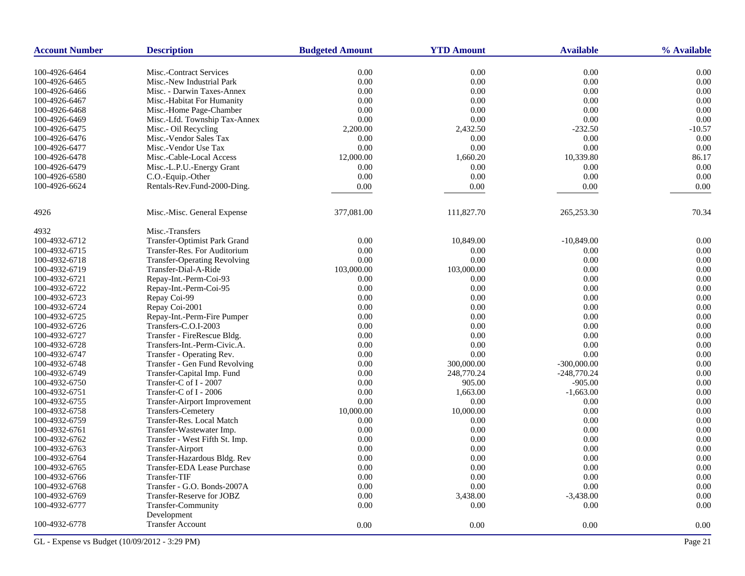| Account Number | Description | Budgeted Amount | YTD Amount | Available | % Available |
|---|---|---|---|---|---|
| 100-4926-6464 | Misc.-Contract Services | 0.00 | 0.00 | 0.00 | 0.00 |
| 100-4926-6465 | Misc.-New Industrial Park | 0.00 | 0.00 | 0.00 | 0.00 |
| 100-4926-6466 | Misc. - Darwin Taxes-Annex | 0.00 | 0.00 | 0.00 | 0.00 |
| 100-4926-6467 | Misc.-Habitat For Humanity | 0.00 | 0.00 | 0.00 | 0.00 |
| 100-4926-6468 | Misc.-Home Page-Chamber | 0.00 | 0.00 | 0.00 | 0.00 |
| 100-4926-6469 | Misc.-Lfd. Township Tax-Annex | 0.00 | 0.00 | 0.00 | 0.00 |
| 100-4926-6475 | Misc.- Oil Recycling | 2,200.00 | 2,432.50 | -232.50 | -10.57 |
| 100-4926-6476 | Misc.-Vendor Sales Tax | 0.00 | 0.00 | 0.00 | 0.00 |
| 100-4926-6477 | Misc.-Vendor Use Tax | 0.00 | 0.00 | 0.00 | 0.00 |
| 100-4926-6478 | Misc.-Cable-Local Access | 12,000.00 | 1,660.20 | 10,339.80 | 86.17 |
| 100-4926-6479 | Misc.-L.P.U.-Energy Grant | 0.00 | 0.00 | 0.00 | 0.00 |
| 100-4926-6580 | C.O.-Equip.-Other | 0.00 | 0.00 | 0.00 | 0.00 |
| 100-4926-6624 | Rentals-Rev.Fund-2000-Ding. | 0.00 | 0.00 | 0.00 | 0.00 |
| 4926 | Misc.-Misc. General Expense | 377,081.00 | 111,827.70 | 265,253.30 | 70.34 |
| 4932 | Misc.-Transfers | | | | |
| 100-4932-6712 | Transfer-Optimist Park Grand | 0.00 | 10,849.00 | -10,849.00 | 0.00 |
| 100-4932-6715 | Transfer-Res. For Auditorium | 0.00 | 0.00 | 0.00 | 0.00 |
| 100-4932-6718 | Transfer-Operating Revolving | 0.00 | 0.00 | 0.00 | 0.00 |
| 100-4932-6719 | Transfer-Dial-A-Ride | 103,000.00 | 103,000.00 | 0.00 | 0.00 |
| 100-4932-6721 | Repay-Int.-Perm-Coi-93 | 0.00 | 0.00 | 0.00 | 0.00 |
| 100-4932-6722 | Repay-Int.-Perm-Coi-95 | 0.00 | 0.00 | 0.00 | 0.00 |
| 100-4932-6723 | Repay Coi-99 | 0.00 | 0.00 | 0.00 | 0.00 |
| 100-4932-6724 | Repay Coi-2001 | 0.00 | 0.00 | 0.00 | 0.00 |
| 100-4932-6725 | Repay-Int.-Perm-Fire Pumper | 0.00 | 0.00 | 0.00 | 0.00 |
| 100-4932-6726 | Transfers-C.O.I-2003 | 0.00 | 0.00 | 0.00 | 0.00 |
| 100-4932-6727 | Transfer - FireRescue Bldg. | 0.00 | 0.00 | 0.00 | 0.00 |
| 100-4932-6728 | Transfers-Int.-Perm-Civic.A. | 0.00 | 0.00 | 0.00 | 0.00 |
| 100-4932-6747 | Transfer - Operating Rev. | 0.00 | 0.00 | 0.00 | 0.00 |
| 100-4932-6748 | Transfer - Gen Fund Revolving | 0.00 | 300,000.00 | -300,000.00 | 0.00 |
| 100-4932-6749 | Transfer-Capital Imp. Fund | 0.00 | 248,770.24 | -248,770.24 | 0.00 |
| 100-4932-6750 | Transfer-C of I - 2007 | 0.00 | 905.00 | -905.00 | 0.00 |
| 100-4932-6751 | Transfer-C of I - 2006 | 0.00 | 1,663.00 | -1,663.00 | 0.00 |
| 100-4932-6755 | Transfer-Airport Improvement | 0.00 | 0.00 | 0.00 | 0.00 |
| 100-4932-6758 | Transfers-Cemetery | 10,000.00 | 10,000.00 | 0.00 | 0.00 |
| 100-4932-6759 | Transfer-Res. Local Match | 0.00 | 0.00 | 0.00 | 0.00 |
| 100-4932-6761 | Transfer-Wastewater Imp. | 0.00 | 0.00 | 0.00 | 0.00 |
| 100-4932-6762 | Transfer - West Fifth St. Imp. | 0.00 | 0.00 | 0.00 | 0.00 |
| 100-4932-6763 | Transfer-Airport | 0.00 | 0.00 | 0.00 | 0.00 |
| 100-4932-6764 | Transfer-Hazardous Bldg. Rev | 0.00 | 0.00 | 0.00 | 0.00 |
| 100-4932-6765 | Transfer-EDA Lease Purchase | 0.00 | 0.00 | 0.00 | 0.00 |
| 100-4932-6766 | Transfer-TIF | 0.00 | 0.00 | 0.00 | 0.00 |
| 100-4932-6768 | Transfer - G.O. Bonds-2007A | 0.00 | 0.00 | 0.00 | 0.00 |
| 100-4932-6769 | Transfer-Reserve for JOBZ | 0.00 | 3,438.00 | -3,438.00 | 0.00 |
| 100-4932-6777 | Transfer-Community Development | 0.00 | 0.00 | 0.00 | 0.00 |
| 100-4932-6778 | Transfer Account | 0.00 | 0.00 | 0.00 | 0.00 |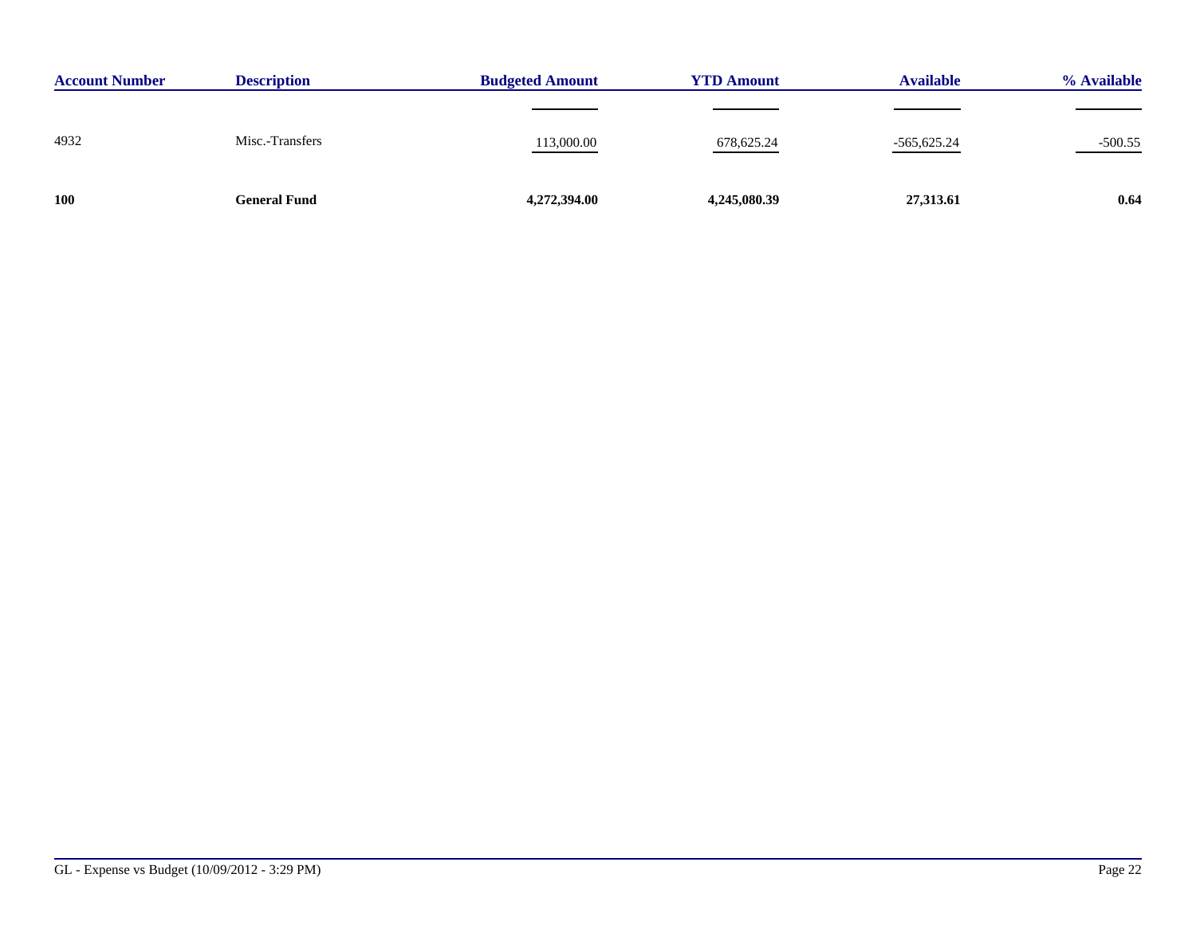| Account Number | Description | Budgeted Amount | YTD Amount | Available | % Available |
|---|---|---|---|---|---|
| 4932 | Misc.-Transfers | 113,000.00 | 678,625.24 | -565,625.24 | -500.55 |
| **100** | **General Fund** | **4,272,394.00** | **4,245,080.39** | **27,313.61** | **0.64** |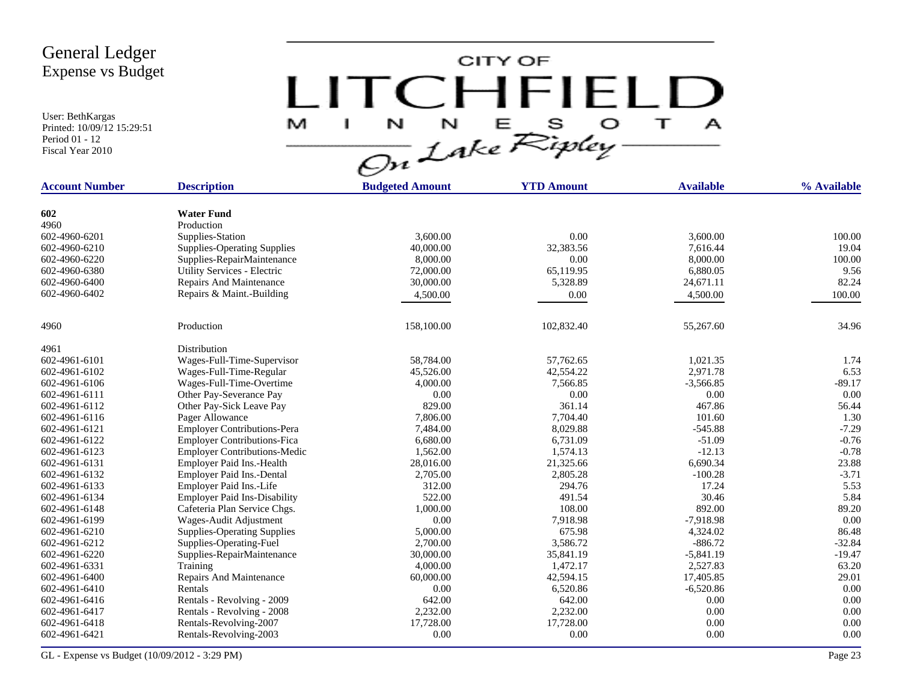# General Ledger
## Expense vs Budget

User: BethKargas
Printed: 10/09/12 15:29:51
Period 01 - 12
Fiscal Year 2010

CITY OF LITCHFIELD MINNESOTA *On Lake Ripley*

| Account Number | Description | Budgeted Amount | YTD Amount | Available | % Available |
|---|---|---|---|---|---|
| **602** | **Water Fund** | | | | |
| 4960 | Production | | | | |
| 602-4960-6201 | Supplies-Station | 3,600.00 | 0.00 | 3,600.00 | 100.00 |
| 602-4960-6210 | Supplies-Operating Supplies | 40,000.00 | 32,383.56 | 7,616.44 | 19.04 |
| 602-4960-6220 | Supplies-RepairMaintenance | 8,000.00 | 0.00 | 8,000.00 | 100.00 |
| 602-4960-6380 | Utility Services - Electric | 72,000.00 | 65,119.95 | 6,880.05 | 9.56 |
| 602-4960-6400 | Repairs And Maintenance | 30,000.00 | 5,328.89 | 24,671.11 | 82.24 |
| 602-4960-6402 | Repairs & Maint.-Building | 4,500.00 | 0.00 | 4,500.00 | 100.00 |
| 4960 | Production | 158,100.00 | 102,832.40 | 55,267.60 | 34.96 |
| 4961 | Distribution | | | | |
| 602-4961-6101 | Wages-Full-Time-Supervisor | 58,784.00 | 57,762.65 | 1,021.35 | 1.74 |
| 602-4961-6102 | Wages-Full-Time-Regular | 45,526.00 | 42,554.22 | 2,971.78 | 6.53 |
| 602-4961-6106 | Wages-Full-Time-Overtime | 4,000.00 | 7,566.85 | -3,566.85 | -89.17 |
| 602-4961-6111 | Other Pay-Severance Pay | 0.00 | 0.00 | 0.00 | 0.00 |
| 602-4961-6112 | Other Pay-Sick Leave Pay | 829.00 | 361.14 | 467.86 | 56.44 |
| 602-4961-6116 | Pager Allowance | 7,806.00 | 7,704.40 | 101.60 | 1.30 |
| 602-4961-6121 | Employer Contributions-Pera | 7,484.00 | 8,029.88 | -545.88 | -7.29 |
| 602-4961-6122 | Employer Contributions-Fica | 6,680.00 | 6,731.09 | -51.09 | -0.76 |
| 602-4961-6123 | Employer Contributions-Medic | 1,562.00 | 1,574.13 | -12.13 | -0.78 |
| 602-4961-6131 | Employer Paid Ins.-Health | 28,016.00 | 21,325.66 | 6,690.34 | 23.88 |
| 602-4961-6132 | Employer Paid Ins.-Dental | 2,705.00 | 2,805.28 | -100.28 | -3.71 |
| 602-4961-6133 | Employer Paid Ins.-Life | 312.00 | 294.76 | 17.24 | 5.53 |
| 602-4961-6134 | Employer Paid Ins-Disability | 522.00 | 491.54 | 30.46 | 5.84 |
| 602-4961-6148 | Cafeteria Plan Service Chgs. | 1,000.00 | 108.00 | 892.00 | 89.20 |
| 602-4961-6199 | Wages-Audit Adjustment | 0.00 | 7,918.98 | -7,918.98 | 0.00 |
| 602-4961-6210 | Supplies-Operating Supplies | 5,000.00 | 675.98 | 4,324.02 | 86.48 |
| 602-4961-6212 | Supplies-Operating-Fuel | 2,700.00 | 3,586.72 | -886.72 | -32.84 |
| 602-4961-6220 | Supplies-RepairMaintenance | 30,000.00 | 35,841.19 | -5,841.19 | -19.47 |
| 602-4961-6331 | Training | 4,000.00 | 1,472.17 | 2,527.83 | 63.20 |
| 602-4961-6400 | Repairs And Maintenance | 60,000.00 | 42,594.15 | 17,405.85 | 29.01 |
| 602-4961-6410 | Rentals | 0.00 | 6,520.86 | -6,520.86 | 0.00 |
| 602-4961-6416 | Rentals - Revolving - 2009 | 642.00 | 642.00 | 0.00 | 0.00 |
| 602-4961-6417 | Rentals - Revolving - 2008 | 2,232.00 | 2,232.00 | 0.00 | 0.00 |
| 602-4961-6418 | Rentals-Revolving-2007 | 17,728.00 | 17,728.00 | 0.00 | 0.00 |
| 602-4961-6421 | Rentals-Revolving-2003 | 0.00 | 0.00 | 0.00 | 0.00 |

GL - Expense vs Budget (10/09/2012 - 3:29 PM)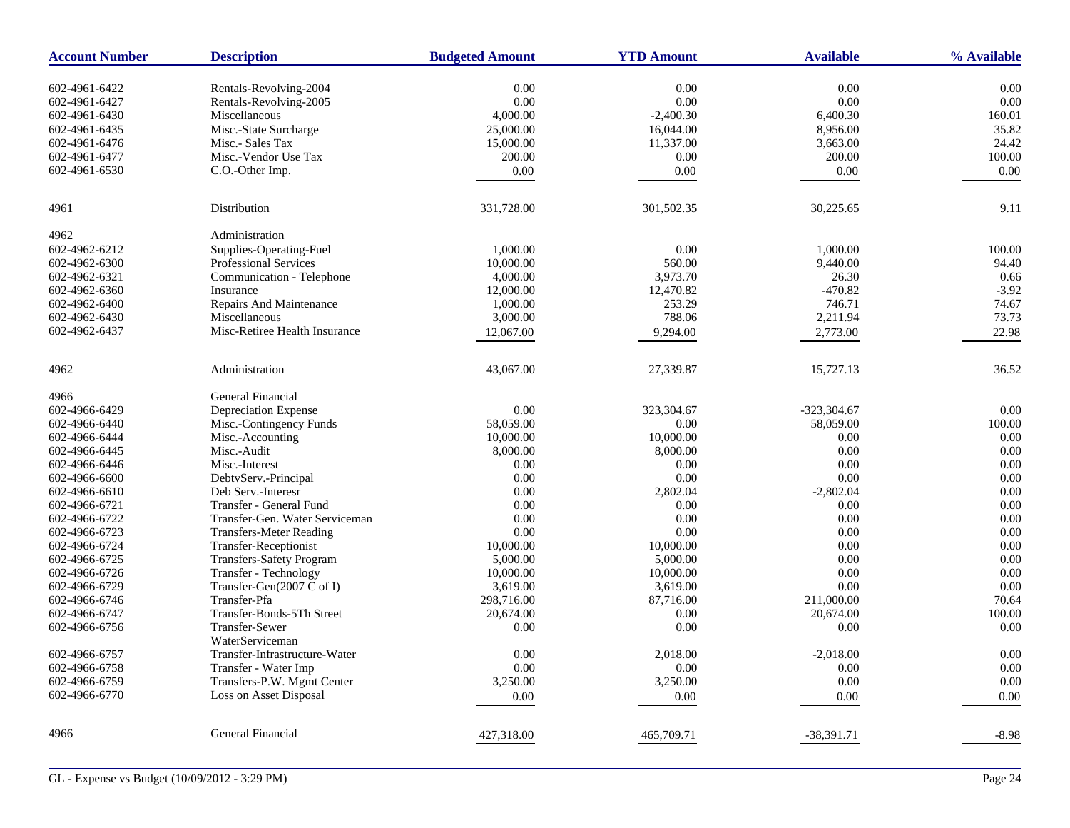| Account Number | Description | Budgeted Amount | YTD Amount | Available | % Available |
|---|---|---|---|---|---|
| 602-4961-6422 | Rentals-Revolving-2004 | 0.00 | 0.00 | 0.00 | 0.00 |
| 602-4961-6427 | Rentals-Revolving-2005 | 0.00 | 0.00 | 0.00 | 0.00 |
| 602-4961-6430 | Miscellaneous | 4,000.00 | -2,400.30 | 6,400.30 | 160.01 |
| 602-4961-6435 | Misc.-State Surcharge | 25,000.00 | 16,044.00 | 8,956.00 | 35.82 |
| 602-4961-6476 | Misc.- Sales Tax | 15,000.00 | 11,337.00 | 3,663.00 | 24.42 |
| 602-4961-6477 | Misc.-Vendor Use Tax | 200.00 | 0.00 | 200.00 | 100.00 |
| 602-4961-6530 | C.O.-Other Imp. | 0.00 | 0.00 | 0.00 | 0.00 |
| 4961 | Distribution | 331,728.00 | 301,502.35 | 30,225.65 | 9.11 |
| 4962 | Administration | | | | |
| 602-4962-6212 | Supplies-Operating-Fuel | 1,000.00 | 0.00 | 1,000.00 | 100.00 |
| 602-4962-6300 | Professional Services | 10,000.00 | 560.00 | 9,440.00 | 94.40 |
| 602-4962-6321 | Communication - Telephone | 4,000.00 | 3,973.70 | 26.30 | 0.66 |
| 602-4962-6360 | Insurance | 12,000.00 | 12,470.82 | -470.82 | -3.92 |
| 602-4962-6400 | Repairs And Maintenance | 1,000.00 | 253.29 | 746.71 | 74.67 |
| 602-4962-6430 | Miscellaneous | 3,000.00 | 788.06 | 2,211.94 | 73.73 |
| 602-4962-6437 | Misc-Retiree Health Insurance | 12,067.00 | 9,294.00 | 2,773.00 | 22.98 |
| 4962 | Administration | 43,067.00 | 27,339.87 | 15,727.13 | 36.52 |
| 4966 | General Financial | | | | |
| 602-4966-6429 | Depreciation Expense | 0.00 | 323,304.67 | -323,304.67 | 0.00 |
| 602-4966-6440 | Misc.-Contingency Funds | 58,059.00 | 0.00 | 58,059.00 | 100.00 |
| 602-4966-6444 | Misc.-Accounting | 10,000.00 | 10,000.00 | 0.00 | 0.00 |
| 602-4966-6445 | Misc.-Audit | 8,000.00 | 8,000.00 | 0.00 | 0.00 |
| 602-4966-6446 | Misc.-Interest | 0.00 | 0.00 | 0.00 | 0.00 |
| 602-4966-6600 | DebtvServ.-Principal | 0.00 | 0.00 | 0.00 | 0.00 |
| 602-4966-6610 | Deb Serv.-Interesr | 0.00 | 2,802.04 | -2,802.04 | 0.00 |
| 602-4966-6721 | Transfer - General Fund | 0.00 | 0.00 | 0.00 | 0.00 |
| 602-4966-6722 | Transfer-Gen. Water Serviceman | 0.00 | 0.00 | 0.00 | 0.00 |
| 602-4966-6723 | Transfers-Meter Reading | 0.00 | 0.00 | 0.00 | 0.00 |
| 602-4966-6724 | Transfer-Receptionist | 10,000.00 | 10,000.00 | 0.00 | 0.00 |
| 602-4966-6725 | Transfers-Safety Program | 5,000.00 | 5,000.00 | 0.00 | 0.00 |
| 602-4966-6726 | Transfer - Technology | 10,000.00 | 10,000.00 | 0.00 | 0.00 |
| 602-4966-6729 | Transfer-Gen(2007 C of I) | 3,619.00 | 3,619.00 | 0.00 | 0.00 |
| 602-4966-6746 | Transfer-Pfa | 298,716.00 | 87,716.00 | 211,000.00 | 70.64 |
| 602-4966-6747 | Transfer-Bonds-5Th Street | 20,674.00 | 0.00 | 20,674.00 | 100.00 |
| 602-4966-6756 | Transfer-Sewer WaterServiceman | 0.00 | 0.00 | 0.00 | 0.00 |
| 602-4966-6757 | Transfer-Infrastructure-Water | 0.00 | 2,018.00 | -2,018.00 | 0.00 |
| 602-4966-6758 | Transfer - Water Imp | 0.00 | 0.00 | 0.00 | 0.00 |
| 602-4966-6759 | Transfers-P.W. Mgmt Center | 3,250.00 | 3,250.00 | 0.00 | 0.00 |
| 602-4966-6770 | Loss on Asset Disposal | 0.00 | 0.00 | 0.00 | 0.00 |
| 4966 | General Financial | 427,318.00 | 465,709.71 | -38,391.71 | -8.98 |

GL - Expense vs Budget (10/09/2012 - 3:29 PM)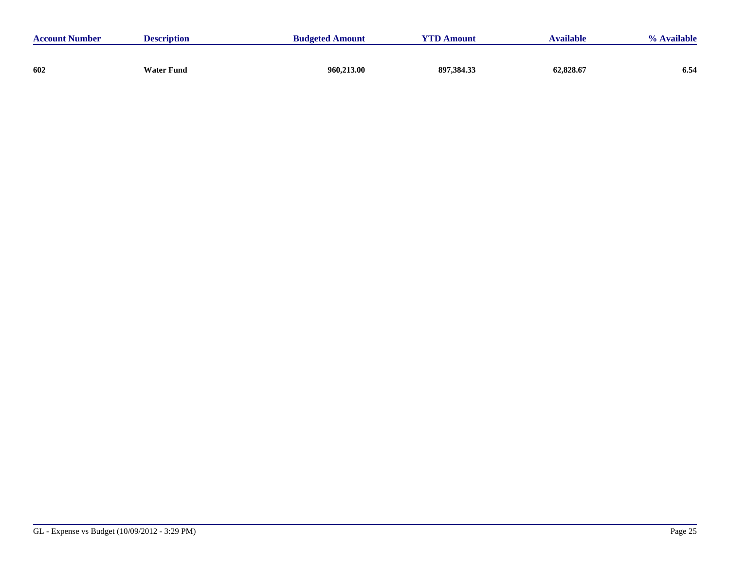| Account Number | Description | Budgeted Amount | YTD Amount | Available | % Available |
|---|---|---|---|---|---|
| **602** | **Water Fund** | **960,213.00** | **897,384.33** | **62,828.67** | **6.54** |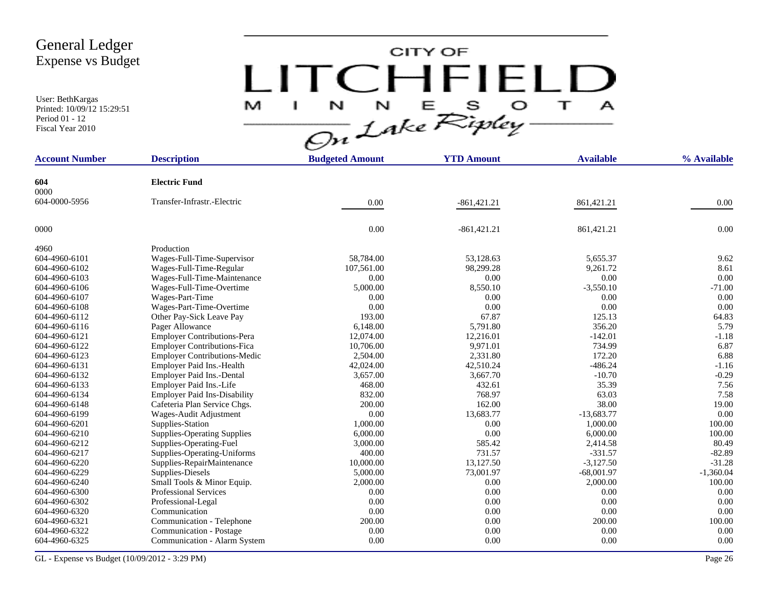# General Ledger
## Expense vs Budget

User: BethKargas
Printed: 10/09/12 15:29:51
Period 01 - 12
Fiscal Year 2010

CITY OF LITCHFIELD MINNESOTA — On Lake Ripley

| Account Number | Description | Budgeted Amount | YTD Amount | Available | % Available |
|---|---|---|---|---|---|
| **604** | **Electric Fund** | | | | |
| 0000 | | | | | |
| 604-0000-5956 | Transfer-Infrastr.-Electric | 0.00 | -861,421.21 | 861,421.21 | 0.00 |
| 0000 | | 0.00 | -861,421.21 | 861,421.21 | 0.00 |
| 4960 | Production | | | | |
| 604-4960-6101 | Wages-Full-Time-Supervisor | 58,784.00 | 53,128.63 | 5,655.37 | 9.62 |
| 604-4960-6102 | Wages-Full-Time-Regular | 107,561.00 | 98,299.28 | 9,261.72 | 8.61 |
| 604-4960-6103 | Wages-Full-Time-Maintenance | 0.00 | 0.00 | 0.00 | 0.00 |
| 604-4960-6106 | Wages-Full-Time-Overtime | 5,000.00 | 8,550.10 | -3,550.10 | -71.00 |
| 604-4960-6107 | Wages-Part-Time | 0.00 | 0.00 | 0.00 | 0.00 |
| 604-4960-6108 | Wages-Part-Time-Overtime | 0.00 | 0.00 | 0.00 | 0.00 |
| 604-4960-6112 | Other Pay-Sick Leave Pay | 193.00 | 67.87 | 125.13 | 64.83 |
| 604-4960-6116 | Pager Allowance | 6,148.00 | 5,791.80 | 356.20 | 5.79 |
| 604-4960-6121 | Employer Contributions-Pera | 12,074.00 | 12,216.01 | -142.01 | -1.18 |
| 604-4960-6122 | Employer Contributions-Fica | 10,706.00 | 9,971.01 | 734.99 | 6.87 |
| 604-4960-6123 | Employer Contributions-Medic | 2,504.00 | 2,331.80 | 172.20 | 6.88 |
| 604-4960-6131 | Employer Paid Ins.-Health | 42,024.00 | 42,510.24 | -486.24 | -1.16 |
| 604-4960-6132 | Employer Paid Ins.-Dental | 3,657.00 | 3,667.70 | -10.70 | -0.29 |
| 604-4960-6133 | Employer Paid Ins.-Life | 468.00 | 432.61 | 35.39 | 7.56 |
| 604-4960-6134 | Employer Paid Ins-Disability | 832.00 | 768.97 | 63.03 | 7.58 |
| 604-4960-6148 | Cafeteria Plan Service Chgs. | 200.00 | 162.00 | 38.00 | 19.00 |
| 604-4960-6199 | Wages-Audit Adjustment | 0.00 | 13,683.77 | -13,683.77 | 0.00 |
| 604-4960-6201 | Supplies-Station | 1,000.00 | 0.00 | 1,000.00 | 100.00 |
| 604-4960-6210 | Supplies-Operating Supplies | 6,000.00 | 0.00 | 6,000.00 | 100.00 |
| 604-4960-6212 | Supplies-Operating-Fuel | 3,000.00 | 585.42 | 2,414.58 | 80.49 |
| 604-4960-6217 | Supplies-Operating-Uniforms | 400.00 | 731.57 | -331.57 | -82.89 |
| 604-4960-6220 | Supplies-RepairMaintenance | 10,000.00 | 13,127.50 | -3,127.50 | -31.28 |
| 604-4960-6229 | Supplies-Diesels | 5,000.00 | 73,001.97 | -68,001.97 | -1,360.04 |
| 604-4960-6240 | Small Tools & Minor Equip. | 2,000.00 | 0.00 | 2,000.00 | 100.00 |
| 604-4960-6300 | Professional Services | 0.00 | 0.00 | 0.00 | 0.00 |
| 604-4960-6302 | Professional-Legal | 0.00 | 0.00 | 0.00 | 0.00 |
| 604-4960-6320 | Communication | 0.00 | 0.00 | 0.00 | 0.00 |
| 604-4960-6321 | Communication - Telephone | 200.00 | 0.00 | 200.00 | 100.00 |
| 604-4960-6322 | Communication - Postage | 0.00 | 0.00 | 0.00 | 0.00 |
| 604-4960-6325 | Communication - Alarm System | 0.00 | 0.00 | 0.00 | 0.00 |

GL - Expense vs Budget (10/09/2012 - 3:29 PM)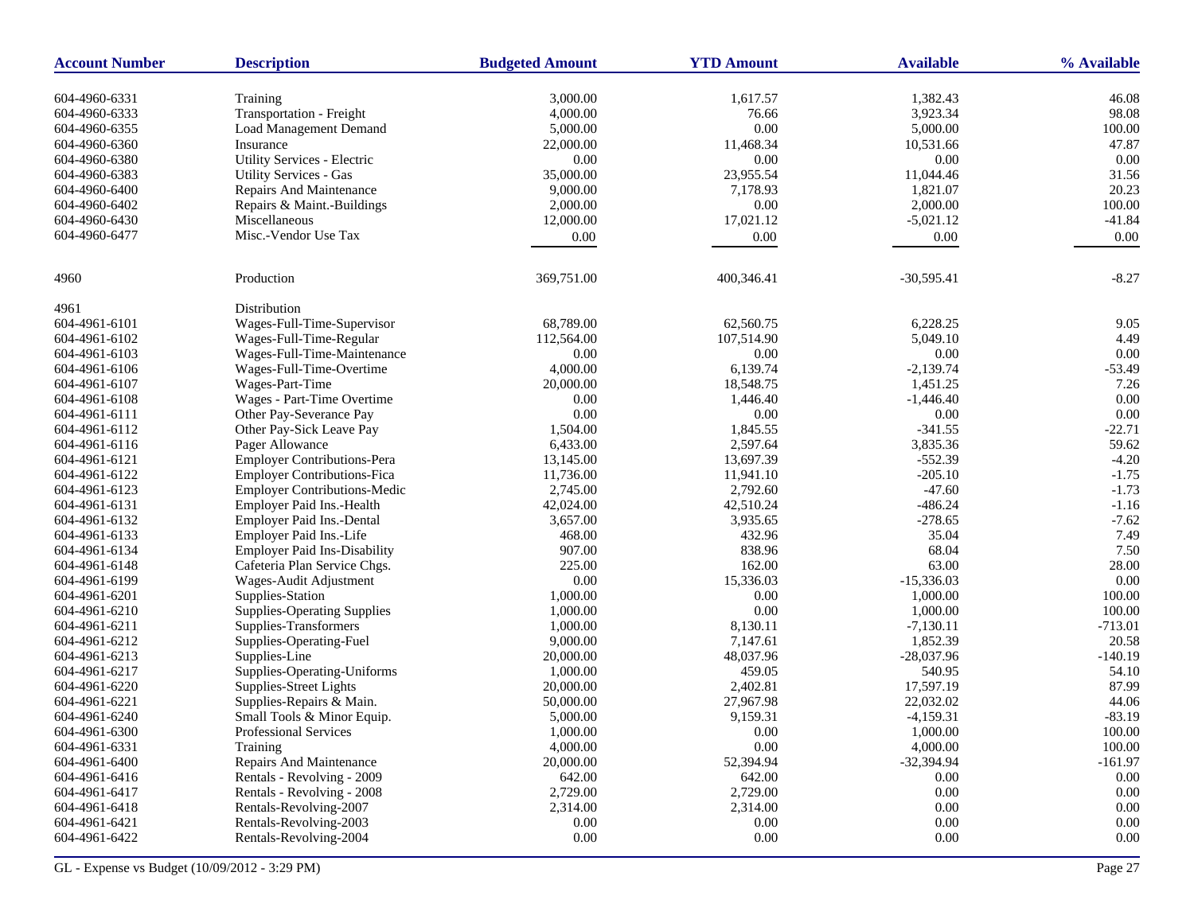| Account Number | Description | Budgeted Amount | YTD Amount | Available | % Available |
|---|---|---|---|---|---|
| 604-4960-6331 | Training | 3,000.00 | 1,617.57 | 1,382.43 | 46.08 |
| 604-4960-6333 | Transportation - Freight | 4,000.00 | 76.66 | 3,923.34 | 98.08 |
| 604-4960-6355 | Load Management Demand | 5,000.00 | 0.00 | 5,000.00 | 100.00 |
| 604-4960-6360 | Insurance | 22,000.00 | 11,468.34 | 10,531.66 | 47.87 |
| 604-4960-6380 | Utility Services - Electric | 0.00 | 0.00 | 0.00 | 0.00 |
| 604-4960-6383 | Utility Services - Gas | 35,000.00 | 23,955.54 | 11,044.46 | 31.56 |
| 604-4960-6400 | Repairs And Maintenance | 9,000.00 | 7,178.93 | 1,821.07 | 20.23 |
| 604-4960-6402 | Repairs & Maint.-Buildings | 2,000.00 | 0.00 | 2,000.00 | 100.00 |
| 604-4960-6430 | Miscellaneous | 12,000.00 | 17,021.12 | -5,021.12 | -41.84 |
| 604-4960-6477 | Misc.-Vendor Use Tax | 0.00 | 0.00 | 0.00 | 0.00 |
| 4960 | Production | 369,751.00 | 400,346.41 | -30,595.41 | -8.27 |
| 4961 | Distribution | | | | |
| 604-4961-6101 | Wages-Full-Time-Supervisor | 68,789.00 | 62,560.75 | 6,228.25 | 9.05 |
| 604-4961-6102 | Wages-Full-Time-Regular | 112,564.00 | 107,514.90 | 5,049.10 | 4.49 |
| 604-4961-6103 | Wages-Full-Time-Maintenance | 0.00 | 0.00 | 0.00 | 0.00 |
| 604-4961-6106 | Wages-Full-Time-Overtime | 4,000.00 | 6,139.74 | -2,139.74 | -53.49 |
| 604-4961-6107 | Wages-Part-Time | 20,000.00 | 18,548.75 | 1,451.25 | 7.26 |
| 604-4961-6108 | Wages - Part-Time Overtime | 0.00 | 1,446.40 | -1,446.40 | 0.00 |
| 604-4961-6111 | Other Pay-Severance Pay | 0.00 | 0.00 | 0.00 | 0.00 |
| 604-4961-6112 | Other Pay-Sick Leave Pay | 1,504.00 | 1,845.55 | -341.55 | -22.71 |
| 604-4961-6116 | Pager Allowance | 6,433.00 | 2,597.64 | 3,835.36 | 59.62 |
| 604-4961-6121 | Employer Contributions-Pera | 13,145.00 | 13,697.39 | -552.39 | -4.20 |
| 604-4961-6122 | Employer Contributions-Fica | 11,736.00 | 11,941.10 | -205.10 | -1.75 |
| 604-4961-6123 | Employer Contributions-Medic | 2,745.00 | 2,792.60 | -47.60 | -1.73 |
| 604-4961-6131 | Employer Paid Ins.-Health | 42,024.00 | 42,510.24 | -486.24 | -1.16 |
| 604-4961-6132 | Employer Paid Ins.-Dental | 3,657.00 | 3,935.65 | -278.65 | -7.62 |
| 604-4961-6133 | Employer Paid Ins.-Life | 468.00 | 432.96 | 35.04 | 7.49 |
| 604-4961-6134 | Employer Paid Ins-Disability | 907.00 | 838.96 | 68.04 | 7.50 |
| 604-4961-6148 | Cafeteria Plan Service Chgs. | 225.00 | 162.00 | 63.00 | 28.00 |
| 604-4961-6199 | Wages-Audit Adjustment | 0.00 | 15,336.03 | -15,336.03 | 0.00 |
| 604-4961-6201 | Supplies-Station | 1,000.00 | 0.00 | 1,000.00 | 100.00 |
| 604-4961-6210 | Supplies-Operating Supplies | 1,000.00 | 0.00 | 1,000.00 | 100.00 |
| 604-4961-6211 | Supplies-Transformers | 1,000.00 | 8,130.11 | -7,130.11 | -713.01 |
| 604-4961-6212 | Supplies-Operating-Fuel | 9,000.00 | 7,147.61 | 1,852.39 | 20.58 |
| 604-4961-6213 | Supplies-Line | 20,000.00 | 48,037.96 | -28,037.96 | -140.19 |
| 604-4961-6217 | Supplies-Operating-Uniforms | 1,000.00 | 459.05 | 540.95 | 54.10 |
| 604-4961-6220 | Supplies-Street Lights | 20,000.00 | 2,402.81 | 17,597.19 | 87.99 |
| 604-4961-6221 | Supplies-Repairs & Main. | 50,000.00 | 27,967.98 | 22,032.02 | 44.06 |
| 604-4961-6240 | Small Tools & Minor Equip. | 5,000.00 | 9,159.31 | -4,159.31 | -83.19 |
| 604-4961-6300 | Professional Services | 1,000.00 | 0.00 | 1,000.00 | 100.00 |
| 604-4961-6331 | Training | 4,000.00 | 0.00 | 4,000.00 | 100.00 |
| 604-4961-6400 | Repairs And Maintenance | 20,000.00 | 52,394.94 | -32,394.94 | -161.97 |
| 604-4961-6416 | Rentals - Revolving - 2009 | 642.00 | 642.00 | 0.00 | 0.00 |
| 604-4961-6417 | Rentals - Revolving - 2008 | 2,729.00 | 2,729.00 | 0.00 | 0.00 |
| 604-4961-6418 | Rentals-Revolving-2007 | 2,314.00 | 2,314.00 | 0.00 | 0.00 |
| 604-4961-6421 | Rentals-Revolving-2003 | 0.00 | 0.00 | 0.00 | 0.00 |
| 604-4961-6422 | Rentals-Revolving-2004 | 0.00 | 0.00 | 0.00 | 0.00 |

GL - Expense vs Budget (10/09/2012 - 3:29 PM)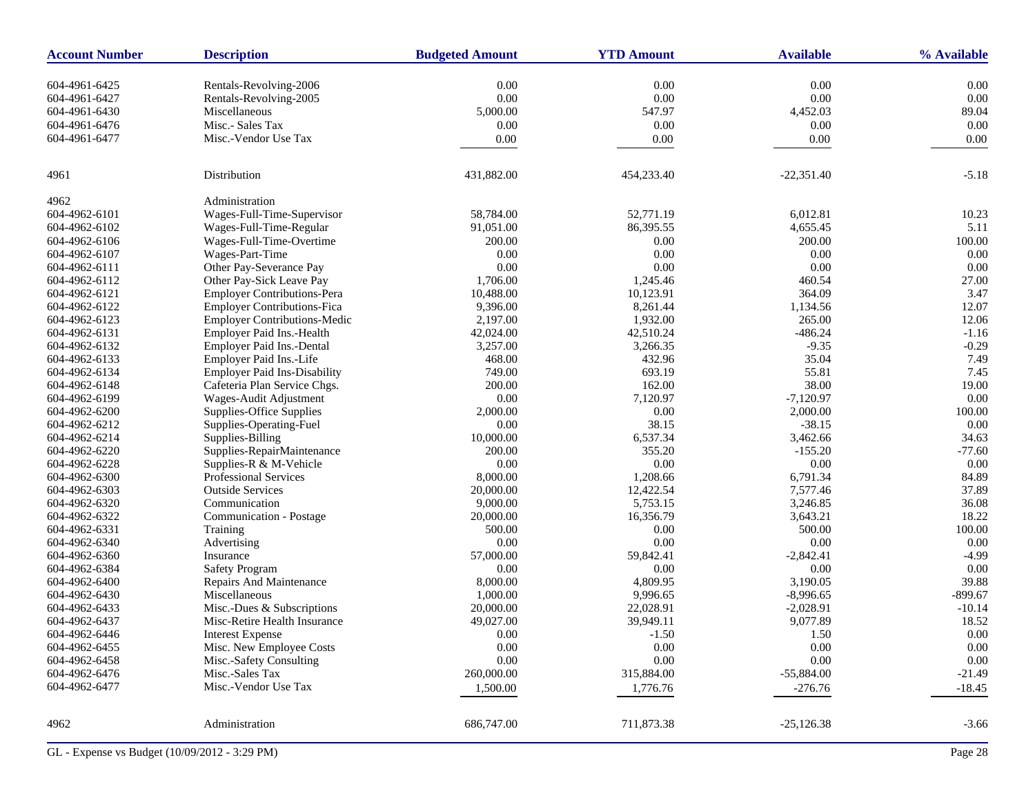| Account Number | Description | Budgeted Amount | YTD Amount | Available | % Available |
|---|---|---|---|---|---|
| 604-4961-6425 | Rentals-Revolving-2006 | 0.00 | 0.00 | 0.00 | 0.00 |
| 604-4961-6427 | Rentals-Revolving-2005 | 0.00 | 0.00 | 0.00 | 0.00 |
| 604-4961-6430 | Miscellaneous | 5,000.00 | 547.97 | 4,452.03 | 89.04 |
| 604-4961-6476 | Misc.- Sales Tax | 0.00 | 0.00 | 0.00 | 0.00 |
| 604-4961-6477 | Misc.-Vendor Use Tax | 0.00 | 0.00 | 0.00 | 0.00 |
| 4961 | Distribution | 431,882.00 | 454,233.40 | -22,351.40 | -5.18 |
| 4962 | Administration | | | | |
| 604-4962-6101 | Wages-Full-Time-Supervisor | 58,784.00 | 52,771.19 | 6,012.81 | 10.23 |
| 604-4962-6102 | Wages-Full-Time-Regular | 91,051.00 | 86,395.55 | 4,655.45 | 5.11 |
| 604-4962-6106 | Wages-Full-Time-Overtime | 200.00 | 0.00 | 200.00 | 100.00 |
| 604-4962-6107 | Wages-Part-Time | 0.00 | 0.00 | 0.00 | 0.00 |
| 604-4962-6111 | Other Pay-Severance Pay | 0.00 | 0.00 | 0.00 | 0.00 |
| 604-4962-6112 | Other Pay-Sick Leave Pay | 1,706.00 | 1,245.46 | 460.54 | 27.00 |
| 604-4962-6121 | Employer Contributions-Pera | 10,488.00 | 10,123.91 | 364.09 | 3.47 |
| 604-4962-6122 | Employer Contributions-Fica | 9,396.00 | 8,261.44 | 1,134.56 | 12.07 |
| 604-4962-6123 | Employer Contributions-Medic | 2,197.00 | 1,932.00 | 265.00 | 12.06 |
| 604-4962-6131 | Employer Paid Ins.-Health | 42,024.00 | 42,510.24 | -486.24 | -1.16 |
| 604-4962-6132 | Employer Paid Ins.-Dental | 3,257.00 | 3,266.35 | -9.35 | -0.29 |
| 604-4962-6133 | Employer Paid Ins.-Life | 468.00 | 432.96 | 35.04 | 7.49 |
| 604-4962-6134 | Employer Paid Ins-Disability | 749.00 | 693.19 | 55.81 | 7.45 |
| 604-4962-6148 | Cafeteria Plan Service Chgs. | 200.00 | 162.00 | 38.00 | 19.00 |
| 604-4962-6199 | Wages-Audit Adjustment | 0.00 | 7,120.97 | -7,120.97 | 0.00 |
| 604-4962-6200 | Supplies-Office Supplies | 2,000.00 | 0.00 | 2,000.00 | 100.00 |
| 604-4962-6212 | Supplies-Operating-Fuel | 0.00 | 38.15 | -38.15 | 0.00 |
| 604-4962-6214 | Supplies-Billing | 10,000.00 | 6,537.34 | 3,462.66 | 34.63 |
| 604-4962-6220 | Supplies-RepairMaintenance | 200.00 | 355.20 | -155.20 | -77.60 |
| 604-4962-6228 | Supplies-R & M-Vehicle | 0.00 | 0.00 | 0.00 | 0.00 |
| 604-4962-6300 | Professional Services | 8,000.00 | 1,208.66 | 6,791.34 | 84.89 |
| 604-4962-6303 | Outside Services | 20,000.00 | 12,422.54 | 7,577.46 | 37.89 |
| 604-4962-6320 | Communication | 9,000.00 | 5,753.15 | 3,246.85 | 36.08 |
| 604-4962-6322 | Communication - Postage | 20,000.00 | 16,356.79 | 3,643.21 | 18.22 |
| 604-4962-6331 | Training | 500.00 | 0.00 | 500.00 | 100.00 |
| 604-4962-6340 | Advertising | 0.00 | 0.00 | 0.00 | 0.00 |
| 604-4962-6360 | Insurance | 57,000.00 | 59,842.41 | -2,842.41 | -4.99 |
| 604-4962-6384 | Safety Program | 0.00 | 0.00 | 0.00 | 0.00 |
| 604-4962-6400 | Repairs And Maintenance | 8,000.00 | 4,809.95 | 3,190.05 | 39.88 |
| 604-4962-6430 | Miscellaneous | 1,000.00 | 9,996.65 | -8,996.65 | -899.67 |
| 604-4962-6433 | Misc.-Dues & Subscriptions | 20,000.00 | 22,028.91 | -2,028.91 | -10.14 |
| 604-4962-6437 | Misc-Retire Health Insurance | 49,027.00 | 39,949.11 | 9,077.89 | 18.52 |
| 604-4962-6446 | Interest Expense | 0.00 | -1.50 | 1.50 | 0.00 |
| 604-4962-6455 | Misc. New Employee Costs | 0.00 | 0.00 | 0.00 | 0.00 |
| 604-4962-6458 | Misc.-Safety Consulting | 0.00 | 0.00 | 0.00 | 0.00 |
| 604-4962-6476 | Misc.-Sales Tax | 260,000.00 | 315,884.00 | -55,884.00 | -21.49 |
| 604-4962-6477 | Misc.-Vendor Use Tax | 1,500.00 | 1,776.76 | -276.76 | -18.45 |
| 4962 | Administration | 686,747.00 | 711,873.38 | -25,126.38 | -3.66 |

GL - Expense vs Budget (10/09/2012 - 3:29 PM)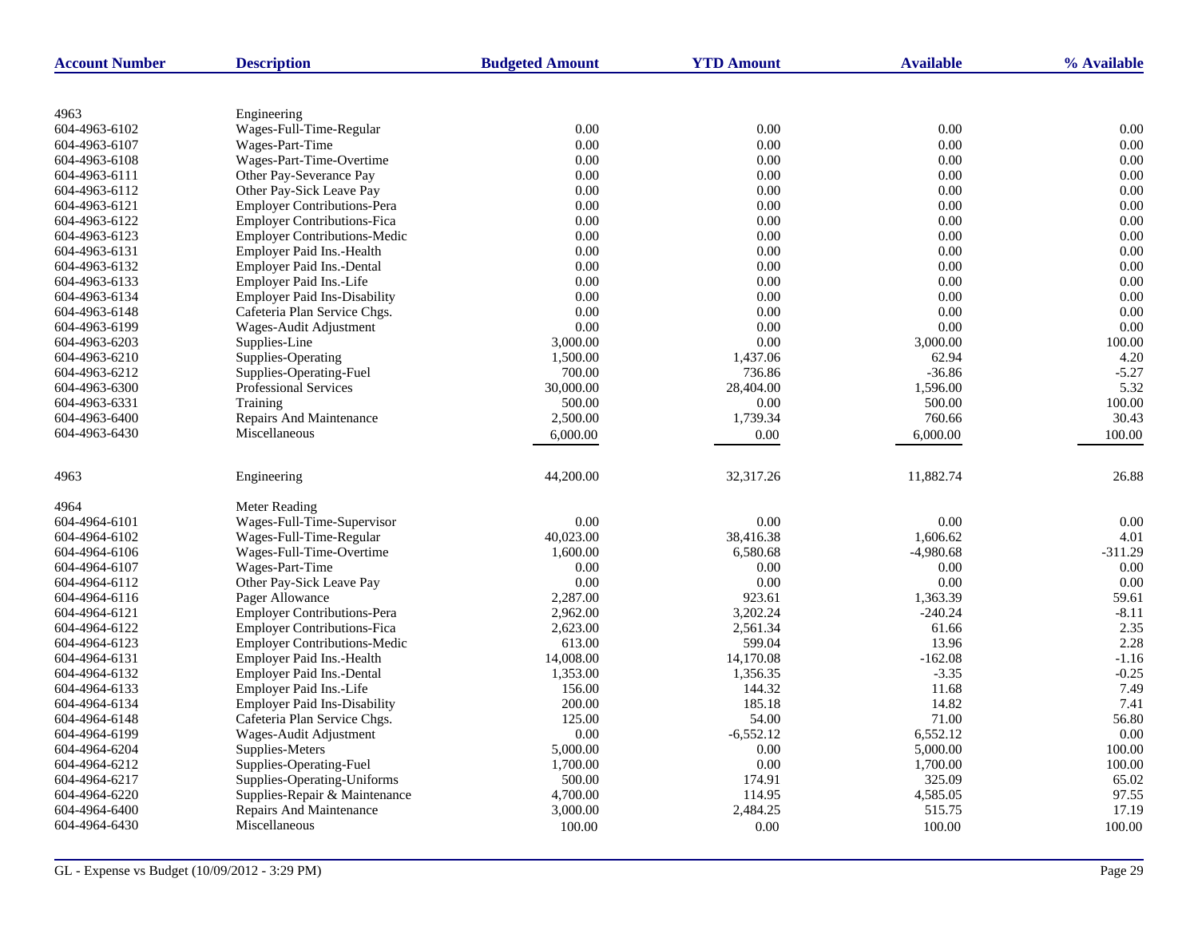| Account Number | Description | Budgeted Amount | YTD Amount | Available | % Available |
|---|---|---|---|---|---|
| 4963 | Engineering | | | | |
| 604-4963-6102 | Wages-Full-Time-Regular | 0.00 | 0.00 | 0.00 | 0.00 |
| 604-4963-6107 | Wages-Part-Time | 0.00 | 0.00 | 0.00 | 0.00 |
| 604-4963-6108 | Wages-Part-Time-Overtime | 0.00 | 0.00 | 0.00 | 0.00 |
| 604-4963-6111 | Other Pay-Severance Pay | 0.00 | 0.00 | 0.00 | 0.00 |
| 604-4963-6112 | Other Pay-Sick Leave Pay | 0.00 | 0.00 | 0.00 | 0.00 |
| 604-4963-6121 | Employer Contributions-Pera | 0.00 | 0.00 | 0.00 | 0.00 |
| 604-4963-6122 | Employer Contributions-Fica | 0.00 | 0.00 | 0.00 | 0.00 |
| 604-4963-6123 | Employer Contributions-Medic | 0.00 | 0.00 | 0.00 | 0.00 |
| 604-4963-6131 | Employer Paid Ins.-Health | 0.00 | 0.00 | 0.00 | 0.00 |
| 604-4963-6132 | Employer Paid Ins.-Dental | 0.00 | 0.00 | 0.00 | 0.00 |
| 604-4963-6133 | Employer Paid Ins.-Life | 0.00 | 0.00 | 0.00 | 0.00 |
| 604-4963-6134 | Employer Paid Ins-Disability | 0.00 | 0.00 | 0.00 | 0.00 |
| 604-4963-6148 | Cafeteria Plan Service Chgs. | 0.00 | 0.00 | 0.00 | 0.00 |
| 604-4963-6199 | Wages-Audit Adjustment | 0.00 | 0.00 | 0.00 | 0.00 |
| 604-4963-6203 | Supplies-Line | 3,000.00 | 0.00 | 3,000.00 | 100.00 |
| 604-4963-6210 | Supplies-Operating | 1,500.00 | 1,437.06 | 62.94 | 4.20 |
| 604-4963-6212 | Supplies-Operating-Fuel | 700.00 | 736.86 | -36.86 | -5.27 |
| 604-4963-6300 | Professional Services | 30,000.00 | 28,404.00 | 1,596.00 | 5.32 |
| 604-4963-6331 | Training | 500.00 | 0.00 | 500.00 | 100.00 |
| 604-4963-6400 | Repairs And Maintenance | 2,500.00 | 1,739.34 | 760.66 | 30.43 |
| 604-4963-6430 | Miscellaneous | 6,000.00 | 0.00 | 6,000.00 | 100.00 |
| 4963 | Engineering | 44,200.00 | 32,317.26 | 11,882.74 | 26.88 |
| 4964 | Meter Reading | | | | |
| 604-4964-6101 | Wages-Full-Time-Supervisor | 0.00 | 0.00 | 0.00 | 0.00 |
| 604-4964-6102 | Wages-Full-Time-Regular | 40,023.00 | 38,416.38 | 1,606.62 | 4.01 |
| 604-4964-6106 | Wages-Full-Time-Overtime | 1,600.00 | 6,580.68 | -4,980.68 | -311.29 |
| 604-4964-6107 | Wages-Part-Time | 0.00 | 0.00 | 0.00 | 0.00 |
| 604-4964-6112 | Other Pay-Sick Leave Pay | 0.00 | 0.00 | 0.00 | 0.00 |
| 604-4964-6116 | Pager Allowance | 2,287.00 | 923.61 | 1,363.39 | 59.61 |
| 604-4964-6121 | Employer Contributions-Pera | 2,962.00 | 3,202.24 | -240.24 | -8.11 |
| 604-4964-6122 | Employer Contributions-Fica | 2,623.00 | 2,561.34 | 61.66 | 2.35 |
| 604-4964-6123 | Employer Contributions-Medic | 613.00 | 599.04 | 13.96 | 2.28 |
| 604-4964-6131 | Employer Paid Ins.-Health | 14,008.00 | 14,170.08 | -162.08 | -1.16 |
| 604-4964-6132 | Employer Paid Ins.-Dental | 1,353.00 | 1,356.35 | -3.35 | -0.25 |
| 604-4964-6133 | Employer Paid Ins.-Life | 156.00 | 144.32 | 11.68 | 7.49 |
| 604-4964-6134 | Employer Paid Ins-Disability | 200.00 | 185.18 | 14.82 | 7.41 |
| 604-4964-6148 | Cafeteria Plan Service Chgs. | 125.00 | 54.00 | 71.00 | 56.80 |
| 604-4964-6199 | Wages-Audit Adjustment | 0.00 | -6,552.12 | 6,552.12 | 0.00 |
| 604-4964-6204 | Supplies-Meters | 5,000.00 | 0.00 | 5,000.00 | 100.00 |
| 604-4964-6212 | Supplies-Operating-Fuel | 1,700.00 | 0.00 | 1,700.00 | 100.00 |
| 604-4964-6217 | Supplies-Operating-Uniforms | 500.00 | 174.91 | 325.09 | 65.02 |
| 604-4964-6220 | Supplies-Repair & Maintenance | 4,700.00 | 114.95 | 4,585.05 | 97.55 |
| 604-4964-6400 | Repairs And Maintenance | 3,000.00 | 2,484.25 | 515.75 | 17.19 |
| 604-4964-6430 | Miscellaneous | 100.00 | 0.00 | 100.00 | 100.00 |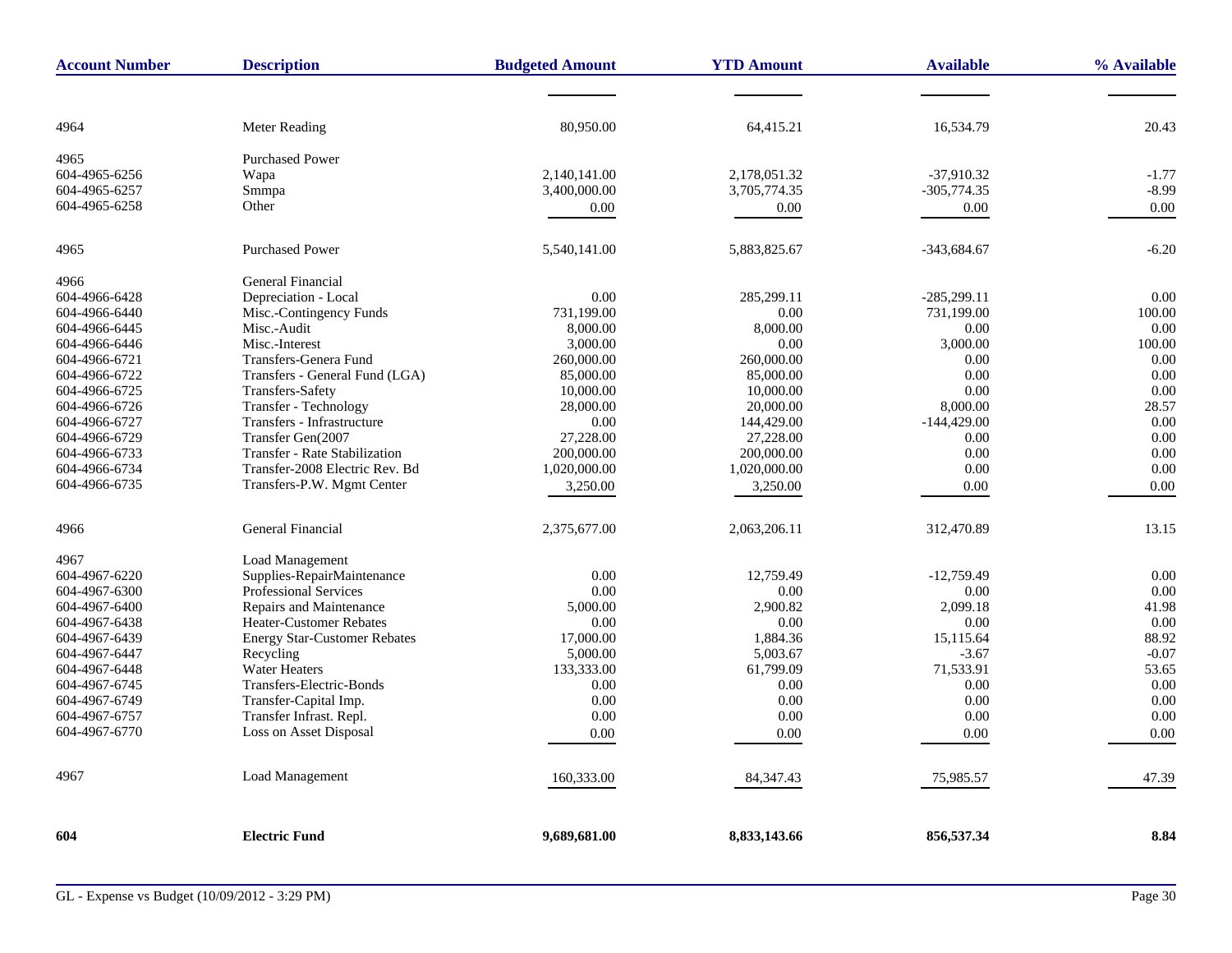| Account Number | Description | Budgeted Amount | YTD Amount | Available | % Available |
|---|---|---|---|---|---|
| 4964 | Meter Reading | 80,950.00 | 64,415.21 | 16,534.79 | 20.43 |
| 4965 | Purchased Power | | | | |
| 604-4965-6256 | Wapa | 2,140,141.00 | 2,178,051.32 | -37,910.32 | -1.77 |
| 604-4965-6257 | Smmpa | 3,400,000.00 | 3,705,774.35 | -305,774.35 | -8.99 |
| 604-4965-6258 | Other | 0.00 | 0.00 | 0.00 | 0.00 |
| 4965 | Purchased Power | 5,540,141.00 | 5,883,825.67 | -343,684.67 | -6.20 |
| 4966 | General Financial | | | | |
| 604-4966-6428 | Depreciation - Local | 0.00 | 285,299.11 | -285,299.11 | 0.00 |
| 604-4966-6440 | Misc.-Contingency Funds | 731,199.00 | 0.00 | 731,199.00 | 100.00 |
| 604-4966-6445 | Misc.-Audit | 8,000.00 | 8,000.00 | 0.00 | 0.00 |
| 604-4966-6446 | Misc.-Interest | 3,000.00 | 0.00 | 3,000.00 | 100.00 |
| 604-4966-6721 | Transfers-Genera Fund | 260,000.00 | 260,000.00 | 0.00 | 0.00 |
| 604-4966-6722 | Transfers - General Fund (LGA) | 85,000.00 | 85,000.00 | 0.00 | 0.00 |
| 604-4966-6725 | Transfers-Safety | 10,000.00 | 10,000.00 | 0.00 | 0.00 |
| 604-4966-6726 | Transfer - Technology | 28,000.00 | 20,000.00 | 8,000.00 | 28.57 |
| 604-4966-6727 | Transfers - Infrastructure | 0.00 | 144,429.00 | -144,429.00 | 0.00 |
| 604-4966-6729 | Transfer Gen(2007 | 27,228.00 | 27,228.00 | 0.00 | 0.00 |
| 604-4966-6733 | Transfer - Rate Stabilization | 200,000.00 | 200,000.00 | 0.00 | 0.00 |
| 604-4966-6734 | Transfer-2008 Electric Rev. Bd | 1,020,000.00 | 1,020,000.00 | 0.00 | 0.00 |
| 604-4966-6735 | Transfers-P.W. Mgmt Center | 3,250.00 | 3,250.00 | 0.00 | 0.00 |
| 4966 | General Financial | 2,375,677.00 | 2,063,206.11 | 312,470.89 | 13.15 |
| 4967 | Load Management | | | | |
| 604-4967-6220 | Supplies-RepairMaintenance | 0.00 | 12,759.49 | -12,759.49 | 0.00 |
| 604-4967-6300 | Professional Services | 0.00 | 0.00 | 0.00 | 0.00 |
| 604-4967-6400 | Repairs and Maintenance | 5,000.00 | 2,900.82 | 2,099.18 | 41.98 |
| 604-4967-6438 | Heater-Customer Rebates | 0.00 | 0.00 | 0.00 | 0.00 |
| 604-4967-6439 | Energy Star-Customer Rebates | 17,000.00 | 1,884.36 | 15,115.64 | 88.92 |
| 604-4967-6447 | Recycling | 5,000.00 | 5,003.67 | -3.67 | -0.07 |
| 604-4967-6448 | Water Heaters | 133,333.00 | 61,799.09 | 71,533.91 | 53.65 |
| 604-4967-6745 | Transfers-Electric-Bonds | 0.00 | 0.00 | 0.00 | 0.00 |
| 604-4967-6749 | Transfer-Capital Imp. | 0.00 | 0.00 | 0.00 | 0.00 |
| 604-4967-6757 | Transfer Infrast. Repl. | 0.00 | 0.00 | 0.00 | 0.00 |
| 604-4967-6770 | Loss on Asset Disposal | 0.00 | 0.00 | 0.00 | 0.00 |
| 4967 | Load Management | 160,333.00 | 84,347.43 | 75,985.57 | 47.39 |
| **604** | **Electric Fund** | **9,689,681.00** | **8,833,143.66** | **856,537.34** | **8.84** |

GL - Expense vs Budget (10/09/2012 - 3:29 PM)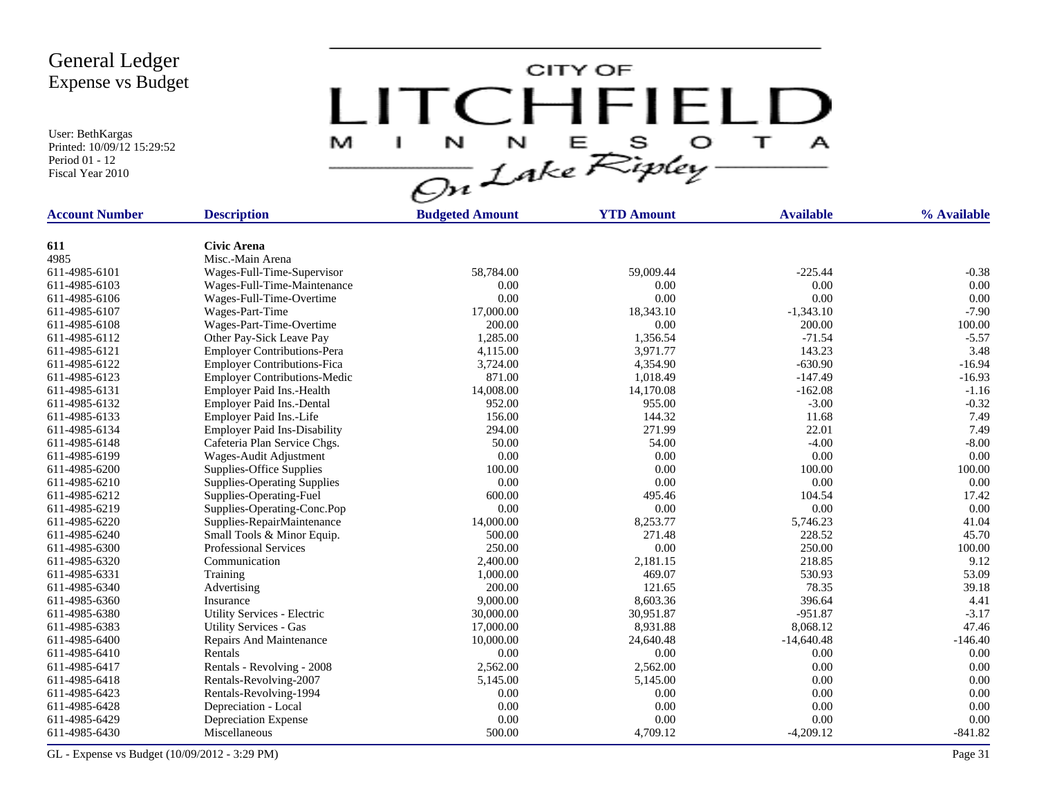# General Ledger
## Expense vs Budget

User: BethKargas
Printed: 10/09/12 15:29:52
Period 01 - 12
Fiscal Year 2010

CITY OF LITCHFIELD MINNESOTA On Lake Ripley

| Account Number | Description | Budgeted Amount | YTD Amount | Available | % Available |
|---|---|---|---|---|---|
| **611** | **Civic Arena** | | | | |
| 4985 | Misc.-Main Arena | | | | |
| 611-4985-6101 | Wages-Full-Time-Supervisor | 58,784.00 | 59,009.44 | -225.44 | -0.38 |
| 611-4985-6103 | Wages-Full-Time-Maintenance | 0.00 | 0.00 | 0.00 | 0.00 |
| 611-4985-6106 | Wages-Full-Time-Overtime | 0.00 | 0.00 | 0.00 | 0.00 |
| 611-4985-6107 | Wages-Part-Time | 17,000.00 | 18,343.10 | -1,343.10 | -7.90 |
| 611-4985-6108 | Wages-Part-Time-Overtime | 200.00 | 0.00 | 200.00 | 100.00 |
| 611-4985-6112 | Other Pay-Sick Leave Pay | 1,285.00 | 1,356.54 | -71.54 | -5.57 |
| 611-4985-6121 | Employer Contributions-Pera | 4,115.00 | 3,971.77 | 143.23 | 3.48 |
| 611-4985-6122 | Employer Contributions-Fica | 3,724.00 | 4,354.90 | -630.90 | -16.94 |
| 611-4985-6123 | Employer Contributions-Medic | 871.00 | 1,018.49 | -147.49 | -16.93 |
| 611-4985-6131 | Employer Paid Ins.-Health | 14,008.00 | 14,170.08 | -162.08 | -1.16 |
| 611-4985-6132 | Employer Paid Ins.-Dental | 952.00 | 955.00 | -3.00 | -0.32 |
| 611-4985-6133 | Employer Paid Ins.-Life | 156.00 | 144.32 | 11.68 | 7.49 |
| 611-4985-6134 | Employer Paid Ins-Disability | 294.00 | 271.99 | 22.01 | 7.49 |
| 611-4985-6148 | Cafeteria Plan Service Chgs. | 50.00 | 54.00 | -4.00 | -8.00 |
| 611-4985-6199 | Wages-Audit Adjustment | 0.00 | 0.00 | 0.00 | 0.00 |
| 611-4985-6200 | Supplies-Office Supplies | 100.00 | 0.00 | 100.00 | 100.00 |
| 611-4985-6210 | Supplies-Operating Supplies | 0.00 | 0.00 | 0.00 | 0.00 |
| 611-4985-6212 | Supplies-Operating-Fuel | 600.00 | 495.46 | 104.54 | 17.42 |
| 611-4985-6219 | Supplies-Operating-Conc.Pop | 0.00 | 0.00 | 0.00 | 0.00 |
| 611-4985-6220 | Supplies-RepairMaintenance | 14,000.00 | 8,253.77 | 5,746.23 | 41.04 |
| 611-4985-6240 | Small Tools & Minor Equip. | 500.00 | 271.48 | 228.52 | 45.70 |
| 611-4985-6300 | Professional Services | 250.00 | 0.00 | 250.00 | 100.00 |
| 611-4985-6320 | Communication | 2,400.00 | 2,181.15 | 218.85 | 9.12 |
| 611-4985-6331 | Training | 1,000.00 | 469.07 | 530.93 | 53.09 |
| 611-4985-6340 | Advertising | 200.00 | 121.65 | 78.35 | 39.18 |
| 611-4985-6360 | Insurance | 9,000.00 | 8,603.36 | 396.64 | 4.41 |
| 611-4985-6380 | Utility Services - Electric | 30,000.00 | 30,951.87 | -951.87 | -3.17 |
| 611-4985-6383 | Utility Services - Gas | 17,000.00 | 8,931.88 | 8,068.12 | 47.46 |
| 611-4985-6400 | Repairs And Maintenance | 10,000.00 | 24,640.48 | -14,640.48 | -146.40 |
| 611-4985-6410 | Rentals | 0.00 | 0.00 | 0.00 | 0.00 |
| 611-4985-6417 | Rentals - Revolving - 2008 | 2,562.00 | 2,562.00 | 0.00 | 0.00 |
| 611-4985-6418 | Rentals-Revolving-2007 | 5,145.00 | 5,145.00 | 0.00 | 0.00 |
| 611-4985-6423 | Rentals-Revolving-1994 | 0.00 | 0.00 | 0.00 | 0.00 |
| 611-4985-6428 | Depreciation - Local | 0.00 | 0.00 | 0.00 | 0.00 |
| 611-4985-6429 | Depreciation Expense | 0.00 | 0.00 | 0.00 | 0.00 |
| 611-4985-6430 | Miscellaneous | 500.00 | 4,709.12 | -4,209.12 | -841.82 |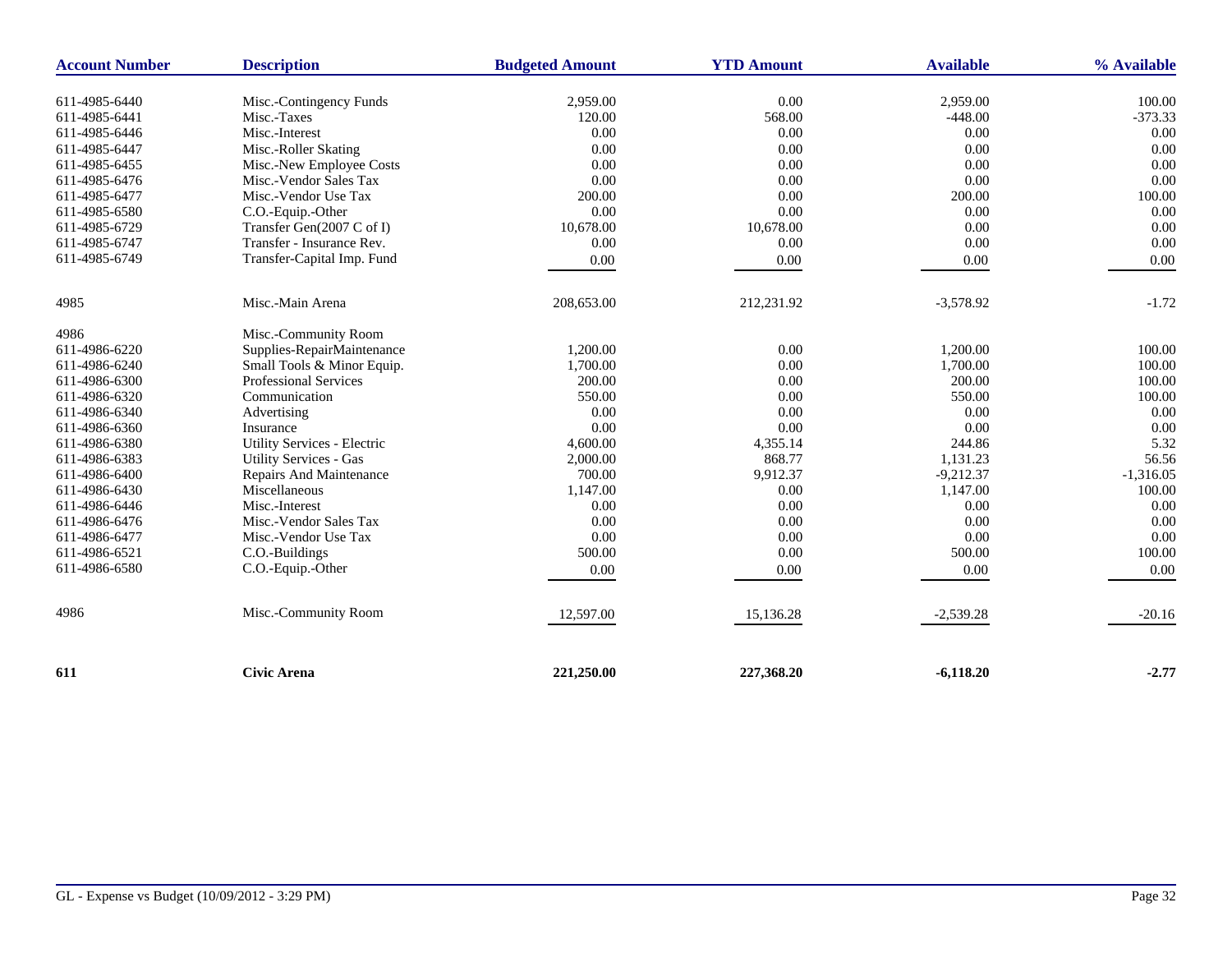| Account Number | Description | Budgeted Amount | YTD Amount | Available | % Available |
|---|---|---|---|---|---|
| 611-4985-6440 | Misc.-Contingency Funds | 2,959.00 | 0.00 | 2,959.00 | 100.00 |
| 611-4985-6441 | Misc.-Taxes | 120.00 | 568.00 | -448.00 | -373.33 |
| 611-4985-6446 | Misc.-Interest | 0.00 | 0.00 | 0.00 | 0.00 |
| 611-4985-6447 | Misc.-Roller Skating | 0.00 | 0.00 | 0.00 | 0.00 |
| 611-4985-6455 | Misc.-New Employee Costs | 0.00 | 0.00 | 0.00 | 0.00 |
| 611-4985-6476 | Misc.-Vendor Sales Tax | 0.00 | 0.00 | 0.00 | 0.00 |
| 611-4985-6477 | Misc.-Vendor Use Tax | 200.00 | 0.00 | 200.00 | 100.00 |
| 611-4985-6580 | C.O.-Equip.-Other | 0.00 | 0.00 | 0.00 | 0.00 |
| 611-4985-6729 | Transfer Gen(2007 C of I) | 10,678.00 | 10,678.00 | 0.00 | 0.00 |
| 611-4985-6747 | Transfer - Insurance Rev. | 0.00 | 0.00 | 0.00 | 0.00 |
| 611-4985-6749 | Transfer-Capital Imp. Fund | 0.00 | 0.00 | 0.00 | 0.00 |
| 4985 | Misc.-Main Arena | 208,653.00 | 212,231.92 | -3,578.92 | -1.72 |
| 4986 | Misc.-Community Room | | | | |
| 611-4986-6220 | Supplies-RepairMaintenance | 1,200.00 | 0.00 | 1,200.00 | 100.00 |
| 611-4986-6240 | Small Tools & Minor Equip. | 1,700.00 | 0.00 | 1,700.00 | 100.00 |
| 611-4986-6300 | Professional Services | 200.00 | 0.00 | 200.00 | 100.00 |
| 611-4986-6320 | Communication | 550.00 | 0.00 | 550.00 | 100.00 |
| 611-4986-6340 | Advertising | 0.00 | 0.00 | 0.00 | 0.00 |
| 611-4986-6360 | Insurance | 0.00 | 0.00 | 0.00 | 0.00 |
| 611-4986-6380 | Utility Services - Electric | 4,600.00 | 4,355.14 | 244.86 | 5.32 |
| 611-4986-6383 | Utility Services - Gas | 2,000.00 | 868.77 | 1,131.23 | 56.56 |
| 611-4986-6400 | Repairs And Maintenance | 700.00 | 9,912.37 | -9,212.37 | -1,316.05 |
| 611-4986-6430 | Miscellaneous | 1,147.00 | 0.00 | 1,147.00 | 100.00 |
| 611-4986-6446 | Misc.-Interest | 0.00 | 0.00 | 0.00 | 0.00 |
| 611-4986-6476 | Misc.-Vendor Sales Tax | 0.00 | 0.00 | 0.00 | 0.00 |
| 611-4986-6477 | Misc.-Vendor Use Tax | 0.00 | 0.00 | 0.00 | 0.00 |
| 611-4986-6521 | C.O.-Buildings | 500.00 | 0.00 | 500.00 | 100.00 |
| 611-4986-6580 | C.O.-Equip.-Other | 0.00 | 0.00 | 0.00 | 0.00 |
| 4986 | Misc.-Community Room | 12,597.00 | 15,136.28 | -2,539.28 | -20.16 |
| **611** | **Civic Arena** | **221,250.00** | **227,368.20** | **-6,118.20** | **-2.77** |

GL - Expense vs Budget (10/09/2012 - 3:29 PM)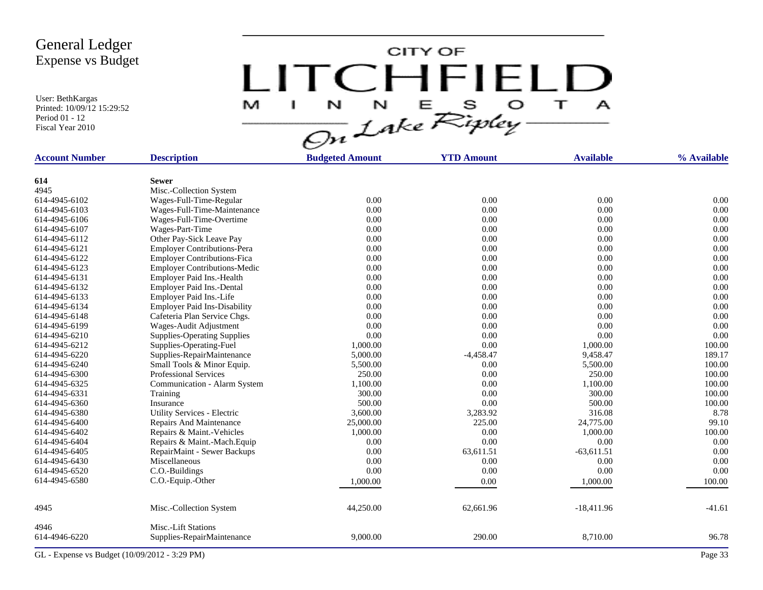# General Ledger
## Expense vs Budget

User: BethKargas
Printed: 10/09/12 15:29:52
Period 01 - 12
Fiscal Year 2010

CITY OF LITCHFIELD MINNESOTA On Lake Ripley

| Account Number | Description | Budgeted Amount | YTD Amount | Available | % Available |
|---|---|---|---|---|---|
| **614** | **Sewer** | | | | |
| 4945 | Misc.-Collection System | | | | |
| 614-4945-6102 | Wages-Full-Time-Regular | 0.00 | 0.00 | 0.00 | 0.00 |
| 614-4945-6103 | Wages-Full-Time-Maintenance | 0.00 | 0.00 | 0.00 | 0.00 |
| 614-4945-6106 | Wages-Full-Time-Overtime | 0.00 | 0.00 | 0.00 | 0.00 |
| 614-4945-6107 | Wages-Part-Time | 0.00 | 0.00 | 0.00 | 0.00 |
| 614-4945-6112 | Other Pay-Sick Leave Pay | 0.00 | 0.00 | 0.00 | 0.00 |
| 614-4945-6121 | Employer Contributions-Pera | 0.00 | 0.00 | 0.00 | 0.00 |
| 614-4945-6122 | Employer Contributions-Fica | 0.00 | 0.00 | 0.00 | 0.00 |
| 614-4945-6123 | Employer Contributions-Medic | 0.00 | 0.00 | 0.00 | 0.00 |
| 614-4945-6131 | Employer Paid Ins.-Health | 0.00 | 0.00 | 0.00 | 0.00 |
| 614-4945-6132 | Employer Paid Ins.-Dental | 0.00 | 0.00 | 0.00 | 0.00 |
| 614-4945-6133 | Employer Paid Ins.-Life | 0.00 | 0.00 | 0.00 | 0.00 |
| 614-4945-6134 | Employer Paid Ins-Disability | 0.00 | 0.00 | 0.00 | 0.00 |
| 614-4945-6148 | Cafeteria Plan Service Chgs. | 0.00 | 0.00 | 0.00 | 0.00 |
| 614-4945-6199 | Wages-Audit Adjustment | 0.00 | 0.00 | 0.00 | 0.00 |
| 614-4945-6210 | Supplies-Operating Supplies | 0.00 | 0.00 | 0.00 | 0.00 |
| 614-4945-6212 | Supplies-Operating-Fuel | 1,000.00 | 0.00 | 1,000.00 | 100.00 |
| 614-4945-6220 | Supplies-RepairMaintenance | 5,000.00 | -4,458.47 | 9,458.47 | 189.17 |
| 614-4945-6240 | Small Tools & Minor Equip. | 5,500.00 | 0.00 | 5,500.00 | 100.00 |
| 614-4945-6300 | Professional Services | 250.00 | 0.00 | 250.00 | 100.00 |
| 614-4945-6325 | Communication - Alarm System | 1,100.00 | 0.00 | 1,100.00 | 100.00 |
| 614-4945-6331 | Training | 300.00 | 0.00 | 300.00 | 100.00 |
| 614-4945-6360 | Insurance | 500.00 | 0.00 | 500.00 | 100.00 |
| 614-4945-6380 | Utility Services - Electric | 3,600.00 | 3,283.92 | 316.08 | 8.78 |
| 614-4945-6400 | Repairs And Maintenance | 25,000.00 | 225.00 | 24,775.00 | 99.10 |
| 614-4945-6402 | Repairs & Maint.-Vehicles | 1,000.00 | 0.00 | 1,000.00 | 100.00 |
| 614-4945-6404 | Repairs & Maint.-Mach.Equip | 0.00 | 0.00 | 0.00 | 0.00 |
| 614-4945-6405 | RepairMaint - Sewer Backups | 0.00 | 63,611.51 | -63,611.51 | 0.00 |
| 614-4945-6430 | Miscellaneous | 0.00 | 0.00 | 0.00 | 0.00 |
| 614-4945-6520 | C.O.-Buildings | 0.00 | 0.00 | 0.00 | 0.00 |
| 614-4945-6580 | C.O.-Equip.-Other | 1,000.00 | 0.00 | 1,000.00 | 100.00 |
| 4945 | Misc.-Collection System | 44,250.00 | 62,661.96 | -18,411.96 | -41.61 |
| 4946 | Misc.-Lift Stations | | | | |
| 614-4946-6220 | Supplies-RepairMaintenance | 9,000.00 | 290.00 | 8,710.00 | 96.78 |

GL - Expense vs Budget (10/09/2012 - 3:29 PM)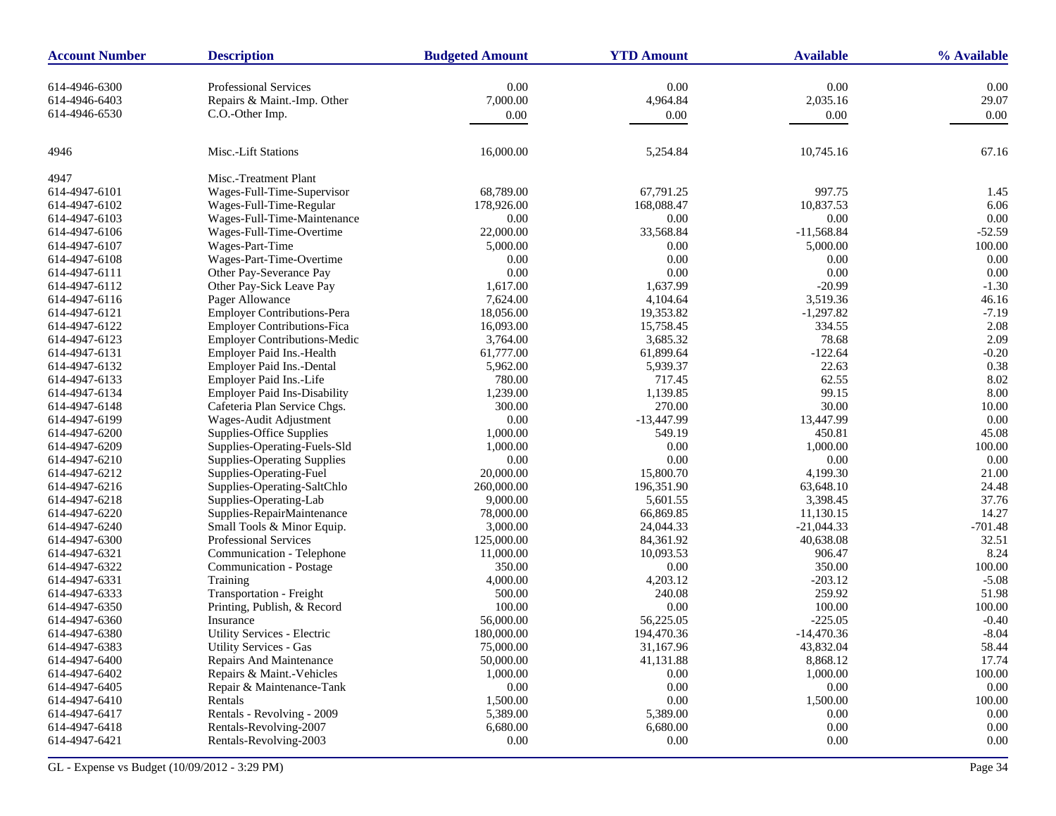| Account Number | Description | Budgeted Amount | YTD Amount | Available | % Available |
|---|---|---|---|---|---|
| 614-4946-6300 | Professional Services | 0.00 | 0.00 | 0.00 | 0.00 |
| 614-4946-6403 | Repairs & Maint.-Imp. Other | 7,000.00 | 4,964.84 | 2,035.16 | 29.07 |
| 614-4946-6530 | C.O.-Other Imp. | 0.00 | 0.00 | 0.00 | 0.00 |
| 4946 | Misc.-Lift Stations | 16,000.00 | 5,254.84 | 10,745.16 | 67.16 |
| 4947 | Misc.-Treatment Plant | | | | |
| 614-4947-6101 | Wages-Full-Time-Supervisor | 68,789.00 | 67,791.25 | 997.75 | 1.45 |
| 614-4947-6102 | Wages-Full-Time-Regular | 178,926.00 | 168,088.47 | 10,837.53 | 6.06 |
| 614-4947-6103 | Wages-Full-Time-Maintenance | 0.00 | 0.00 | 0.00 | 0.00 |
| 614-4947-6106 | Wages-Full-Time-Overtime | 22,000.00 | 33,568.84 | -11,568.84 | -52.59 |
| 614-4947-6107 | Wages-Part-Time | 5,000.00 | 0.00 | 5,000.00 | 100.00 |
| 614-4947-6108 | Wages-Part-Time-Overtime | 0.00 | 0.00 | 0.00 | 0.00 |
| 614-4947-6111 | Other Pay-Severance Pay | 0.00 | 0.00 | 0.00 | 0.00 |
| 614-4947-6112 | Other Pay-Sick Leave Pay | 1,617.00 | 1,637.99 | -20.99 | -1.30 |
| 614-4947-6116 | Pager Allowance | 7,624.00 | 4,104.64 | 3,519.36 | 46.16 |
| 614-4947-6121 | Employer Contributions-Pera | 18,056.00 | 19,353.82 | -1,297.82 | -7.19 |
| 614-4947-6122 | Employer Contributions-Fica | 16,093.00 | 15,758.45 | 334.55 | 2.08 |
| 614-4947-6123 | Employer Contributions-Medic | 3,764.00 | 3,685.32 | 78.68 | 2.09 |
| 614-4947-6131 | Employer Paid Ins.-Health | 61,777.00 | 61,899.64 | -122.64 | -0.20 |
| 614-4947-6132 | Employer Paid Ins.-Dental | 5,962.00 | 5,939.37 | 22.63 | 0.38 |
| 614-4947-6133 | Employer Paid Ins.-Life | 780.00 | 717.45 | 62.55 | 8.02 |
| 614-4947-6134 | Employer Paid Ins-Disability | 1,239.00 | 1,139.85 | 99.15 | 8.00 |
| 614-4947-6148 | Cafeteria Plan Service Chgs. | 300.00 | 270.00 | 30.00 | 10.00 |
| 614-4947-6199 | Wages-Audit Adjustment | 0.00 | -13,447.99 | 13,447.99 | 0.00 |
| 614-4947-6200 | Supplies-Office Supplies | 1,000.00 | 549.19 | 450.81 | 45.08 |
| 614-4947-6209 | Supplies-Operating-Fuels-Sld | 1,000.00 | 0.00 | 1,000.00 | 100.00 |
| 614-4947-6210 | Supplies-Operating Supplies | 0.00 | 0.00 | 0.00 | 0.00 |
| 614-4947-6212 | Supplies-Operating-Fuel | 20,000.00 | 15,800.70 | 4,199.30 | 21.00 |
| 614-4947-6216 | Supplies-Operating-SaltChlo | 260,000.00 | 196,351.90 | 63,648.10 | 24.48 |
| 614-4947-6218 | Supplies-Operating-Lab | 9,000.00 | 5,601.55 | 3,398.45 | 37.76 |
| 614-4947-6220 | Supplies-RepairMaintenance | 78,000.00 | 66,869.85 | 11,130.15 | 14.27 |
| 614-4947-6240 | Small Tools & Minor Equip. | 3,000.00 | 24,044.33 | -21,044.33 | -701.48 |
| 614-4947-6300 | Professional Services | 125,000.00 | 84,361.92 | 40,638.08 | 32.51 |
| 614-4947-6321 | Communication - Telephone | 11,000.00 | 10,093.53 | 906.47 | 8.24 |
| 614-4947-6322 | Communication - Postage | 350.00 | 0.00 | 350.00 | 100.00 |
| 614-4947-6331 | Training | 4,000.00 | 4,203.12 | -203.12 | -5.08 |
| 614-4947-6333 | Transportation - Freight | 500.00 | 240.08 | 259.92 | 51.98 |
| 614-4947-6350 | Printing, Publish, & Record | 100.00 | 0.00 | 100.00 | 100.00 |
| 614-4947-6360 | Insurance | 56,000.00 | 56,225.05 | -225.05 | -0.40 |
| 614-4947-6380 | Utility Services - Electric | 180,000.00 | 194,470.36 | -14,470.36 | -8.04 |
| 614-4947-6383 | Utility Services - Gas | 75,000.00 | 31,167.96 | 43,832.04 | 58.44 |
| 614-4947-6400 | Repairs And Maintenance | 50,000.00 | 41,131.88 | 8,868.12 | 17.74 |
| 614-4947-6402 | Repairs & Maint.-Vehicles | 1,000.00 | 0.00 | 1,000.00 | 100.00 |
| 614-4947-6405 | Repair & Maintenance-Tank | 0.00 | 0.00 | 0.00 | 0.00 |
| 614-4947-6410 | Rentals | 1,500.00 | 0.00 | 1,500.00 | 100.00 |
| 614-4947-6417 | Rentals - Revolving - 2009 | 5,389.00 | 5,389.00 | 0.00 | 0.00 |
| 614-4947-6418 | Rentals-Revolving-2007 | 6,680.00 | 6,680.00 | 0.00 | 0.00 |
| 614-4947-6421 | Rentals-Revolving-2003 | 0.00 | 0.00 | 0.00 | 0.00 |

GL - Expense vs Budget (10/09/2012 - 3:29 PM)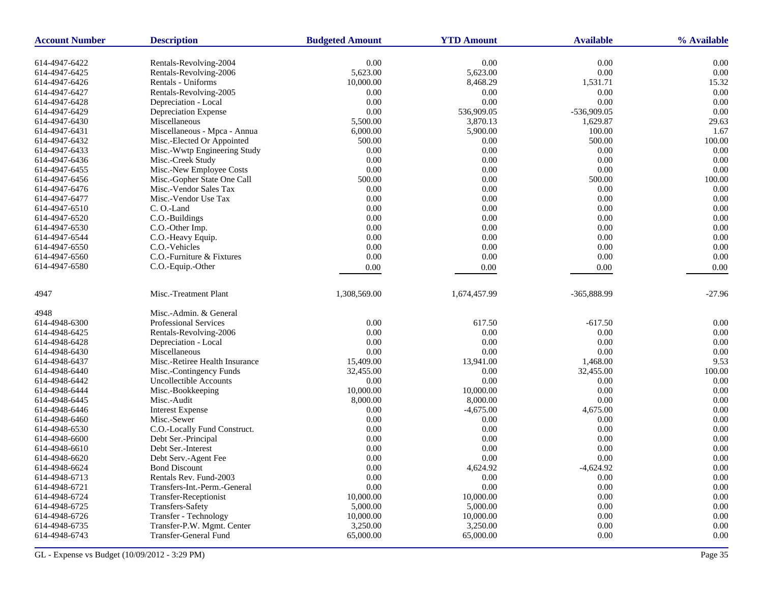| Account Number | Description | Budgeted Amount | YTD Amount | Available | % Available |
|---|---|---|---|---|---|
| 614-4947-6422 | Rentals-Revolving-2004 | 0.00 | 0.00 | 0.00 | 0.00 |
| 614-4947-6425 | Rentals-Revolving-2006 | 5,623.00 | 5,623.00 | 0.00 | 0.00 |
| 614-4947-6426 | Rentals - Uniforms | 10,000.00 | 8,468.29 | 1,531.71 | 15.32 |
| 614-4947-6427 | Rentals-Revolving-2005 | 0.00 | 0.00 | 0.00 | 0.00 |
| 614-4947-6428 | Depreciation - Local | 0.00 | 0.00 | 0.00 | 0.00 |
| 614-4947-6429 | Depreciation Expense | 0.00 | 536,909.05 | -536,909.05 | 0.00 |
| 614-4947-6430 | Miscellaneous | 5,500.00 | 3,870.13 | 1,629.87 | 29.63 |
| 614-4947-6431 | Miscellaneous - Mpca - Annua | 6,000.00 | 5,900.00 | 100.00 | 1.67 |
| 614-4947-6432 | Misc.-Elected Or Appointed | 500.00 | 0.00 | 500.00 | 100.00 |
| 614-4947-6433 | Misc.-Wwtp Engineering Study | 0.00 | 0.00 | 0.00 | 0.00 |
| 614-4947-6436 | Misc.-Creek Study | 0.00 | 0.00 | 0.00 | 0.00 |
| 614-4947-6455 | Misc.-New Employee Costs | 0.00 | 0.00 | 0.00 | 0.00 |
| 614-4947-6456 | Misc.-Gopher State One Call | 500.00 | 0.00 | 500.00 | 100.00 |
| 614-4947-6476 | Misc.-Vendor Sales Tax | 0.00 | 0.00 | 0.00 | 0.00 |
| 614-4947-6477 | Misc.-Vendor Use Tax | 0.00 | 0.00 | 0.00 | 0.00 |
| 614-4947-6510 | C. O.-Land | 0.00 | 0.00 | 0.00 | 0.00 |
| 614-4947-6520 | C.O.-Buildings | 0.00 | 0.00 | 0.00 | 0.00 |
| 614-4947-6530 | C.O.-Other Imp. | 0.00 | 0.00 | 0.00 | 0.00 |
| 614-4947-6544 | C.O.-Heavy Equip. | 0.00 | 0.00 | 0.00 | 0.00 |
| 614-4947-6550 | C.O.-Vehicles | 0.00 | 0.00 | 0.00 | 0.00 |
| 614-4947-6560 | C.O.-Furniture & Fixtures | 0.00 | 0.00 | 0.00 | 0.00 |
| 614-4947-6580 | C.O.-Equip.-Other | 0.00 | 0.00 | 0.00 | 0.00 |
| 4947 | Misc.-Treatment Plant | 1,308,569.00 | 1,674,457.99 | -365,888.99 | -27.96 |
| 4948 | Misc.-Admin. & General | | | | |
| 614-4948-6300 | Professional Services | 0.00 | 617.50 | -617.50 | 0.00 |
| 614-4948-6425 | Rentals-Revolving-2006 | 0.00 | 0.00 | 0.00 | 0.00 |
| 614-4948-6428 | Depreciation - Local | 0.00 | 0.00 | 0.00 | 0.00 |
| 614-4948-6430 | Miscellaneous | 0.00 | 0.00 | 0.00 | 0.00 |
| 614-4948-6437 | Misc.-Retiree Health Insurance | 15,409.00 | 13,941.00 | 1,468.00 | 9.53 |
| 614-4948-6440 | Misc.-Contingency Funds | 32,455.00 | 0.00 | 32,455.00 | 100.00 |
| 614-4948-6442 | Uncollectible Accounts | 0.00 | 0.00 | 0.00 | 0.00 |
| 614-4948-6444 | Misc.-Bookkeeping | 10,000.00 | 10,000.00 | 0.00 | 0.00 |
| 614-4948-6445 | Misc.-Audit | 8,000.00 | 8,000.00 | 0.00 | 0.00 |
| 614-4948-6446 | Interest Expense | 0.00 | -4,675.00 | 4,675.00 | 0.00 |
| 614-4948-6460 | Misc.-Sewer | 0.00 | 0.00 | 0.00 | 0.00 |
| 614-4948-6530 | C.O.-Locally Fund Construct. | 0.00 | 0.00 | 0.00 | 0.00 |
| 614-4948-6600 | Debt Ser.-Principal | 0.00 | 0.00 | 0.00 | 0.00 |
| 614-4948-6610 | Debt Ser.-Interest | 0.00 | 0.00 | 0.00 | 0.00 |
| 614-4948-6620 | Debt Serv.-Agent Fee | 0.00 | 0.00 | 0.00 | 0.00 |
| 614-4948-6624 | Bond Discount | 0.00 | 4,624.92 | -4,624.92 | 0.00 |
| 614-4948-6713 | Rentals Rev. Fund-2003 | 0.00 | 0.00 | 0.00 | 0.00 |
| 614-4948-6721 | Transfers-Int.-Perm.-General | 0.00 | 0.00 | 0.00 | 0.00 |
| 614-4948-6724 | Transfer-Receptionist | 10,000.00 | 10,000.00 | 0.00 | 0.00 |
| 614-4948-6725 | Transfers-Safety | 5,000.00 | 5,000.00 | 0.00 | 0.00 |
| 614-4948-6726 | Transfer - Technology | 10,000.00 | 10,000.00 | 0.00 | 0.00 |
| 614-4948-6735 | Transfer-P.W. Mgmt. Center | 3,250.00 | 3,250.00 | 0.00 | 0.00 |
| 614-4948-6743 | Transfer-General Fund | 65,000.00 | 65,000.00 | 0.00 | 0.00 |

GL - Expense vs Budget (10/09/2012 - 3:29 PM)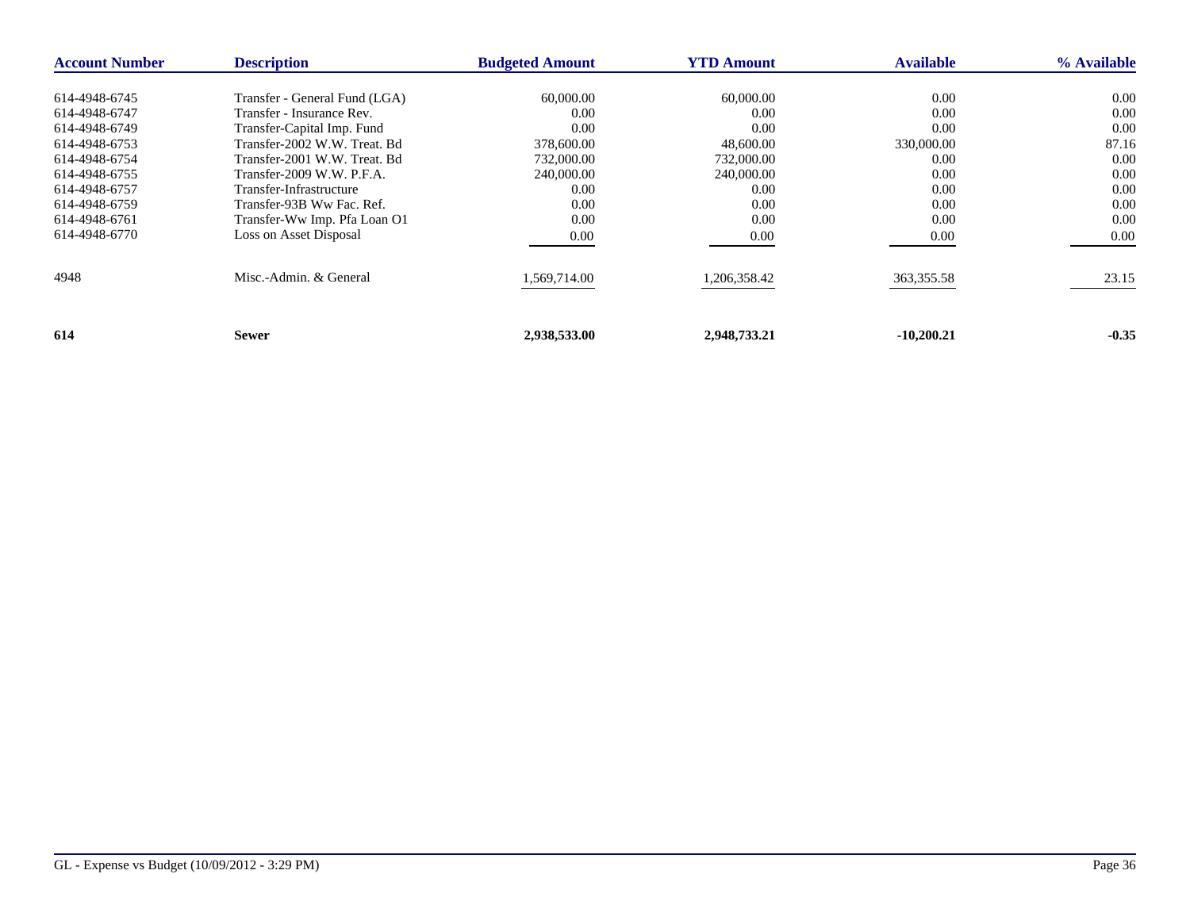| Account Number | Description | Budgeted Amount | YTD Amount | Available | % Available |
|---|---|---|---|---|---|
| 614-4948-6745 | Transfer - General Fund (LGA) | 60,000.00 | 60,000.00 | 0.00 | 0.00 |
| 614-4948-6747 | Transfer - Insurance Rev. | 0.00 | 0.00 | 0.00 | 0.00 |
| 614-4948-6749 | Transfer-Capital Imp. Fund | 0.00 | 0.00 | 0.00 | 0.00 |
| 614-4948-6753 | Transfer-2002 W.W. Treat. Bd | 378,600.00 | 48,600.00 | 330,000.00 | 87.16 |
| 614-4948-6754 | Transfer-2001 W.W. Treat. Bd | 732,000.00 | 732,000.00 | 0.00 | 0.00 |
| 614-4948-6755 | Transfer-2009 W.W. P.F.A. | 240,000.00 | 240,000.00 | 0.00 | 0.00 |
| 614-4948-6757 | Transfer-Infrastructure | 0.00 | 0.00 | 0.00 | 0.00 |
| 614-4948-6759 | Transfer-93B Ww Fac. Ref. | 0.00 | 0.00 | 0.00 | 0.00 |
| 614-4948-6761 | Transfer-Ww Imp. Pfa Loan O1 | 0.00 | 0.00 | 0.00 | 0.00 |
| 614-4948-6770 | Loss on Asset Disposal | 0.00 | 0.00 | 0.00 | 0.00 |
| 4948 | Misc.-Admin. & General | 1,569,714.00 | 1,206,358.42 | 363,355.58 | 23.15 |
| **614** | **Sewer** | **2,938,533.00** | **2,948,733.21** | **-10,200.21** | **-0.35** |

GL - Expense vs Budget (10/09/2012 - 3:29 PM)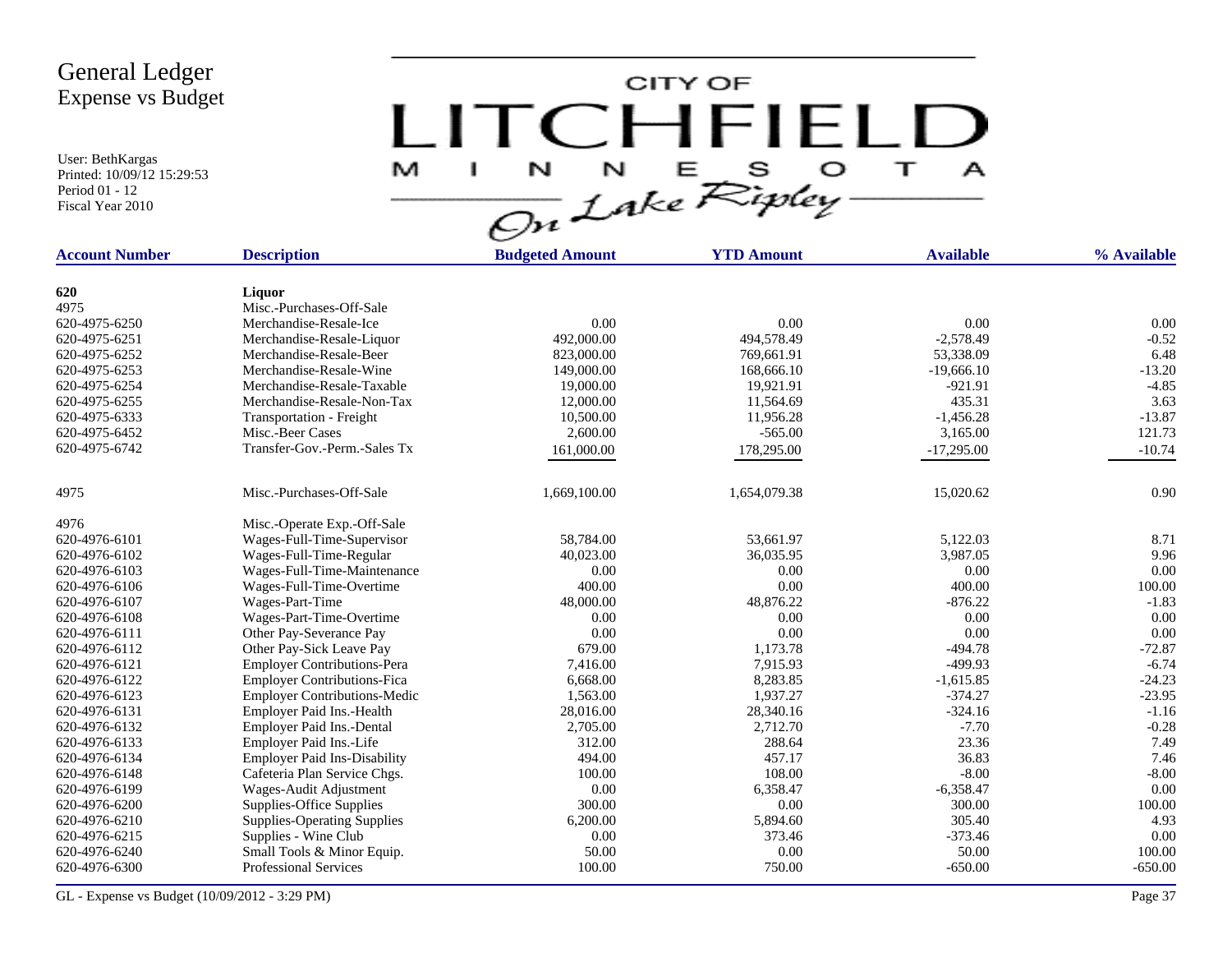# General Ledger
## Expense vs Budget

User: BethKargas
Printed: 10/09/12 15:29:53
Period 01 - 12
Fiscal Year 2010

CITY OF LITCHFIELD MINNESOTA — On Lake Ripley

| Account Number | Description | Budgeted Amount | YTD Amount | Available | % Available |
|---|---|---|---|---|---|
| **620** | **Liquor** | | | | |
| 4975 | Misc.-Purchases-Off-Sale | | | | |
| 620-4975-6250 | Merchandise-Resale-Ice | 0.00 | 0.00 | 0.00 | 0.00 |
| 620-4975-6251 | Merchandise-Resale-Liquor | 492,000.00 | 494,578.49 | -2,578.49 | -0.52 |
| 620-4975-6252 | Merchandise-Resale-Beer | 823,000.00 | 769,661.91 | 53,338.09 | 6.48 |
| 620-4975-6253 | Merchandise-Resale-Wine | 149,000.00 | 168,666.10 | -19,666.10 | -13.20 |
| 620-4975-6254 | Merchandise-Resale-Taxable | 19,000.00 | 19,921.91 | -921.91 | -4.85 |
| 620-4975-6255 | Merchandise-Resale-Non-Tax | 12,000.00 | 11,564.69 | 435.31 | 3.63 |
| 620-4975-6333 | Transportation - Freight | 10,500.00 | 11,956.28 | -1,456.28 | -13.87 |
| 620-4975-6452 | Misc.-Beer Cases | 2,600.00 | -565.00 | 3,165.00 | 121.73 |
| 620-4975-6742 | Transfer-Gov.-Perm.-Sales Tx | 161,000.00 | 178,295.00 | -17,295.00 | -10.74 |
| 4975 | Misc.-Purchases-Off-Sale | 1,669,100.00 | 1,654,079.38 | 15,020.62 | 0.90 |
| 4976 | Misc.-Operate Exp.-Off-Sale | | | | |
| 620-4976-6101 | Wages-Full-Time-Supervisor | 58,784.00 | 53,661.97 | 5,122.03 | 8.71 |
| 620-4976-6102 | Wages-Full-Time-Regular | 40,023.00 | 36,035.95 | 3,987.05 | 9.96 |
| 620-4976-6103 | Wages-Full-Time-Maintenance | 0.00 | 0.00 | 0.00 | 0.00 |
| 620-4976-6106 | Wages-Full-Time-Overtime | 400.00 | 0.00 | 400.00 | 100.00 |
| 620-4976-6107 | Wages-Part-Time | 48,000.00 | 48,876.22 | -876.22 | -1.83 |
| 620-4976-6108 | Wages-Part-Time-Overtime | 0.00 | 0.00 | 0.00 | 0.00 |
| 620-4976-6111 | Other Pay-Severance Pay | 0.00 | 0.00 | 0.00 | 0.00 |
| 620-4976-6112 | Other Pay-Sick Leave Pay | 679.00 | 1,173.78 | -494.78 | -72.87 |
| 620-4976-6121 | Employer Contributions-Pera | 7,416.00 | 7,915.93 | -499.93 | -6.74 |
| 620-4976-6122 | Employer Contributions-Fica | 6,668.00 | 8,283.85 | -1,615.85 | -24.23 |
| 620-4976-6123 | Employer Contributions-Medic | 1,563.00 | 1,937.27 | -374.27 | -23.95 |
| 620-4976-6131 | Employer Paid Ins.-Health | 28,016.00 | 28,340.16 | -324.16 | -1.16 |
| 620-4976-6132 | Employer Paid Ins.-Dental | 2,705.00 | 2,712.70 | -7.70 | -0.28 |
| 620-4976-6133 | Employer Paid Ins.-Life | 312.00 | 288.64 | 23.36 | 7.49 |
| 620-4976-6134 | Employer Paid Ins-Disability | 494.00 | 457.17 | 36.83 | 7.46 |
| 620-4976-6148 | Cafeteria Plan Service Chgs. | 100.00 | 108.00 | -8.00 | -8.00 |
| 620-4976-6199 | Wages-Audit Adjustment | 0.00 | 6,358.47 | -6,358.47 | 0.00 |
| 620-4976-6200 | Supplies-Office Supplies | 300.00 | 0.00 | 300.00 | 100.00 |
| 620-4976-6210 | Supplies-Operating Supplies | 6,200.00 | 5,894.60 | 305.40 | 4.93 |
| 620-4976-6215 | Supplies - Wine Club | 0.00 | 373.46 | -373.46 | 0.00 |
| 620-4976-6240 | Small Tools & Minor Equip. | 50.00 | 0.00 | 50.00 | 100.00 |
| 620-4976-6300 | Professional Services | 100.00 | 750.00 | -650.00 | -650.00 |

GL - Expense vs Budget (10/09/2012 - 3:29 PM)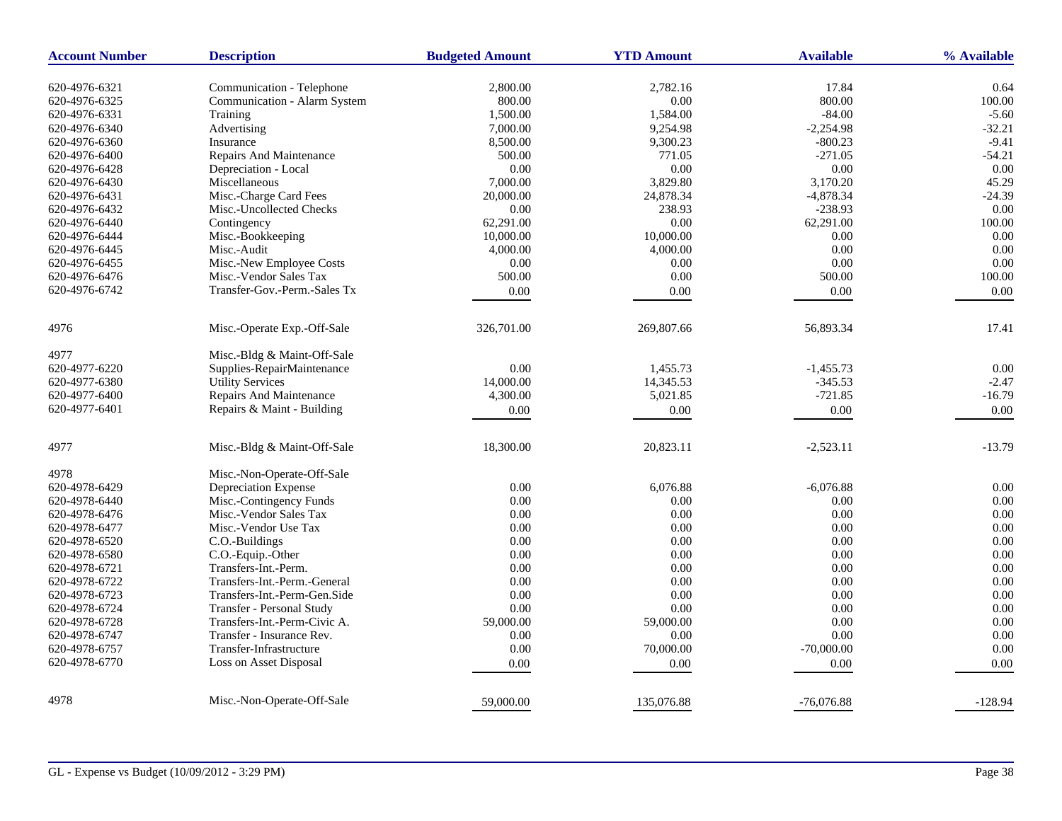| Account Number | Description | Budgeted Amount | YTD Amount | Available | % Available |
|---|---|---|---|---|---|
| 620-4976-6321 | Communication - Telephone | 2,800.00 | 2,782.16 | 17.84 | 0.64 |
| 620-4976-6325 | Communication - Alarm System | 800.00 | 0.00 | 800.00 | 100.00 |
| 620-4976-6331 | Training | 1,500.00 | 1,584.00 | -84.00 | -5.60 |
| 620-4976-6340 | Advertising | 7,000.00 | 9,254.98 | -2,254.98 | -32.21 |
| 620-4976-6360 | Insurance | 8,500.00 | 9,300.23 | -800.23 | -9.41 |
| 620-4976-6400 | Repairs And Maintenance | 500.00 | 771.05 | -271.05 | -54.21 |
| 620-4976-6428 | Depreciation - Local | 0.00 | 0.00 | 0.00 | 0.00 |
| 620-4976-6430 | Miscellaneous | 7,000.00 | 3,829.80 | 3,170.20 | 45.29 |
| 620-4976-6431 | Misc.-Charge Card Fees | 20,000.00 | 24,878.34 | -4,878.34 | -24.39 |
| 620-4976-6432 | Misc.-Uncollected Checks | 0.00 | 238.93 | -238.93 | 0.00 |
| 620-4976-6440 | Contingency | 62,291.00 | 0.00 | 62,291.00 | 100.00 |
| 620-4976-6444 | Misc.-Bookkeeping | 10,000.00 | 10,000.00 | 0.00 | 0.00 |
| 620-4976-6445 | Misc.-Audit | 4,000.00 | 4,000.00 | 0.00 | 0.00 |
| 620-4976-6455 | Misc.-New Employee Costs | 0.00 | 0.00 | 0.00 | 0.00 |
| 620-4976-6476 | Misc.-Vendor Sales Tax | 500.00 | 0.00 | 500.00 | 100.00 |
| 620-4976-6742 | Transfer-Gov.-Perm.-Sales Tx | 0.00 | 0.00 | 0.00 | 0.00 |
| 4976 | Misc.-Operate Exp.-Off-Sale | 326,701.00 | 269,807.66 | 56,893.34 | 17.41 |
| 4977 | Misc.-Bldg & Maint-Off-Sale | | | | |
| 620-4977-6220 | Supplies-RepairMaintenance | 0.00 | 1,455.73 | -1,455.73 | 0.00 |
| 620-4977-6380 | Utility Services | 14,000.00 | 14,345.53 | -345.53 | -2.47 |
| 620-4977-6400 | Repairs And Maintenance | 4,300.00 | 5,021.85 | -721.85 | -16.79 |
| 620-4977-6401 | Repairs & Maint - Building | 0.00 | 0.00 | 0.00 | 0.00 |
| 4977 | Misc.-Bldg & Maint-Off-Sale | 18,300.00 | 20,823.11 | -2,523.11 | -13.79 |
| 4978 | Misc.-Non-Operate-Off-Sale | | | | |
| 620-4978-6429 | Depreciation Expense | 0.00 | 6,076.88 | -6,076.88 | 0.00 |
| 620-4978-6440 | Misc.-Contingency Funds | 0.00 | 0.00 | 0.00 | 0.00 |
| 620-4978-6476 | Misc.-Vendor Sales Tax | 0.00 | 0.00 | 0.00 | 0.00 |
| 620-4978-6477 | Misc.-Vendor Use Tax | 0.00 | 0.00 | 0.00 | 0.00 |
| 620-4978-6520 | C.O.-Buildings | 0.00 | 0.00 | 0.00 | 0.00 |
| 620-4978-6580 | C.O.-Equip.-Other | 0.00 | 0.00 | 0.00 | 0.00 |
| 620-4978-6721 | Transfers-Int.-Perm. | 0.00 | 0.00 | 0.00 | 0.00 |
| 620-4978-6722 | Transfers-Int.-Perm.-General | 0.00 | 0.00 | 0.00 | 0.00 |
| 620-4978-6723 | Transfers-Int.-Perm-Gen.Side | 0.00 | 0.00 | 0.00 | 0.00 |
| 620-4978-6724 | Transfer - Personal Study | 0.00 | 0.00 | 0.00 | 0.00 |
| 620-4978-6728 | Transfers-Int.-Perm-Civic A. | 59,000.00 | 59,000.00 | 0.00 | 0.00 |
| 620-4978-6747 | Transfer - Insurance Rev. | 0.00 | 0.00 | 0.00 | 0.00 |
| 620-4978-6757 | Transfer-Infrastructure | 0.00 | 70,000.00 | -70,000.00 | 0.00 |
| 620-4978-6770 | Loss on Asset Disposal | 0.00 | 0.00 | 0.00 | 0.00 |
| 4978 | Misc.-Non-Operate-Off-Sale | 59,000.00 | 135,076.88 | -76,076.88 | -128.94 |

GL - Expense vs Budget (10/09/2012 - 3:29 PM)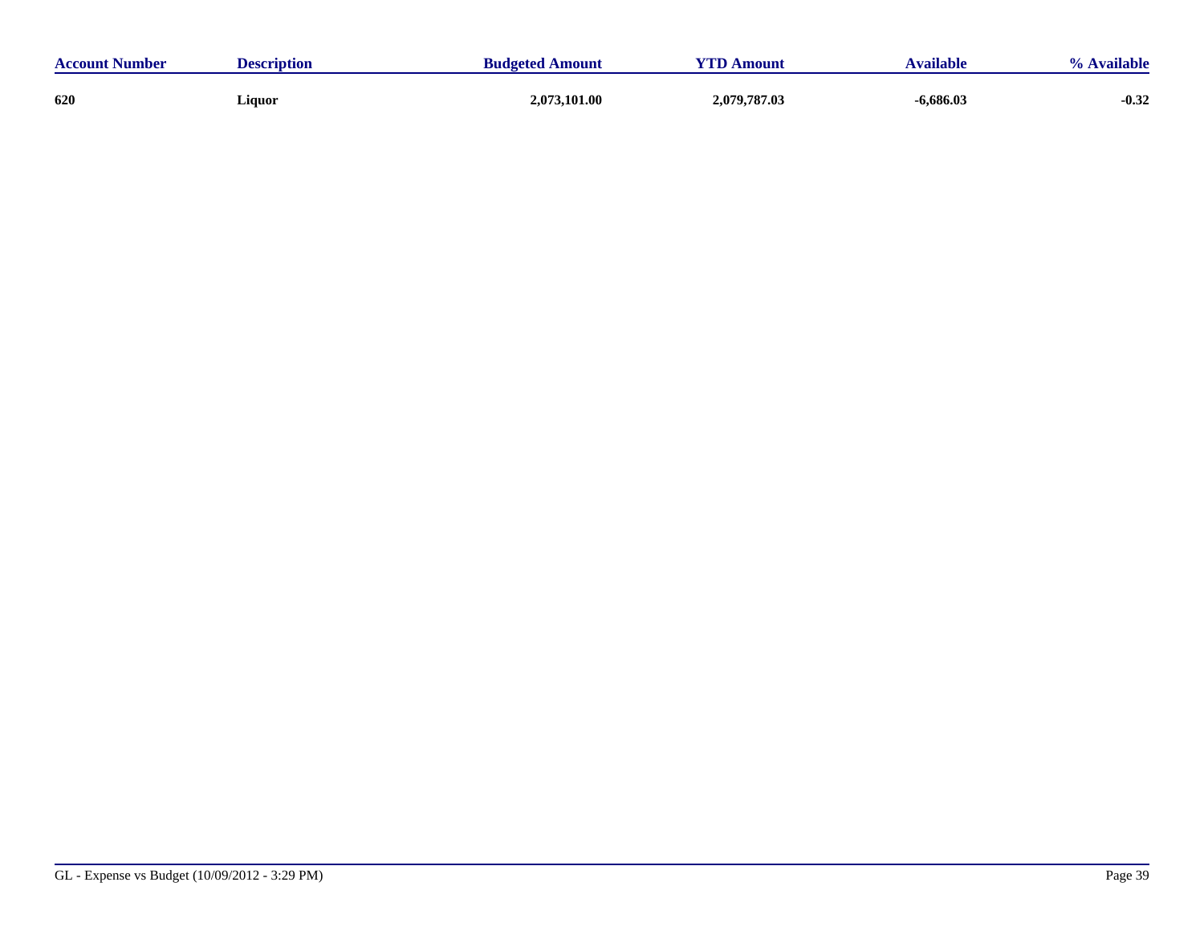| Account Number | Description | Budgeted Amount | YTD Amount | Available | % Available |
|---|---|---|---|---|---|
| **620** | **Liquor** | **2,073,101.00** | **2,079,787.03** | **-6,686.03** | **-0.32** |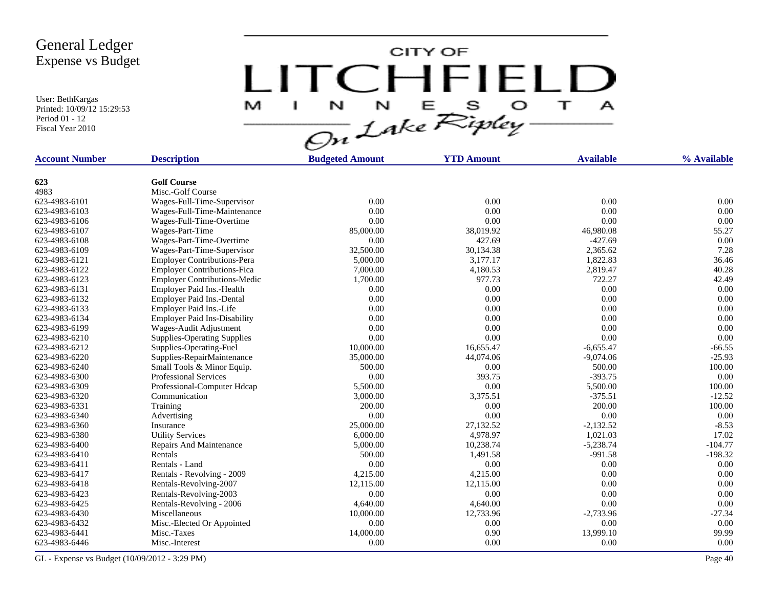# General Ledger
## Expense vs Budget

User: BethKargas
Printed: 10/09/12 15:29:53
Period 01 - 12
Fiscal Year 2010

CITY OF LITCHFIELD MINNESOTA On Lake Ripley

| Account Number | Description | Budgeted Amount | YTD Amount | Available | % Available |
|---|---|---|---|---|---|
| **623** | **Golf Course** | | | | |
| 4983 | Misc.-Golf Course | | | | |
| 623-4983-6101 | Wages-Full-Time-Supervisor | 0.00 | 0.00 | 0.00 | 0.00 |
| 623-4983-6103 | Wages-Full-Time-Maintenance | 0.00 | 0.00 | 0.00 | 0.00 |
| 623-4983-6106 | Wages-Full-Time-Overtime | 0.00 | 0.00 | 0.00 | 0.00 |
| 623-4983-6107 | Wages-Part-Time | 85,000.00 | 38,019.92 | 46,980.08 | 55.27 |
| 623-4983-6108 | Wages-Part-Time-Overtime | 0.00 | 427.69 | -427.69 | 0.00 |
| 623-4983-6109 | Wages-Part-Time-Supervisor | 32,500.00 | 30,134.38 | 2,365.62 | 7.28 |
| 623-4983-6121 | Employer Contributions-Pera | 5,000.00 | 3,177.17 | 1,822.83 | 36.46 |
| 623-4983-6122 | Employer Contributions-Fica | 7,000.00 | 4,180.53 | 2,819.47 | 40.28 |
| 623-4983-6123 | Employer Contributions-Medic | 1,700.00 | 977.73 | 722.27 | 42.49 |
| 623-4983-6131 | Employer Paid Ins.-Health | 0.00 | 0.00 | 0.00 | 0.00 |
| 623-4983-6132 | Employer Paid Ins.-Dental | 0.00 | 0.00 | 0.00 | 0.00 |
| 623-4983-6133 | Employer Paid Ins.-Life | 0.00 | 0.00 | 0.00 | 0.00 |
| 623-4983-6134 | Employer Paid Ins-Disability | 0.00 | 0.00 | 0.00 | 0.00 |
| 623-4983-6199 | Wages-Audit Adjustment | 0.00 | 0.00 | 0.00 | 0.00 |
| 623-4983-6210 | Supplies-Operating Supplies | 0.00 | 0.00 | 0.00 | 0.00 |
| 623-4983-6212 | Supplies-Operating-Fuel | 10,000.00 | 16,655.47 | -6,655.47 | -66.55 |
| 623-4983-6220 | Supplies-RepairMaintenance | 35,000.00 | 44,074.06 | -9,074.06 | -25.93 |
| 623-4983-6240 | Small Tools & Minor Equip. | 500.00 | 0.00 | 500.00 | 100.00 |
| 623-4983-6300 | Professional Services | 0.00 | 393.75 | -393.75 | 0.00 |
| 623-4983-6309 | Professional-Computer Hdcap | 5,500.00 | 0.00 | 5,500.00 | 100.00 |
| 623-4983-6320 | Communication | 3,000.00 | 3,375.51 | -375.51 | -12.52 |
| 623-4983-6331 | Training | 200.00 | 0.00 | 200.00 | 100.00 |
| 623-4983-6340 | Advertising | 0.00 | 0.00 | 0.00 | 0.00 |
| 623-4983-6360 | Insurance | 25,000.00 | 27,132.52 | -2,132.52 | -8.53 |
| 623-4983-6380 | Utility Services | 6,000.00 | 4,978.97 | 1,021.03 | 17.02 |
| 623-4983-6400 | Repairs And Maintenance | 5,000.00 | 10,238.74 | -5,238.74 | -104.77 |
| 623-4983-6410 | Rentals | 500.00 | 1,491.58 | -991.58 | -198.32 |
| 623-4983-6411 | Rentals - Land | 0.00 | 0.00 | 0.00 | 0.00 |
| 623-4983-6417 | Rentals - Revolving - 2009 | 4,215.00 | 4,215.00 | 0.00 | 0.00 |
| 623-4983-6418 | Rentals-Revolving-2007 | 12,115.00 | 12,115.00 | 0.00 | 0.00 |
| 623-4983-6423 | Rentals-Revolving-2003 | 0.00 | 0.00 | 0.00 | 0.00 |
| 623-4983-6425 | Rentals-Revolving - 2006 | 4,640.00 | 4,640.00 | 0.00 | 0.00 |
| 623-4983-6430 | Miscellaneous | 10,000.00 | 12,733.96 | -2,733.96 | -27.34 |
| 623-4983-6432 | Misc.-Elected Or Appointed | 0.00 | 0.00 | 0.00 | 0.00 |
| 623-4983-6441 | Misc.-Taxes | 14,000.00 | 0.90 | 13,999.10 | 99.99 |
| 623-4983-6446 | Misc.-Interest | 0.00 | 0.00 | 0.00 | 0.00 |

GL - Expense vs Budget (10/09/2012 - 3:29 PM)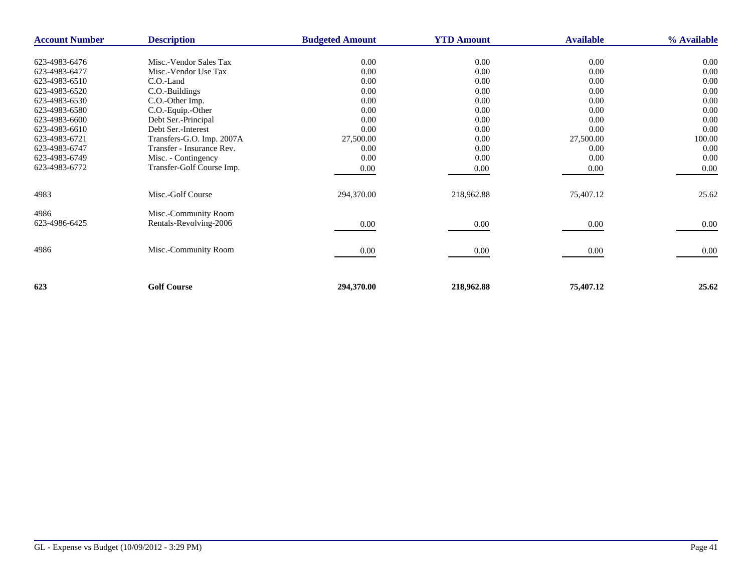| Account Number | Description | Budgeted Amount | YTD Amount | Available | % Available |
|---|---|---|---|---|---|
| 623-4983-6476 | Misc.-Vendor Sales Tax | 0.00 | 0.00 | 0.00 | 0.00 |
| 623-4983-6477 | Misc.-Vendor Use Tax | 0.00 | 0.00 | 0.00 | 0.00 |
| 623-4983-6510 | C.O.-Land | 0.00 | 0.00 | 0.00 | 0.00 |
| 623-4983-6520 | C.O.-Buildings | 0.00 | 0.00 | 0.00 | 0.00 |
| 623-4983-6530 | C.O.-Other Imp. | 0.00 | 0.00 | 0.00 | 0.00 |
| 623-4983-6580 | C.O.-Equip.-Other | 0.00 | 0.00 | 0.00 | 0.00 |
| 623-4983-6600 | Debt Ser.-Principal | 0.00 | 0.00 | 0.00 | 0.00 |
| 623-4983-6610 | Debt Ser.-Interest | 0.00 | 0.00 | 0.00 | 0.00 |
| 623-4983-6721 | Transfers-G.O. Imp. 2007A | 27,500.00 | 0.00 | 27,500.00 | 100.00 |
| 623-4983-6747 | Transfer - Insurance Rev. | 0.00 | 0.00 | 0.00 | 0.00 |
| 623-4983-6749 | Misc. - Contingency | 0.00 | 0.00 | 0.00 | 0.00 |
| 623-4983-6772 | Transfer-Golf Course Imp. | 0.00 | 0.00 | 0.00 | 0.00 |
| 4983 | Misc.-Golf Course | 294,370.00 | 218,962.88 | 75,407.12 | 25.62 |
| 4986 | Misc.-Community Room | | | | |
| 623-4986-6425 | Rentals-Revolving-2006 | 0.00 | 0.00 | 0.00 | 0.00 |
| 4986 | Misc.-Community Room | 0.00 | 0.00 | 0.00 | 0.00 |
| **623** | **Golf Course** | **294,370.00** | **218,962.88** | **75,407.12** | **25.62** |

GL - Expense vs Budget (10/09/2012 - 3:29 PM)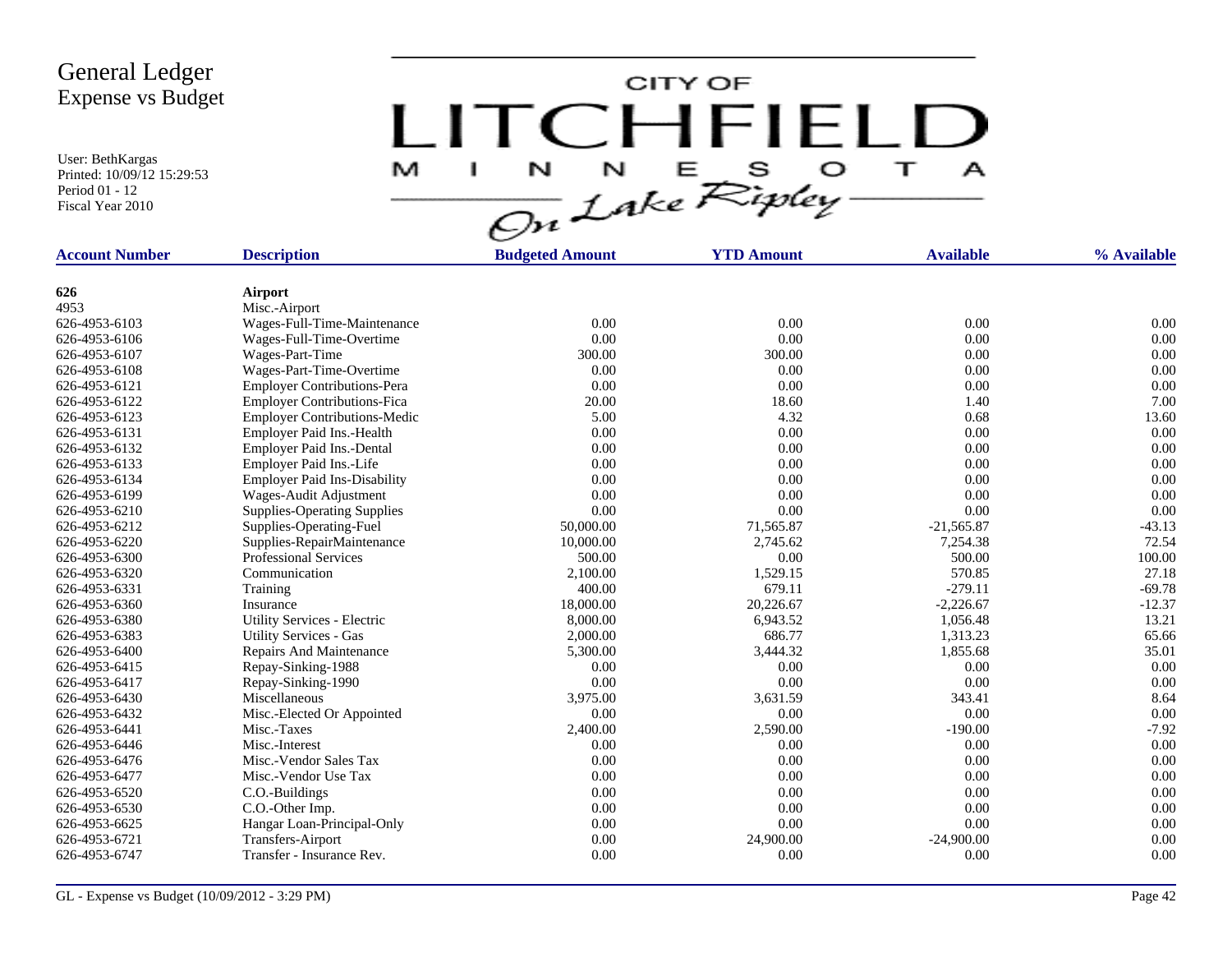# General Ledger
## Expense vs Budget

User: BethKargas
Printed: 10/09/12 15:29:53
Period 01 - 12
Fiscal Year 2010

CITY OF LITCHFIELD MINNESOTA On Lake Ripley

| Account Number | Description | Budgeted Amount | YTD Amount | Available | % Available |
|---|---|---|---|---|---|
| **626** | **Airport** | | | | |
| 4953 | Misc.-Airport | | | | |
| 626-4953-6103 | Wages-Full-Time-Maintenance | 0.00 | 0.00 | 0.00 | 0.00 |
| 626-4953-6106 | Wages-Full-Time-Overtime | 0.00 | 0.00 | 0.00 | 0.00 |
| 626-4953-6107 | Wages-Part-Time | 300.00 | 300.00 | 0.00 | 0.00 |
| 626-4953-6108 | Wages-Part-Time-Overtime | 0.00 | 0.00 | 0.00 | 0.00 |
| 626-4953-6121 | Employer Contributions-Pera | 0.00 | 0.00 | 0.00 | 0.00 |
| 626-4953-6122 | Employer Contributions-Fica | 20.00 | 18.60 | 1.40 | 7.00 |
| 626-4953-6123 | Employer Contributions-Medic | 5.00 | 4.32 | 0.68 | 13.60 |
| 626-4953-6131 | Employer Paid Ins.-Health | 0.00 | 0.00 | 0.00 | 0.00 |
| 626-4953-6132 | Employer Paid Ins.-Dental | 0.00 | 0.00 | 0.00 | 0.00 |
| 626-4953-6133 | Employer Paid Ins.-Life | 0.00 | 0.00 | 0.00 | 0.00 |
| 626-4953-6134 | Employer Paid Ins-Disability | 0.00 | 0.00 | 0.00 | 0.00 |
| 626-4953-6199 | Wages-Audit Adjustment | 0.00 | 0.00 | 0.00 | 0.00 |
| 626-4953-6210 | Supplies-Operating Supplies | 0.00 | 0.00 | 0.00 | 0.00 |
| 626-4953-6212 | Supplies-Operating-Fuel | 50,000.00 | 71,565.87 | -21,565.87 | -43.13 |
| 626-4953-6220 | Supplies-RepairMaintenance | 10,000.00 | 2,745.62 | 7,254.38 | 72.54 |
| 626-4953-6300 | Professional Services | 500.00 | 0.00 | 500.00 | 100.00 |
| 626-4953-6320 | Communication | 2,100.00 | 1,529.15 | 570.85 | 27.18 |
| 626-4953-6331 | Training | 400.00 | 679.11 | -279.11 | -69.78 |
| 626-4953-6360 | Insurance | 18,000.00 | 20,226.67 | -2,226.67 | -12.37 |
| 626-4953-6380 | Utility Services - Electric | 8,000.00 | 6,943.52 | 1,056.48 | 13.21 |
| 626-4953-6383 | Utility Services - Gas | 2,000.00 | 686.77 | 1,313.23 | 65.66 |
| 626-4953-6400 | Repairs And Maintenance | 5,300.00 | 3,444.32 | 1,855.68 | 35.01 |
| 626-4953-6415 | Repay-Sinking-1988 | 0.00 | 0.00 | 0.00 | 0.00 |
| 626-4953-6417 | Repay-Sinking-1990 | 0.00 | 0.00 | 0.00 | 0.00 |
| 626-4953-6430 | Miscellaneous | 3,975.00 | 3,631.59 | 343.41 | 8.64 |
| 626-4953-6432 | Misc.-Elected Or Appointed | 0.00 | 0.00 | 0.00 | 0.00 |
| 626-4953-6441 | Misc.-Taxes | 2,400.00 | 2,590.00 | -190.00 | -7.92 |
| 626-4953-6446 | Misc.-Interest | 0.00 | 0.00 | 0.00 | 0.00 |
| 626-4953-6476 | Misc.-Vendor Sales Tax | 0.00 | 0.00 | 0.00 | 0.00 |
| 626-4953-6477 | Misc.-Vendor Use Tax | 0.00 | 0.00 | 0.00 | 0.00 |
| 626-4953-6520 | C.O.-Buildings | 0.00 | 0.00 | 0.00 | 0.00 |
| 626-4953-6530 | C.O.-Other Imp. | 0.00 | 0.00 | 0.00 | 0.00 |
| 626-4953-6625 | Hangar Loan-Principal-Only | 0.00 | 0.00 | 0.00 | 0.00 |
| 626-4953-6721 | Transfers-Airport | 0.00 | 24,900.00 | -24,900.00 | 0.00 |
| 626-4953-6747 | Transfer - Insurance Rev. | 0.00 | 0.00 | 0.00 | 0.00 |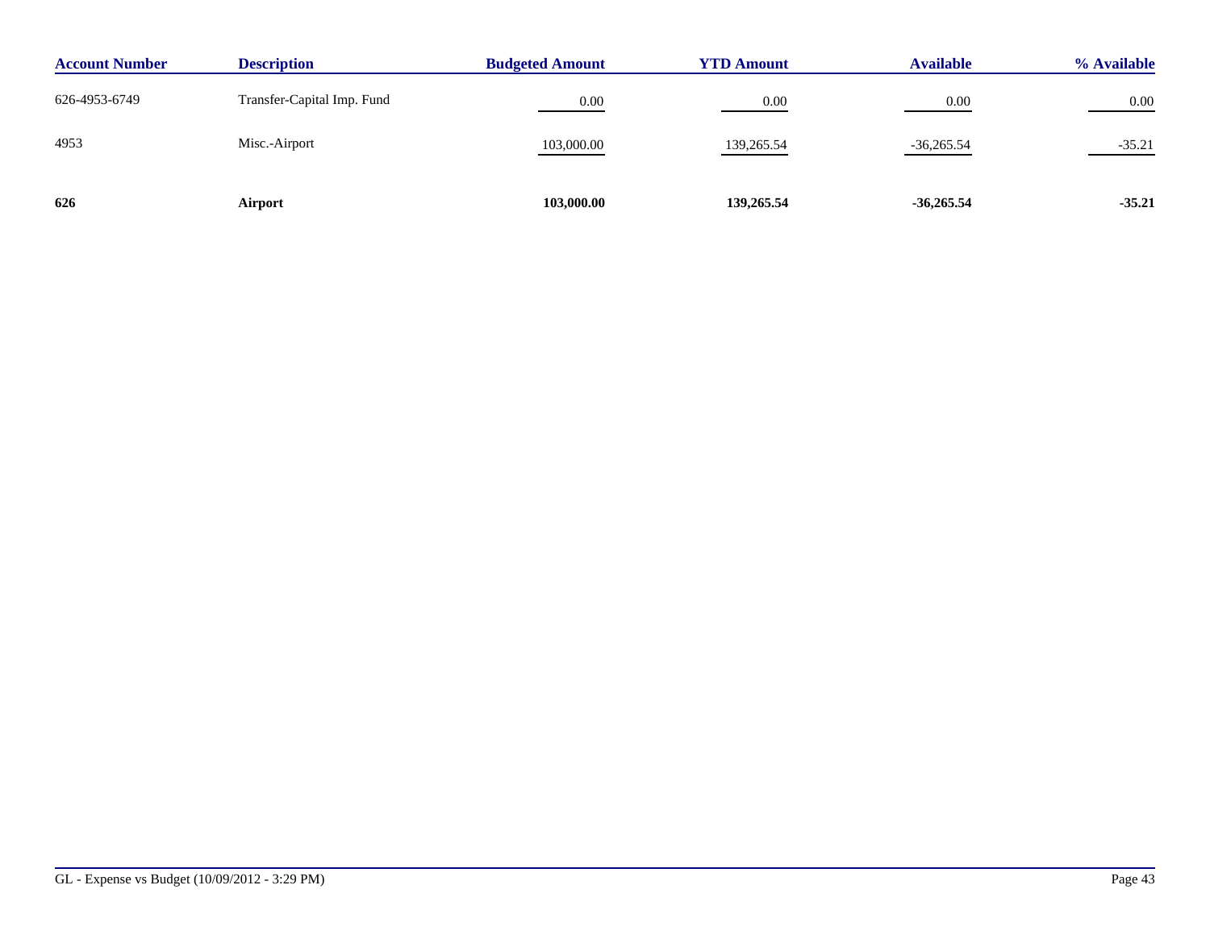| Account Number | Description | Budgeted Amount | YTD Amount | Available | % Available |
|---|---|---|---|---|---|
| 626-4953-6749 | Transfer-Capital Imp. Fund | 0.00 | 0.00 | 0.00 | 0.00 |
| 4953 | Misc.-Airport | 103,000.00 | 139,265.54 | -36,265.54 | -35.21 |
| **626** | **Airport** | **103,000.00** | **139,265.54** | **-36,265.54** | **-35.21** |

GL - Expense vs Budget (10/09/2012 - 3:29 PM)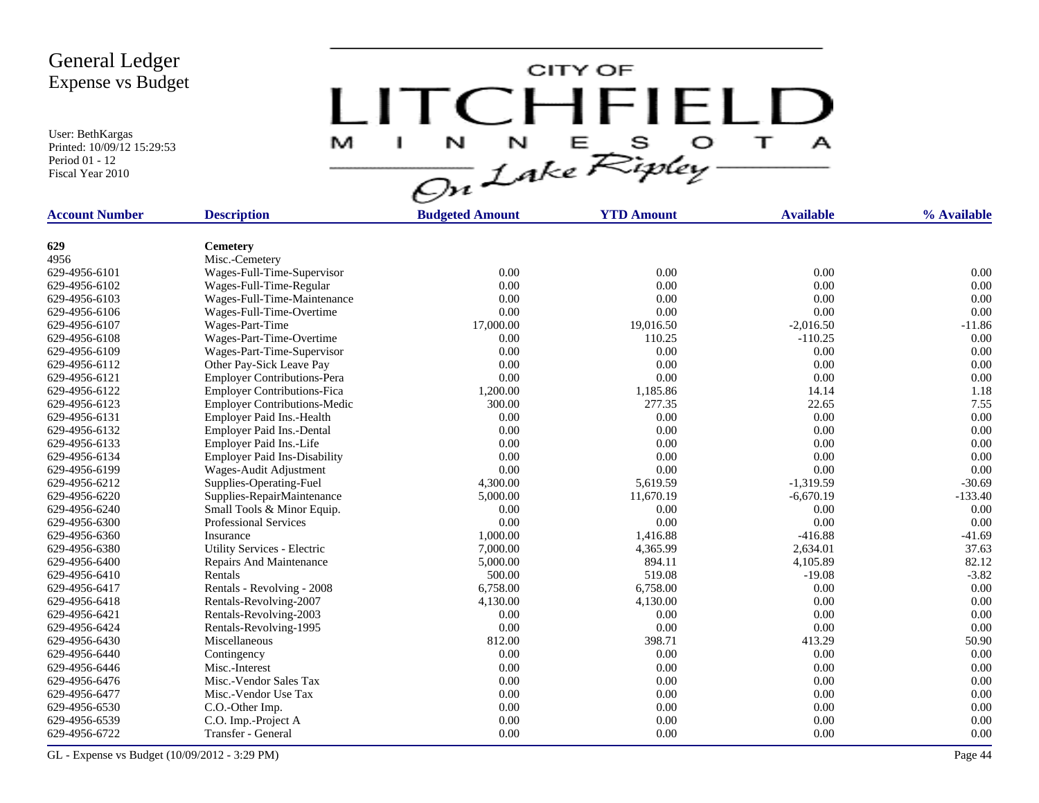# General Ledger
## Expense vs Budget

User: BethKargas
Printed: 10/09/12 15:29:53
Period 01 - 12
Fiscal Year 2010

CITY OF LITCHFIELD MINNESOTA — On Lake Ripley

| Account Number | Description | Budgeted Amount | YTD Amount | Available | % Available |
|---|---|---|---|---|---|
| **629** | **Cemetery** | | | | |
| 4956 | Misc.-Cemetery | | | | |
| 629-4956-6101 | Wages-Full-Time-Supervisor | 0.00 | 0.00 | 0.00 | 0.00 |
| 629-4956-6102 | Wages-Full-Time-Regular | 0.00 | 0.00 | 0.00 | 0.00 |
| 629-4956-6103 | Wages-Full-Time-Maintenance | 0.00 | 0.00 | 0.00 | 0.00 |
| 629-4956-6106 | Wages-Full-Time-Overtime | 0.00 | 0.00 | 0.00 | 0.00 |
| 629-4956-6107 | Wages-Part-Time | 17,000.00 | 19,016.50 | -2,016.50 | -11.86 |
| 629-4956-6108 | Wages-Part-Time-Overtime | 0.00 | 110.25 | -110.25 | 0.00 |
| 629-4956-6109 | Wages-Part-Time-Supervisor | 0.00 | 0.00 | 0.00 | 0.00 |
| 629-4956-6112 | Other Pay-Sick Leave Pay | 0.00 | 0.00 | 0.00 | 0.00 |
| 629-4956-6121 | Employer Contributions-Pera | 0.00 | 0.00 | 0.00 | 0.00 |
| 629-4956-6122 | Employer Contributions-Fica | 1,200.00 | 1,185.86 | 14.14 | 1.18 |
| 629-4956-6123 | Employer Contributions-Medic | 300.00 | 277.35 | 22.65 | 7.55 |
| 629-4956-6131 | Employer Paid Ins.-Health | 0.00 | 0.00 | 0.00 | 0.00 |
| 629-4956-6132 | Employer Paid Ins.-Dental | 0.00 | 0.00 | 0.00 | 0.00 |
| 629-4956-6133 | Employer Paid Ins.-Life | 0.00 | 0.00 | 0.00 | 0.00 |
| 629-4956-6134 | Employer Paid Ins-Disability | 0.00 | 0.00 | 0.00 | 0.00 |
| 629-4956-6199 | Wages-Audit Adjustment | 0.00 | 0.00 | 0.00 | 0.00 |
| 629-4956-6212 | Supplies-Operating-Fuel | 4,300.00 | 5,619.59 | -1,319.59 | -30.69 |
| 629-4956-6220 | Supplies-RepairMaintenance | 5,000.00 | 11,670.19 | -6,670.19 | -133.40 |
| 629-4956-6240 | Small Tools & Minor Equip. | 0.00 | 0.00 | 0.00 | 0.00 |
| 629-4956-6300 | Professional Services | 0.00 | 0.00 | 0.00 | 0.00 |
| 629-4956-6360 | Insurance | 1,000.00 | 1,416.88 | -416.88 | -41.69 |
| 629-4956-6380 | Utility Services - Electric | 7,000.00 | 4,365.99 | 2,634.01 | 37.63 |
| 629-4956-6400 | Repairs And Maintenance | 5,000.00 | 894.11 | 4,105.89 | 82.12 |
| 629-4956-6410 | Rentals | 500.00 | 519.08 | -19.08 | -3.82 |
| 629-4956-6417 | Rentals - Revolving - 2008 | 6,758.00 | 6,758.00 | 0.00 | 0.00 |
| 629-4956-6418 | Rentals-Revolving-2007 | 4,130.00 | 4,130.00 | 0.00 | 0.00 |
| 629-4956-6421 | Rentals-Revolving-2003 | 0.00 | 0.00 | 0.00 | 0.00 |
| 629-4956-6424 | Rentals-Revolving-1995 | 0.00 | 0.00 | 0.00 | 0.00 |
| 629-4956-6430 | Miscellaneous | 812.00 | 398.71 | 413.29 | 50.90 |
| 629-4956-6440 | Contingency | 0.00 | 0.00 | 0.00 | 0.00 |
| 629-4956-6446 | Misc.-Interest | 0.00 | 0.00 | 0.00 | 0.00 |
| 629-4956-6476 | Misc.-Vendor Sales Tax | 0.00 | 0.00 | 0.00 | 0.00 |
| 629-4956-6477 | Misc.-Vendor Use Tax | 0.00 | 0.00 | 0.00 | 0.00 |
| 629-4956-6530 | C.O.-Other Imp. | 0.00 | 0.00 | 0.00 | 0.00 |
| 629-4956-6539 | C.O. Imp.-Project A | 0.00 | 0.00 | 0.00 | 0.00 |
| 629-4956-6722 | Transfer - General | 0.00 | 0.00 | 0.00 | 0.00 |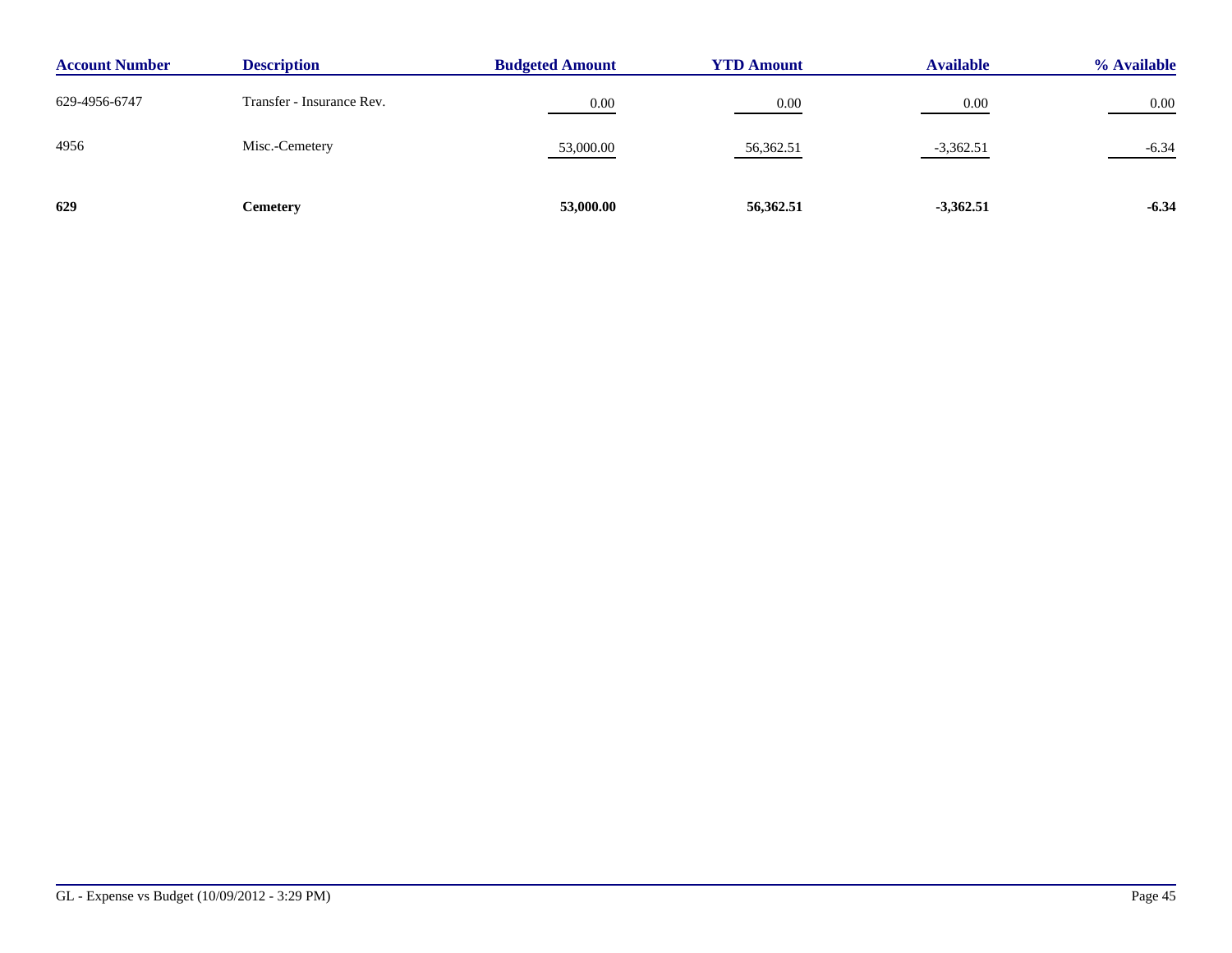| Account Number | Description | Budgeted Amount | YTD Amount | Available | % Available |
|---|---|---|---|---|---|
| 629-4956-6747 | Transfer - Insurance Rev. | 0.00 | 0.00 | 0.00 | 0.00 |
| 4956 | Misc.-Cemetery | 53,000.00 | 56,362.51 | -3,362.51 | -6.34 |
| **629** | **Cemetery** | **53,000.00** | **56,362.51** | **-3,362.51** | **-6.34** |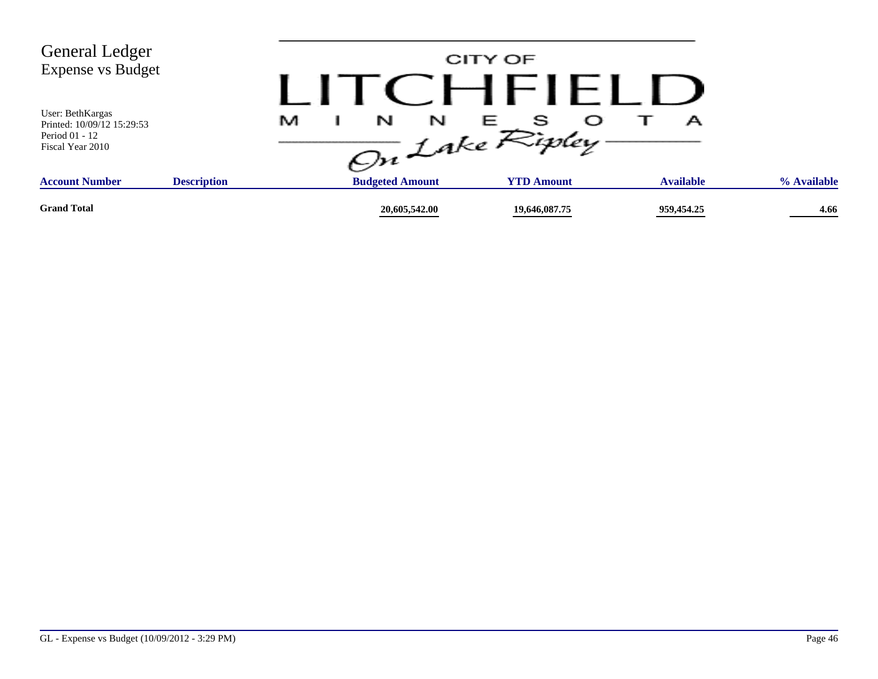# General Ledger
## Expense vs Budget

User: BethKargas
Printed: 10/09/12 15:29:53
Period 01 - 12
Fiscal Year 2010

CITY OF LITCHFIELD MINNESOTA On Lake Ripley

| Account Number | Description | Budgeted Amount | YTD Amount | Available | % Available |
|---|---|---|---|---|---|
| **Grand Total** | | **20,605,542.00** | **19,646,087.75** | **959,454.25** | **4.66** |